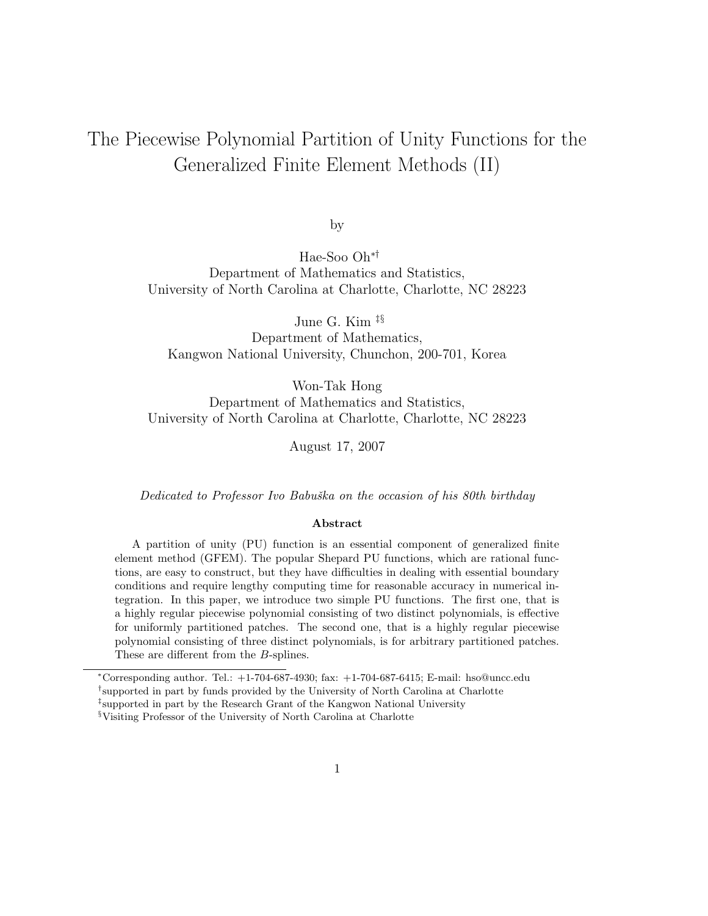# The Piecewise Polynomial Partition of Unity Functions for the Generalized Finite Element Methods (II)

by

Hae-Soo Oh[*†]
Department of Mathematics and Statistics,
University of North Carolina at Charlotte, Charlotte, NC 28223

June G. Kim [‡§]
Department of Mathematics,
Kangwon National University, Chunchon, 200-701, Korea

Won-Tak Hong
Department of Mathematics and Statistics,
University of North Carolina at Charlotte, Charlotte, NC 28223

August 17, 2007

*Dedicated to Professor Ivo Babuška on the occasion of his 80th birthday*

### Abstract

A partition of unity (PU) function is an essential component of generalized finite element method (GFEM). The popular Shepard PU functions, which are rational functions, are easy to construct, but they have difficulties in dealing with essential boundary conditions and require lengthy computing time for reasonable accuracy in numerical integration. In this paper, we introduce two simple PU functions. The first one, that is a highly regular piecewise polynomial consisting of two distinct polynomials, is effective for uniformly partitioned patches. The second one, that is a highly regular piecewise polynomial consisting of three distinct polynomials, is for arbitrary partitioned patches. These are different from the $B$-splines.

---

[*] Corresponding author. Tel.: +1-704-687-4930; fax: +1-704-687-6415; E-mail: hso@uncc.edu

[†] supported in part by funds provided by the University of North Carolina at Charlotte

[‡] supported in part by the Research Grant of the Kangwon National University

[§] Visiting Professor of the University of North Carolina at Charlotte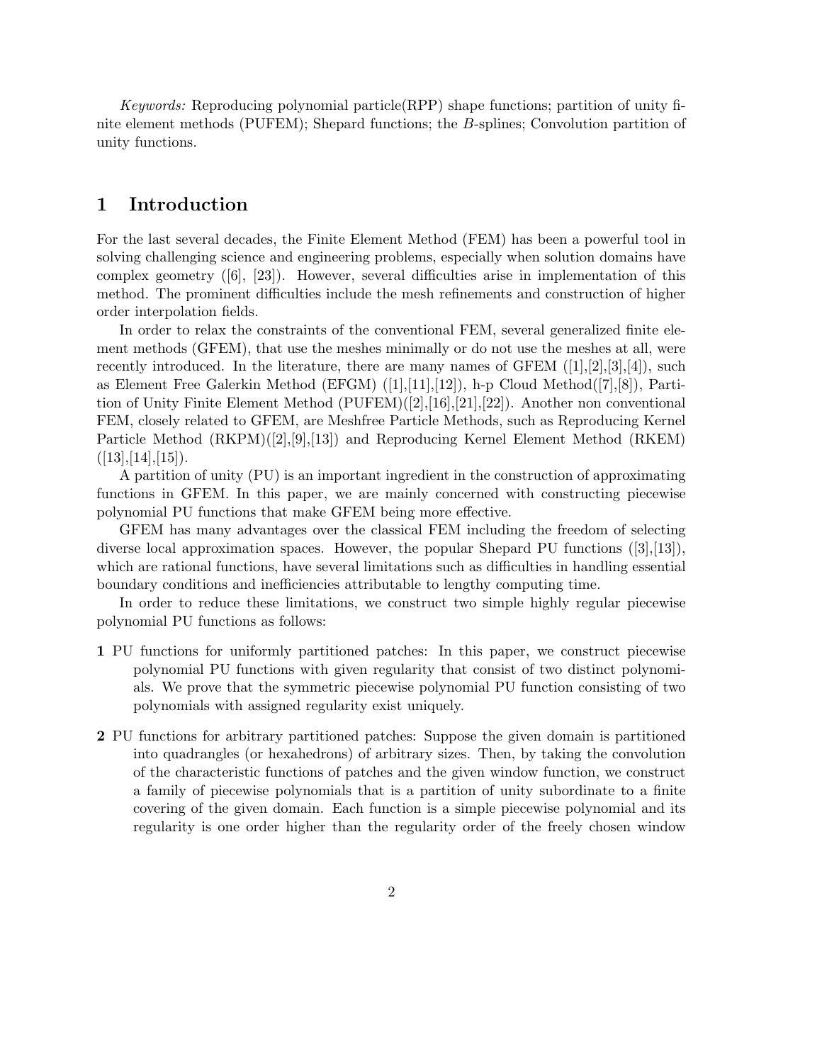*Keywords:* Reproducing polynomial particle(RPP) shape functions; partition of unity finite element methods (PUFEM); Shepard functions; the *B*-splines; Convolution partition of unity functions.

## 1 Introduction

For the last several decades, the Finite Element Method (FEM) has been a powerful tool in solving challenging science and engineering problems, especially when solution domains have complex geometry ([6], [23]). However, several difficulties arise in implementation of this method. The prominent difficulties include the mesh refinements and construction of higher order interpolation fields.

In order to relax the constraints of the conventional FEM, several generalized finite element methods (GFEM), that use the meshes minimally or do not use the meshes at all, were recently introduced. In the literature, there are many names of GFEM ([1],[2],[3],[4]), such as Element Free Galerkin Method (EFGM) ([1],[11],[12]), h-p Cloud Method([7],[8]), Partition of Unity Finite Element Method (PUFEM)([2],[16],[21],[22]). Another non conventional FEM, closely related to GFEM, are Meshfree Particle Methods, such as Reproducing Kernel Particle Method (RKPM)([2],[9],[13]) and Reproducing Kernel Element Method (RKEM) ([13],[14],[15]).

A partition of unity (PU) is an important ingredient in the construction of approximating functions in GFEM. In this paper, we are mainly concerned with constructing piecewise polynomial PU functions that make GFEM being more effective.

GFEM has many advantages over the classical FEM including the freedom of selecting diverse local approximation spaces. However, the popular Shepard PU functions ([3],[13]), which are rational functions, have several limitations such as difficulties in handling essential boundary conditions and inefficiencies attributable to lengthy computing time.

In order to reduce these limitations, we construct two simple highly regular piecewise polynomial PU functions as follows:

**1** PU functions for uniformly partitioned patches: In this paper, we construct piecewise polynomial PU functions with given regularity that consist of two distinct polynomials. We prove that the symmetric piecewise polynomial PU function consisting of two polynomials with assigned regularity exist uniquely.

**2** PU functions for arbitrary partitioned patches: Suppose the given domain is partitioned into quadrangles (or hexahedrons) of arbitrary sizes. Then, by taking the convolution of the characteristic functions of patches and the given window function, we construct a family of piecewise polynomials that is a partition of unity subordinate to a finite covering of the given domain. Each function is a simple piecewise polynomial and its regularity is one order higher than the regularity order of the freely chosen window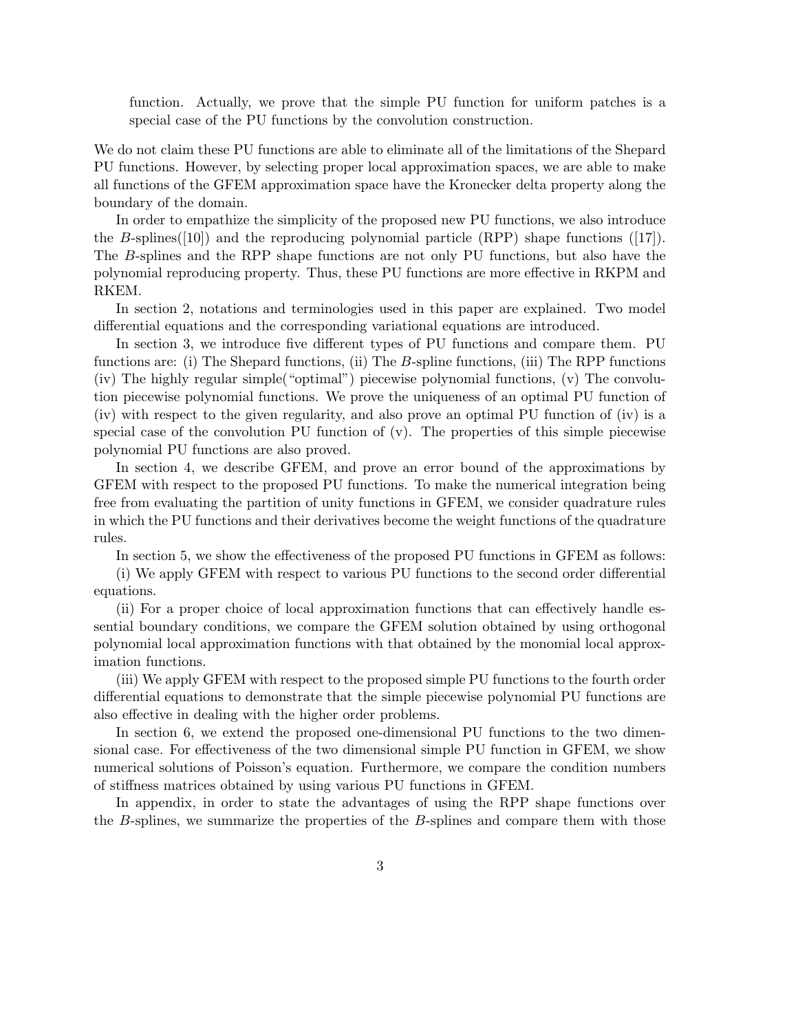function. Actually, we prove that the simple PU function for uniform patches is a special case of the PU functions by the convolution construction.

We do not claim these PU functions are able to eliminate all of the limitations of the Shepard PU functions. However, by selecting proper local approximation spaces, we are able to make all functions of the GFEM approximation space have the Kronecker delta property along the boundary of the domain.

In order to empathize the simplicity of the proposed new PU functions, we also introduce the $B$-splines([10]) and the reproducing polynomial particle (RPP) shape functions ([17]). The $B$-splines and the RPP shape functions are not only PU functions, but also have the polynomial reproducing property. Thus, these PU functions are more effective in RKPM and RKEM.

In section 2, notations and terminologies used in this paper are explained. Two model differential equations and the corresponding variational equations are introduced.

In section 3, we introduce five different types of PU functions and compare them. PU functions are: (i) The Shepard functions, (ii) The $B$-spline functions, (iii) The RPP functions (iv) The highly regular simple("optimal") piecewise polynomial functions, (v) The convolution piecewise polynomial functions. We prove the uniqueness of an optimal PU function of (iv) with respect to the given regularity, and also prove an optimal PU function of (iv) is a special case of the convolution PU function of (v). The properties of this simple piecewise polynomial PU functions are also proved.

In section 4, we describe GFEM, and prove an error bound of the approximations by GFEM with respect to the proposed PU functions. To make the numerical integration being free from evaluating the partition of unity functions in GFEM, we consider quadrature rules in which the PU functions and their derivatives become the weight functions of the quadrature rules.

In section 5, we show the effectiveness of the proposed PU functions in GFEM as follows:

(i) We apply GFEM with respect to various PU functions to the second order differential equations.

(ii) For a proper choice of local approximation functions that can effectively handle essential boundary conditions, we compare the GFEM solution obtained by using orthogonal polynomial local approximation functions with that obtained by the monomial local approximation functions.

(iii) We apply GFEM with respect to the proposed simple PU functions to the fourth order differential equations to demonstrate that the simple piecewise polynomial PU functions are also effective in dealing with the higher order problems.

In section 6, we extend the proposed one-dimensional PU functions to the two dimensional case. For effectiveness of the two dimensional simple PU function in GFEM, we show numerical solutions of Poisson's equation. Furthermore, we compare the condition numbers of stiffness matrices obtained by using various PU functions in GFEM.

In appendix, in order to state the advantages of using the RPP shape functions over the $B$-splines, we summarize the properties of the $B$-splines and compare them with those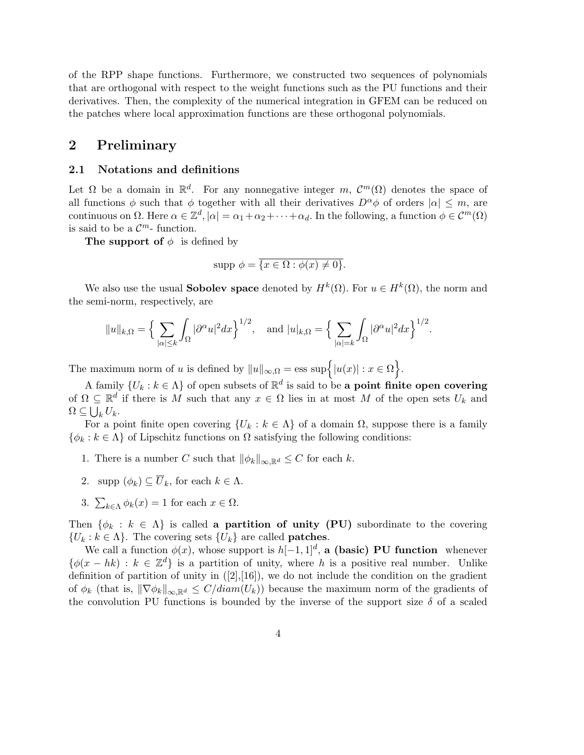of the RPP shape functions. Furthermore, we constructed two sequences of polynomials that are orthogonal with respect to the weight functions such as the PU functions and their derivatives. Then, the complexity of the numerical integration in GFEM can be reduced on the patches where local approximation functions are these orthogonal polynomials.

## 2 Preliminary

### 2.1 Notations and definitions

Let $\Omega$ be a domain in $\mathbb{R}^d$. For any nonnegative integer $m$, $\mathcal{C}^m(\Omega)$ denotes the space of all functions $\phi$ such that $\phi$ together with all their derivatives $D^\alpha\phi$ of orders $|\alpha| \le m$, are continuous on $\Omega$. Here $\alpha \in \mathbb{Z}^d, |\alpha| = \alpha_1+\alpha_2+\cdots+\alpha_d$. In the following, a function $\phi \in \mathcal{C}^m(\Omega)$ is said to be a $\mathcal{C}^m$- function.

**The support of** $\phi$ is defined by

$$\text{supp } \phi = \overline{\{x \in \Omega : \phi(x) \neq 0\}}.$$

We also use the usual **Sobolev space** denoted by $H^k(\Omega)$. For $u \in H^k(\Omega)$, the norm and the semi-norm, respectively, are

$$\|u\|_{k,\Omega} = \Big\{ \sum_{|\alpha|\le k} \int_\Omega |\partial^\alpha u|^2 dx \Big\}^{1/2}, \quad \text{and } |u|_{k,\Omega} = \Big\{ \sum_{|\alpha|= k} \int_\Omega |\partial^\alpha u|^2 dx \Big\}^{1/2}.$$

The maximum norm of $u$ is defined by $\|u\|_{\infty,\Omega} = \text{ess sup}\Big\{ |u(x)| : x \in \Omega \Big\}$.

A family $\{U_k : k \in \Lambda\}$ of open subsets of $\mathbb{R}^d$ is said to be **a point finite open covering** of $\Omega \subseteq \mathbb{R}^d$ if there is $M$ such that any $x \in \Omega$ lies in at most $M$ of the open sets $U_k$ and $\Omega \subseteq \bigcup_k U_k$.

For a point finite open covering $\{U_k : k \in \Lambda\}$ of a domain $\Omega$, suppose there is a family $\{\phi_k : k \in \Lambda\}$ of Lipschitz functions on $\Omega$ satisfying the following conditions:

1. There is a number $C$ such that $\|\phi_k\|_{\infty,\mathbb{R}^d} \le C$ for each $k$.
2. supp $(\phi_k) \subseteq \overline{U}_k$, for each $k \in \Lambda$.
3. $\sum_{k\in\Lambda} \phi_k(x) = 1$ for each $x \in \Omega$.

Then $\{\phi_k : k \in \Lambda\}$ is called **a partition of unity (PU)** subordinate to the covering $\{U_k : k \in \Lambda\}$. The covering sets $\{U_k\}$ are called **patches**.

We call a function $\phi(x)$, whose support is $h[-1,1]^d$, **a (basic) PU function** whenever $\{\phi(x - hk) : k \in \mathbb{Z}^d\}$ is a partition of unity, where $h$ is a positive real number. Unlike definition of partition of unity in ([2],[16]), we do not include the condition on the gradient of $\phi_k$ (that is, $\|\nabla\phi_k\|_{\infty,\mathbb{R}^d} \le C/diam(U_k)$) because the maximum norm of the gradients of the convolution PU functions is bounded by the inverse of the support size $\delta$ of a scaled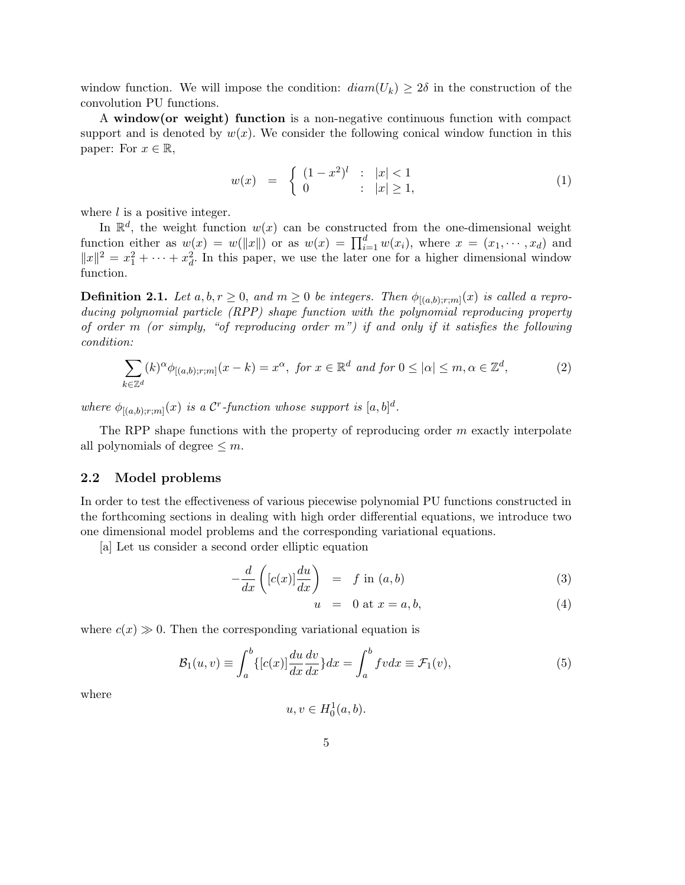window function. We will impose the condition: $diam(U_k) \geq 2\delta$ in the construction of the convolution PU functions.

A **window(or weight) function** is a non-negative continuous function with compact support and is denoted by $w(x)$. We consider the following conical window function in this paper: For $x \in \mathbb{R}$,

$$
w(x) \;=\; \begin{cases} (1-x^2)^l & : \;|x| < 1 \\ 0 & : \;|x| \geq 1, \end{cases} \tag{1}
$$

where $l$ is a positive integer.

In $\mathbb{R}^d$, the weight function $w(x)$ can be constructed from the one-dimensional weight function either as $w(x) = w(\|x\|)$ or as $w(x) = \prod_{i=1}^d w(x_i)$, where $x = (x_1, \cdots, x_d)$ and $\|x\|^2 = x_1^2 + \cdots + x_d^2$. In this paper, we use the later one for a higher dimensional window function.

**Definition 2.1.** *Let $a, b, r \geq 0$, and $m \geq 0$ be integers. Then $\phi_{[(a,b);r;m]}(x)$ is called a reproducing polynomial particle (RPP) shape function with the polynomial reproducing property of order $m$ (or simply, "of reproducing order $m$") if and only if it satisfies the following condition:*

$$
\sum_{k \in \mathbb{Z}^d} (k)^\alpha \phi_{[(a,b);r;m]}(x-k) = x^\alpha, \text{ for } x \in \mathbb{R}^d \text{ and for } 0 \leq |\alpha| \leq m, \alpha \in \mathbb{Z}^d, \tag{2}
$$

*where $\phi_{[(a,b);r;m]}(x)$ is a $\mathcal{C}^r$-function whose support is $[a,b]^d$.*

The RPP shape functions with the property of reproducing order $m$ exactly interpolate all polynomials of degree $\leq m$.

## 2.2 Model problems

In order to test the effectiveness of various piecewise polynomial PU functions constructed in the forthcoming sections in dealing with high order differential equations, we introduce two one dimensional model problems and the corresponding variational equations.

[a] Let us consider a second order elliptic equation

$$
-\frac{d}{dx}\left([c(x)]\frac{du}{dx}\right) \;=\; f \text{ in } (a,b) \tag{3}
$$

$$
u \;=\; 0 \text{ at } x = a, b, \tag{4}
$$

where $c(x) \gg 0$. Then the corresponding variational equation is

$$
\mathcal{B}_1(u,v) \equiv \int_a^b \{[c(x)]\frac{du}{dx}\frac{dv}{dx}\}dx = \int_a^b fv dx \equiv \mathcal{F}_1(v), \tag{5}
$$

where

$$
u, v \in H_0^1(a,b).
$$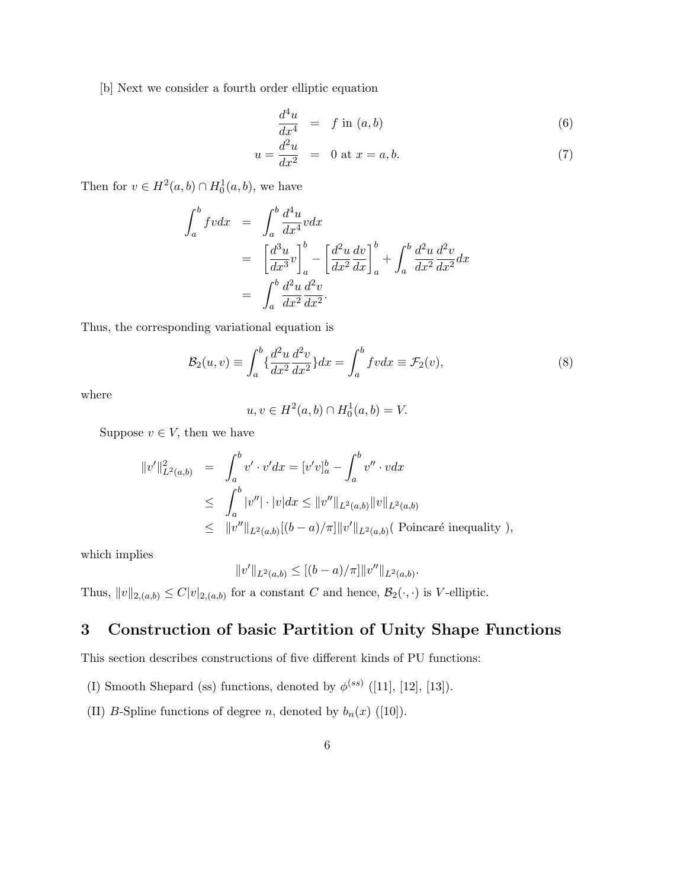[b] Next we consider a fourth order elliptic equation

$$
\begin{aligned}
\frac{d^4u}{dx^4} &= f \text{ in } (a,b) && (6)\\
u = \frac{d^2u}{dx^2} &= 0 \text{ at } x = a, b. && (7)
\end{aligned}
$$

Then for $v \in H^2(a,b) \cap H_0^1(a,b)$, we have

$$
\begin{aligned}
\int_a^b f v dx &= \int_a^b \frac{d^4u}{dx^4} v dx \\
&= \left[\frac{d^3u}{dx^3} v\right]_a^b - \left[\frac{d^2u}{dx^2}\frac{dv}{dx}\right]_a^b + \int_a^b \frac{d^2u}{dx^2}\frac{d^2v}{dx^2} dx \\
&= \int_a^b \frac{d^2u}{dx^2}\frac{d^2v}{dx^2}.
\end{aligned}
$$

Thus, the corresponding variational equation is

$$
\mathcal{B}_2(u,v) \equiv \int_a^b \{\frac{d^2u}{dx^2}\frac{d^2v}{dx^2}\} dx = \int_a^b f v dx \equiv \mathcal{F}_2(v), \tag{8}
$$

where

$$
u, v \in H^2(a,b) \cap H_0^1(a,b) = V.
$$

Suppose $v \in V$, then we have

$$
\begin{aligned}
\|v'\|^2_{L^2(a,b)} &= \int_a^b v' \cdot v' dx = [v'v]_a^b - \int_a^b v'' \cdot v dx \\
&\leq \int_a^b |v''| \cdot |v| dx \leq \|v''\|_{L^2(a,b)} \|v\|_{L^2(a,b)} \\
&\leq \|v''\|_{L^2(a,b)} [(b-a)/\pi] \|v'\|_{L^2(a,b)} (\text{ Poincaré inequality }),
\end{aligned}
$$

which implies

$$
\|v'\|_{L^2(a,b)} \leq [(b-a)/\pi] \|v''\|_{L^2(a,b)}.
$$

Thus, $\|v\|_{2,(a,b)} \leq C|v|_{2,(a,b)}$ for a constant $C$ and hence, $\mathcal{B}_2(\cdot,\cdot)$ is $V$-elliptic.

# 3 Construction of basic Partition of Unity Shape Functions

This section describes constructions of five different kinds of PU functions:

(I) Smooth Shepard (ss) functions, denoted by $\phi^{(ss)}$ ([11], [12], [13]).

(II) $B$-Spline functions of degree $n$, denoted by $b_n(x)$ ([10]).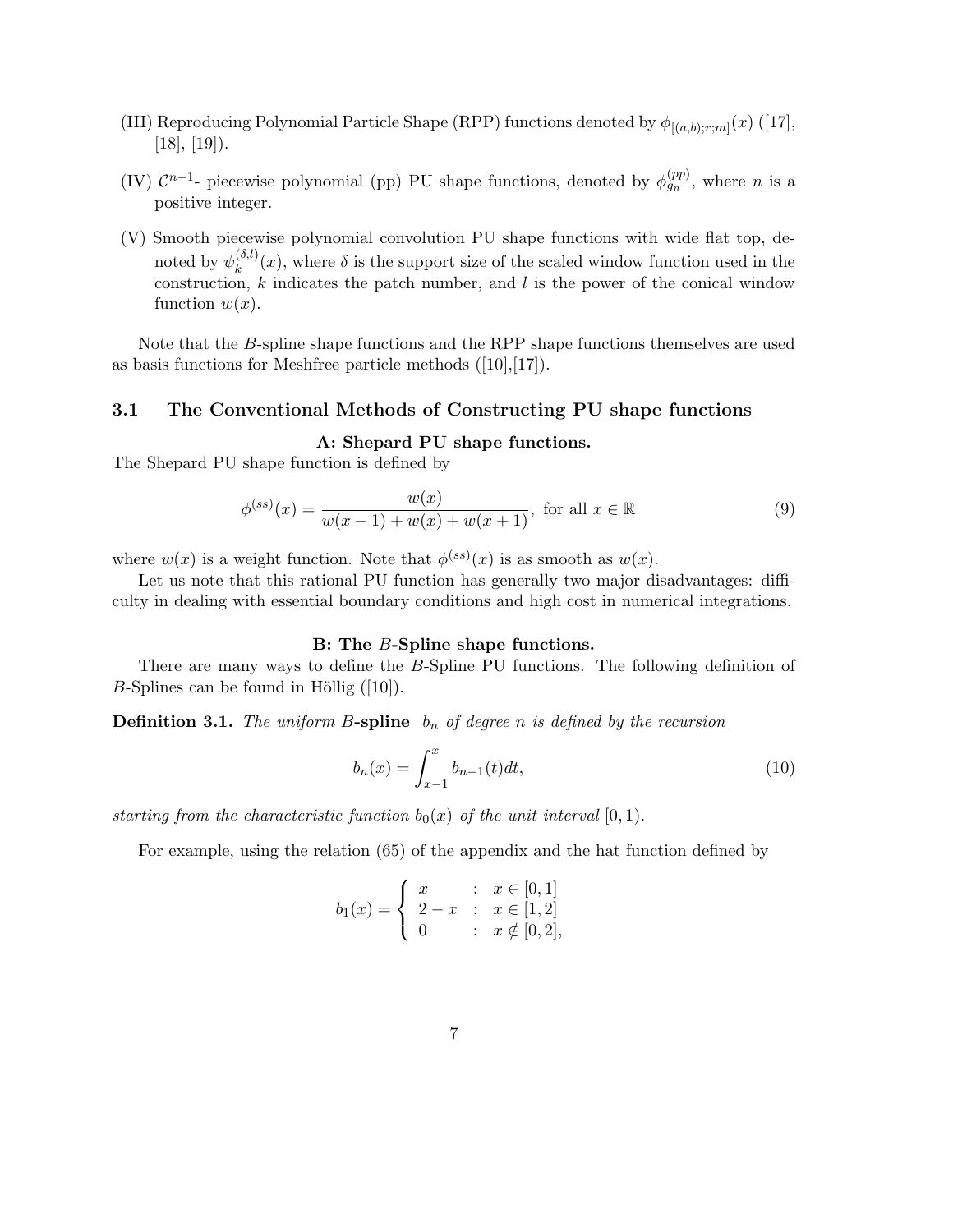(III) Reproducing Polynomial Particle Shape (RPP) functions denoted by $\phi_{[(a,b);r;m]}(x)$ ([17], [18], [19]).

(IV) $\mathcal{C}^{n-1}$- piecewise polynomial (pp) PU shape functions, denoted by $\phi^{(pp)}_{g_n}$, where $n$ is a positive integer.

(V) Smooth piecewise polynomial convolution PU shape functions with wide flat top, denoted by $\psi^{(\delta,l)}_k(x)$, where $\delta$ is the support size of the scaled window function used in the construction, $k$ indicates the patch number, and $l$ is the power of the conical window function $w(x)$.

Note that the $B$-spline shape functions and the RPP shape functions themselves are used as basis functions for Meshfree particle methods ([10],[17]).

### 3.1 The Conventional Methods of Constructing PU shape functions

**A: Shepard PU shape functions.**

The Shepard PU shape function is defined by

$$\phi^{(ss)}(x) = \frac{w(x)}{w(x-1) + w(x) + w(x+1)}, \text{ for all } x \in \mathbb{R} \tag{9}$$

where $w(x)$ is a weight function. Note that $\phi^{(ss)}(x)$ is as smooth as $w(x)$.

Let us note that this rational PU function has generally two major disadvantages: difficulty in dealing with essential boundary conditions and high cost in numerical integrations.

**B: The $B$-Spline shape functions.**

There are many ways to define the $B$-Spline PU functions. The following definition of $B$-Splines can be found in Höllig ([10]).

**Definition 3.1.** *The uniform $B$-**spline** $b_n$ of degree $n$ is defined by the recursion*

$$b_n(x) = \int_{x-1}^{x} b_{n-1}(t)dt, \tag{10}$$

*starting from the characteristic function $b_0(x)$ of the unit interval $[0,1)$.*

For example, using the relation (65) of the appendix and the hat function defined by

$$b_1(x) = \begin{cases} x & : \ x \in [0,1] \\ 2-x & : \ x \in [1,2] \\ 0 & : \ x \notin [0,2], \end{cases}$$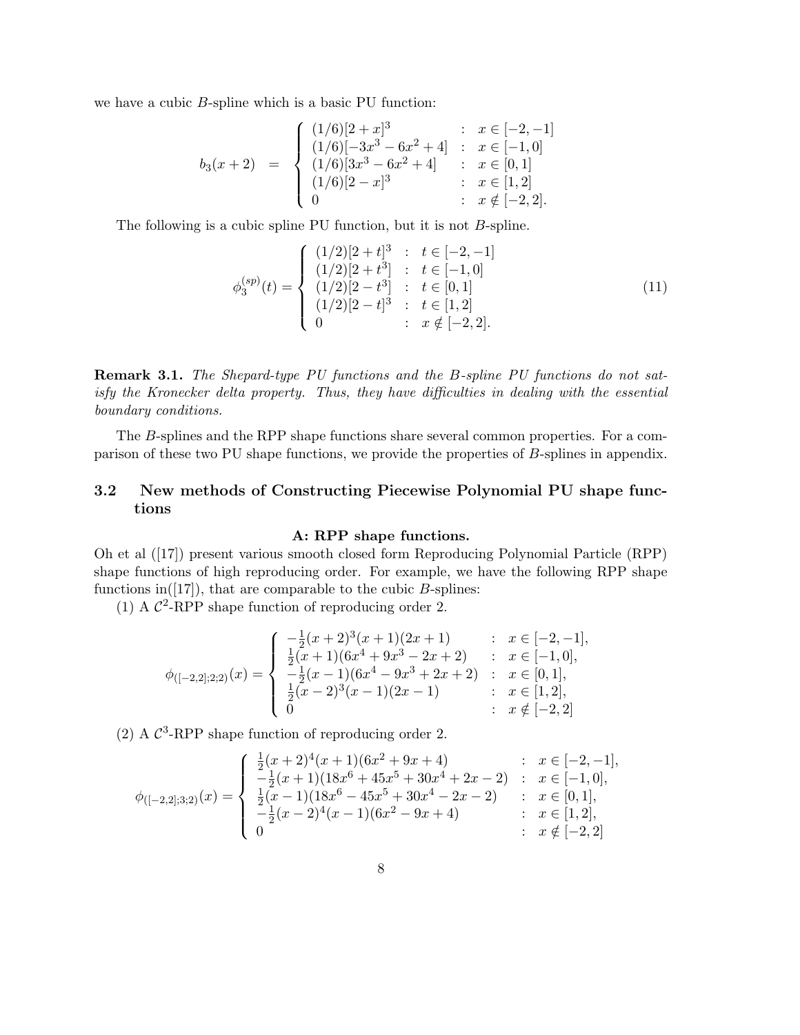we have a cubic $B$-spline which is a basic PU function:

$$
b_3(x+2) = \begin{cases} (1/6)[2+x]^3 & : \ x \in [-2,-1] \\ (1/6)[-3x^3 - 6x^2 + 4] & : \ x \in [-1,0] \\ (1/6)[3x^3 - 6x^2 + 4] & : \ x \in [0,1] \\ (1/6)[2-x]^3 & : \ x \in [1,2] \\ 0 & : \ x \notin [-2,2]. \end{cases}
$$

The following is a cubic spline PU function, but it is not $B$-spline.

$$
\phi_3^{(sp)}(t) = \begin{cases} (1/2)[2+t]^3 & : \ t \in [-2,-1] \\ (1/2)[2+t^3] & : \ t \in [-1,0] \\ (1/2)[2-t^3] & : \ t \in [0,1] \\ (1/2)[2-t]^3 & : \ t \in [1,2] \\ 0 & : \ x \notin [-2,2]. \end{cases} \tag{11}
$$

**Remark 3.1.** *The Shepard-type PU functions and the B-spline PU functions do not satisfy the Kronecker delta property. Thus, they have difficulties in dealing with the essential boundary conditions.*

The $B$-splines and the RPP shape functions share several common properties. For a comparison of these two PU shape functions, we provide the properties of $B$-splines in appendix.

## 3.2 New methods of Constructing Piecewise Polynomial PU shape functions

**A: RPP shape functions.**

Oh et al ([17]) present various smooth closed form Reproducing Polynomial Particle (RPP) shape functions of high reproducing order. For example, we have the following RPP shape functions in([17]), that are comparable to the cubic $B$-splines:

(1) A $\mathcal{C}^2$-RPP shape function of reproducing order 2.

$$
\phi_{([-2,2];2;2)}(x) = \begin{cases} -\frac{1}{2}(x+2)^3(x+1)(2x+1) & : \ x \in [-2,-1], \\ \frac{1}{2}(x+1)(6x^4 + 9x^3 - 2x + 2) & : \ x \in [-1,0], \\ -\frac{1}{2}(x-1)(6x^4 - 9x^3 + 2x + 2) & : \ x \in [0,1], \\ \frac{1}{2}(x-2)^3(x-1)(2x-1) & : \ x \in [1,2], \\ 0 & : \ x \notin [-2,2] \end{cases}
$$

(2) A $\mathcal{C}^3$-RPP shape function of reproducing order 2.

$$
\phi_{([-2,2];3;2)}(x) = \begin{cases} \frac{1}{2}(x+2)^4(x+1)(6x^2 + 9x + 4) & : \ x \in [-2,-1], \\ -\frac{1}{2}(x+1)(18x^6 + 45x^5 + 30x^4 + 2x - 2) & : \ x \in [-1,0], \\ \frac{1}{2}(x-1)(18x^6 - 45x^5 + 30x^4 - 2x - 2) & : \ x \in [0,1], \\ -\frac{1}{2}(x-2)^4(x-1)(6x^2 - 9x + 4) & : \ x \in [1,2], \\ 0 & : \ x \notin [-2,2] \end{cases}
$$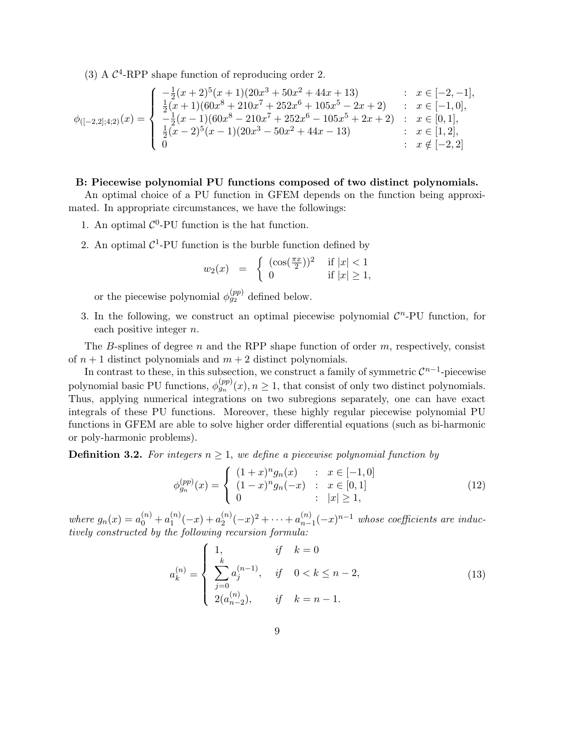(3) A $\mathcal{C}^4$-RPP shape function of reproducing order 2.

$$\phi_{([-2,2];4;2)}(x) = \begin{cases} -\frac{1}{2}(x+2)^5(x+1)(20x^3+50x^2+44x+13) & : \ x \in [-2,-1], \\ \frac{1}{2}(x+1)(60x^8+210x^7+252x^6+105x^5-2x+2) & : \ x \in [-1,0], \\ -\frac{1}{2}(x-1)(60x^8-210x^7+252x^6-105x^5+2x+2) & : \ x \in [0,1], \\ \frac{1}{2}(x-2)^5(x-1)(20x^3-50x^2+44x-13) & : \ x \in [1,2], \\ 0 & : \ x \notin [-2,2] \end{cases}$$

**B: Piecewise polynomial PU functions composed of two distinct polynomials.**

An optimal choice of a PU function in GFEM depends on the function being approximated. In appropriate circumstances, we have the followings:

1. An optimal $\mathcal{C}^0$-PU function is the hat function.
2. An optimal $\mathcal{C}^1$-PU function is the burble function defined by
$$w_2(x) \ = \ \begin{cases} (\cos(\frac{\pi x}{2}))^2 & \text{if } |x| < 1 \\ 0 & \text{if } |x| \geq 1, \end{cases}$$
or the piecewise polynomial $\phi^{(pp)}_{g_2}$ defined below.
3. In the following, we construct an optimal piecewise polynomial $\mathcal{C}^n$-PU function, for each positive integer $n$.

The $B$-splines of degree $n$ and the RPP shape function of order $m$, respectively, consist of $n+1$ distinct polynomials and $m+2$ distinct polynomials.

In contrast to these, in this subsection, we construct a family of symmetric $\mathcal{C}^{n-1}$-piecewise polynomial basic PU functions, $\phi^{(pp)}_{g_n}(x), n \geq 1$, that consist of only two distinct polynomials. Thus, applying numerical integrations on two subregions separately, one can have exact integrals of these PU functions. Moreover, these highly regular piecewise polynomial PU functions in GFEM are able to solve higher order differential equations (such as bi-harmonic or poly-harmonic problems).

**Definition 3.2.** *For integers $n \geq 1$, we define a piecewise polynomial function by*

$$\phi^{(pp)}_{g_n}(x) = \begin{cases} (1+x)^n g_n(x) & : \ x \in [-1,0] \\ (1-x)^n g_n(-x) & : \ x \in [0,1] \\ 0 & : \ |x| \geq 1, \end{cases} \tag{12}$$

*where $g_n(x) = a^{(n)}_0 + a^{(n)}_1(-x) + a^{(n)}_2(-x)^2 + \cdots + a^{(n)}_{n-1}(-x)^{n-1}$ whose coefficients are inductively constructed by the following recursion formula:*

$$a^{(n)}_k = \begin{cases} 1, & \text{if} \quad k = 0 \\ \displaystyle\sum_{j=0}^{k} a^{(n-1)}_j, & \text{if} \quad 0 < k \leq n-2, \\ 2(a^{(n)}_{n-2}), & \text{if} \quad k = n-1. \end{cases} \tag{13}$$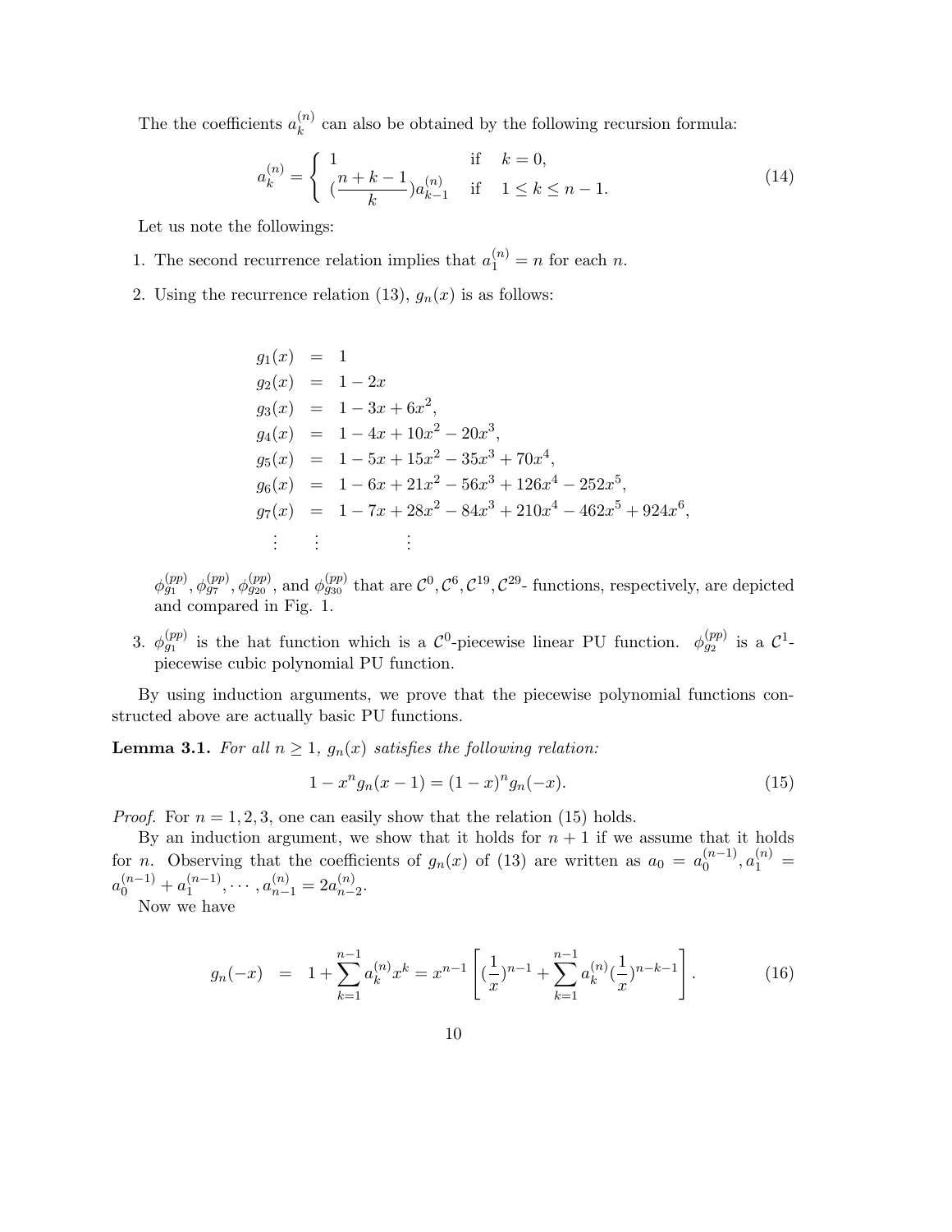The the coefficients $a_k^{(n)}$ can also be obtained by the following recursion formula:

$$a_k^{(n)} = \begin{cases} 1 & \text{if} \quad k = 0, \\ (\dfrac{n+k-1}{k}) a_{k-1}^{(n)} & \text{if} \quad 1 \leq k \leq n-1. \end{cases} \tag{14}$$

Let us note the followings:

1. The second recurrence relation implies that $a_1^{(n)} = n$ for each $n$.
2. Using the recurrence relation (13), $g_n(x)$ is as follows:

$$\begin{aligned}
g_1(x) &= 1 \\
g_2(x) &= 1 - 2x \\
g_3(x) &= 1 - 3x + 6x^2, \\
g_4(x) &= 1 - 4x + 10x^2 - 20x^3, \\
g_5(x) &= 1 - 5x + 15x^2 - 35x^3 + 70x^4, \\
g_6(x) &= 1 - 6x + 21x^2 - 56x^3 + 126x^4 - 252x^5, \\
g_7(x) &= 1 - 7x + 28x^2 - 84x^3 + 210x^4 - 462x^5 + 924x^6, \\
\vdots \quad & \quad \vdots \qquad\qquad \vdots
\end{aligned}$$

   $\phi_{g_1}^{(pp)}, \phi_{g_7}^{(pp)}, \phi_{g_{20}}^{(pp)}$, and $\phi_{g_{30}}^{(pp)}$ that are $\mathcal{C}^0, \mathcal{C}^6, \mathcal{C}^{19}, \mathcal{C}^{29}$- functions, respectively, are depicted and compared in Fig. 1.

3. $\phi_{g_1}^{(pp)}$ is the hat function which is a $\mathcal{C}^0$-piecewise linear PU function. $\phi_{g_2}^{(pp)}$ is a $\mathcal{C}^1$-piecewise cubic polynomial PU function.

By using induction arguments, we prove that the piecewise polynomial functions constructed above are actually basic PU functions.

**Lemma 3.1.** *For all $n \geq 1$, $g_n(x)$ satisfies the following relation:*

$$1 - x^n g_n(x-1) = (1-x)^n g_n(-x). \tag{15}$$

*Proof.* For $n = 1, 2, 3$, one can easily show that the relation (15) holds.

By an induction argument, we show that it holds for $n+1$ if we assume that it holds for $n$. Observing that the coefficients of $g_n(x)$ of (13) are written as $a_0 = a_0^{(n-1)}, a_1^{(n)} = a_0^{(n-1)} + a_1^{(n-1)}, \cdots, a_{n-1}^{(n)} = 2a_{n-2}^{(n)}$.

Now we have

$$g_n(-x) = 1 + \sum_{k=1}^{n-1} a_k^{(n)} x^k = x^{n-1} \left[ (\frac{1}{x})^{n-1} + \sum_{k=1}^{n-1} a_k^{(n)} (\frac{1}{x})^{n-k-1} \right]. \tag{16}$$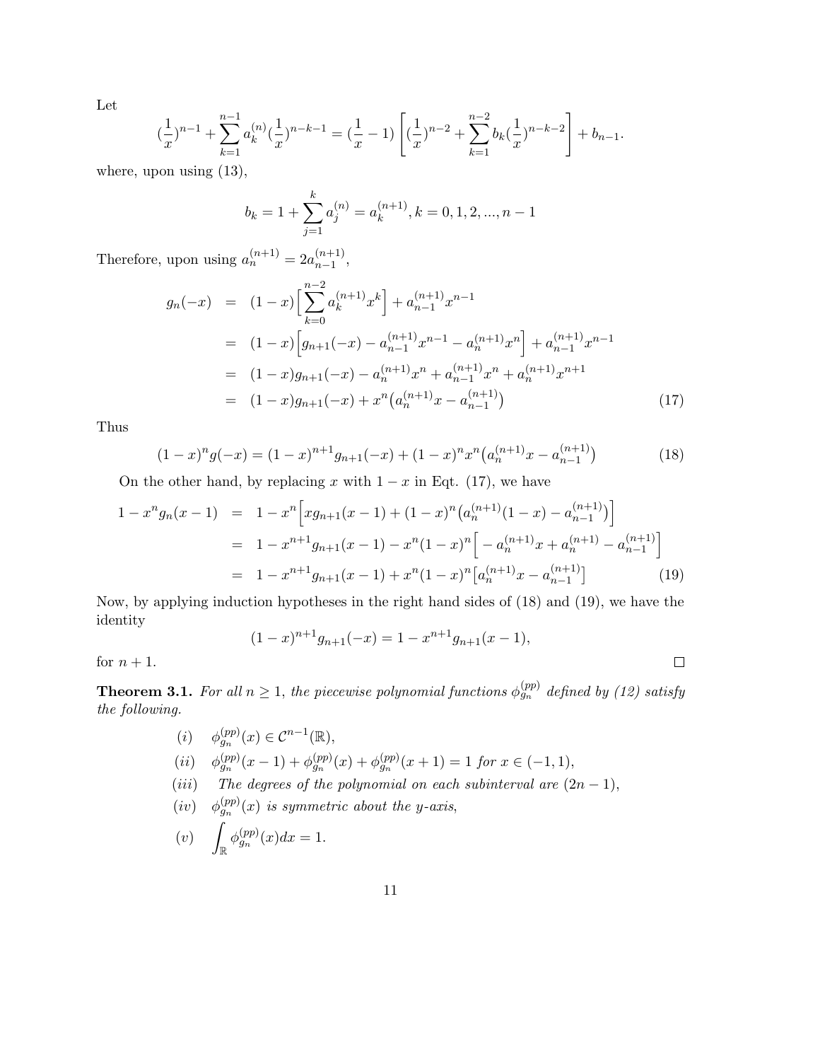Let

$$(\frac{1}{x})^{n-1} + \sum_{k=1}^{n-1} a_k^{(n)} (\frac{1}{x})^{n-k-1} = (\frac{1}{x} - 1)\left[(\frac{1}{x})^{n-2} + \sum_{k=1}^{n-2} b_k (\frac{1}{x})^{n-k-2}\right] + b_{n-1}.$$

where, upon using (13),

$$b_k = 1 + \sum_{j=1}^{k} a_j^{(n)} = a_k^{(n+1)}, k = 0, 1, 2, ..., n-1$$

Therefore, upon using $a_n^{(n+1)} = 2a_{n-1}^{(n+1)}$,

$$\begin{aligned}
g_n(-x) &= (1-x)\Big[\sum_{k=0}^{n-2} a_k^{(n+1)} x^k\Big] + a_{n-1}^{(n+1)} x^{n-1} \\
&= (1-x)\Big[g_{n+1}(-x) - a_{n-1}^{(n+1)} x^{n-1} - a_n^{(n+1)} x^n\Big] + a_{n-1}^{(n+1)} x^{n-1} \\
&= (1-x)g_{n+1}(-x) - a_n^{(n+1)} x^n + a_{n-1}^{(n+1)} x^n + a_n^{(n+1)} x^{n+1} \\
&= (1-x)g_{n+1}(-x) + x^n\big(a_n^{(n+1)} x - a_{n-1}^{(n+1)}\big) \qquad (17)
\end{aligned}$$

Thus

$$(1-x)^n g(-x) = (1-x)^{n+1} g_{n+1}(-x) + (1-x)^n x^n \big(a_n^{(n+1)} x - a_{n-1}^{(n+1)}\big) \qquad (18)$$

On the other hand, by replacing $x$ with $1-x$ in Eqt. (17), we have

$$\begin{aligned}
1 - x^n g_n(x-1) &= 1 - x^n\Big[x g_{n+1}(x-1) + (1-x)^n\big(a_n^{(n+1)}(1-x) - a_{n-1}^{(n+1)}\big)\Big] \\
&= 1 - x^{n+1} g_{n+1}(x-1) - x^n(1-x)^n\Big[-a_n^{(n+1)} x + a_n^{(n+1)} - a_{n-1}^{(n+1)}\Big] \\
&= 1 - x^{n+1} g_{n+1}(x-1) + x^n(1-x)^n\big[a_n^{(n+1)} x - a_{n-1}^{(n+1)}\big] \qquad (19)
\end{aligned}$$

Now, by applying induction hypotheses in the right hand sides of (18) and (19), we have the identity

$$(1-x)^{n+1} g_{n+1}(-x) = 1 - x^{n+1} g_{n+1}(x-1),$$

for $n+1$. □

**Theorem 3.1.** *For all $n \geq 1$, the piecewise polynomial functions $\phi_{g_n}^{(pp)}$ defined by (12) satisfy the following.*

- (i) $\phi_{g_n}^{(pp)}(x) \in \mathcal{C}^{n-1}(\mathbb{R})$,
- (ii) $\phi_{g_n}^{(pp)}(x-1) + \phi_{g_n}^{(pp)}(x) + \phi_{g_n}^{(pp)}(x+1) = 1$ *for* $x \in (-1, 1)$,
- (iii) *The degrees of the polynomial on each subinterval are* $(2n-1)$,
- (iv) $\phi_{g_n}^{(pp)}(x)$ *is symmetric about the y-axis,*
- (v) $\displaystyle\int_{\mathbb{R}} \phi_{g_n}^{(pp)}(x)dx = 1.$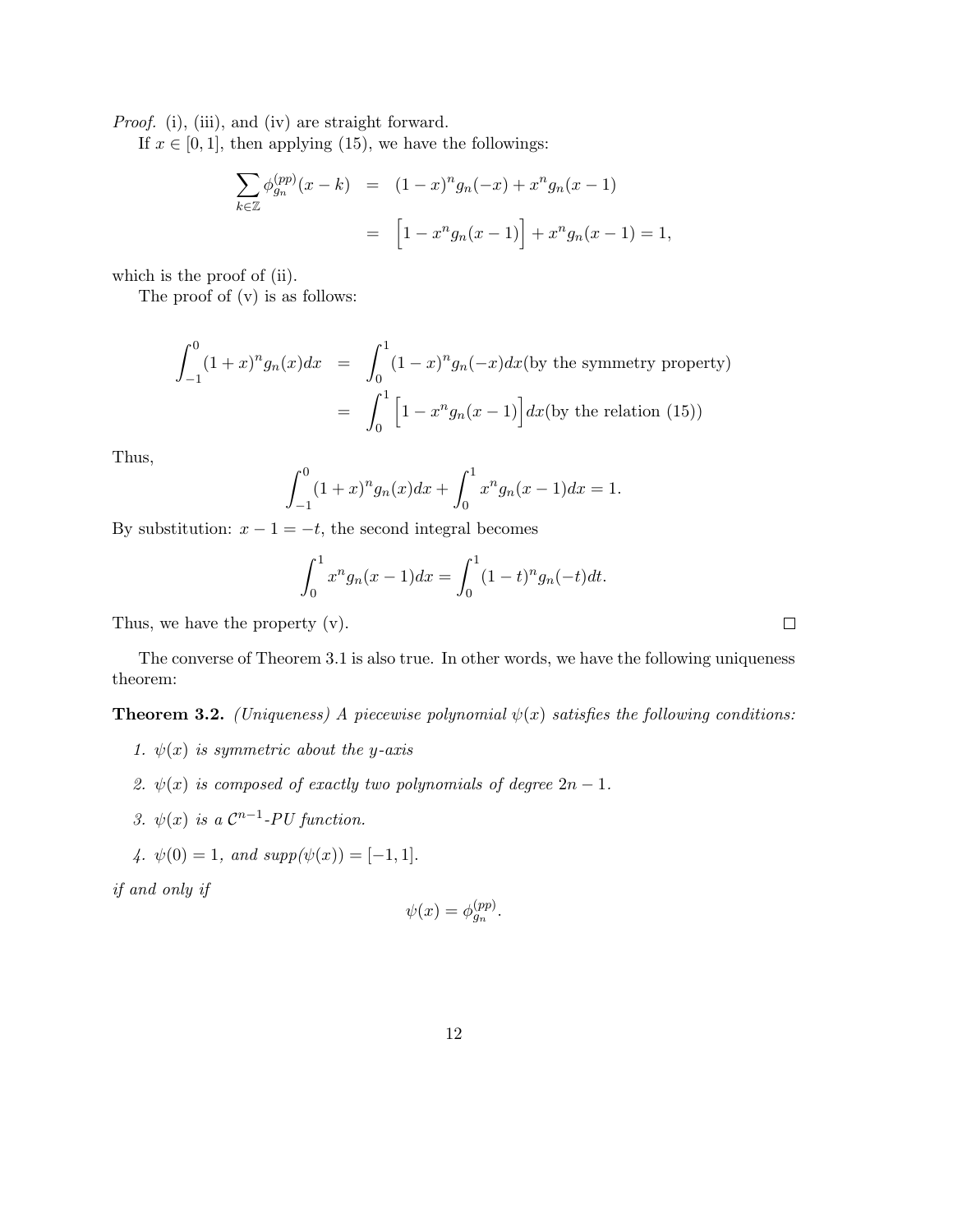*Proof.* (i), (iii), and (iv) are straight forward.

If $x \in [0,1]$, then applying (15), we have the followings:

$$
\begin{aligned}
\sum_{k\in\mathbb{Z}} \phi^{(pp)}_{g_n}(x-k) &= (1-x)^n g_n(-x) + x^n g_n(x-1) \\
&= \Big[1 - x^n g_n(x-1)\Big] + x^n g_n(x-1) = 1,
\end{aligned}
$$

which is the proof of (ii).

The proof of (v) is as follows:

$$
\begin{aligned}
\int_{-1}^{0} (1+x)^n g_n(x)dx &= \int_0^1 (1-x)^n g_n(-x)dx (\text{by the symmetry property}) \\
&= \int_0^1 \Big[1 - x^n g_n(x-1)\Big] dx (\text{by the relation (15)})
\end{aligned}
$$

Thus,

$$
\int_{-1}^{0} (1+x)^n g_n(x)dx + \int_0^1 x^n g_n(x-1)dx = 1.
$$

By substitution: $x - 1 = -t$, the second integral becomes

$$
\int_0^1 x^n g_n(x-1)dx = \int_0^1 (1-t)^n g_n(-t)dt.
$$

Thus, we have the property (v). □

The converse of Theorem 3.1 is also true. In other words, we have the following uniqueness theorem:

**Theorem 3.2.** *(Uniqueness) A piecewise polynomial $\psi(x)$ satisfies the following conditions:*

1. *$\psi(x)$ is symmetric about the y-axis*
2. *$\psi(x)$ is composed of exactly two polynomials of degree $2n-1$.*
3. *$\psi(x)$ is a $\mathcal{C}^{n-1}$-PU function.*
4. *$\psi(0) = 1$, and $supp(\psi(x)) = [-1,1]$.*

*if and only if*

$$
\psi(x) = \phi^{(pp)}_{g_n}.
$$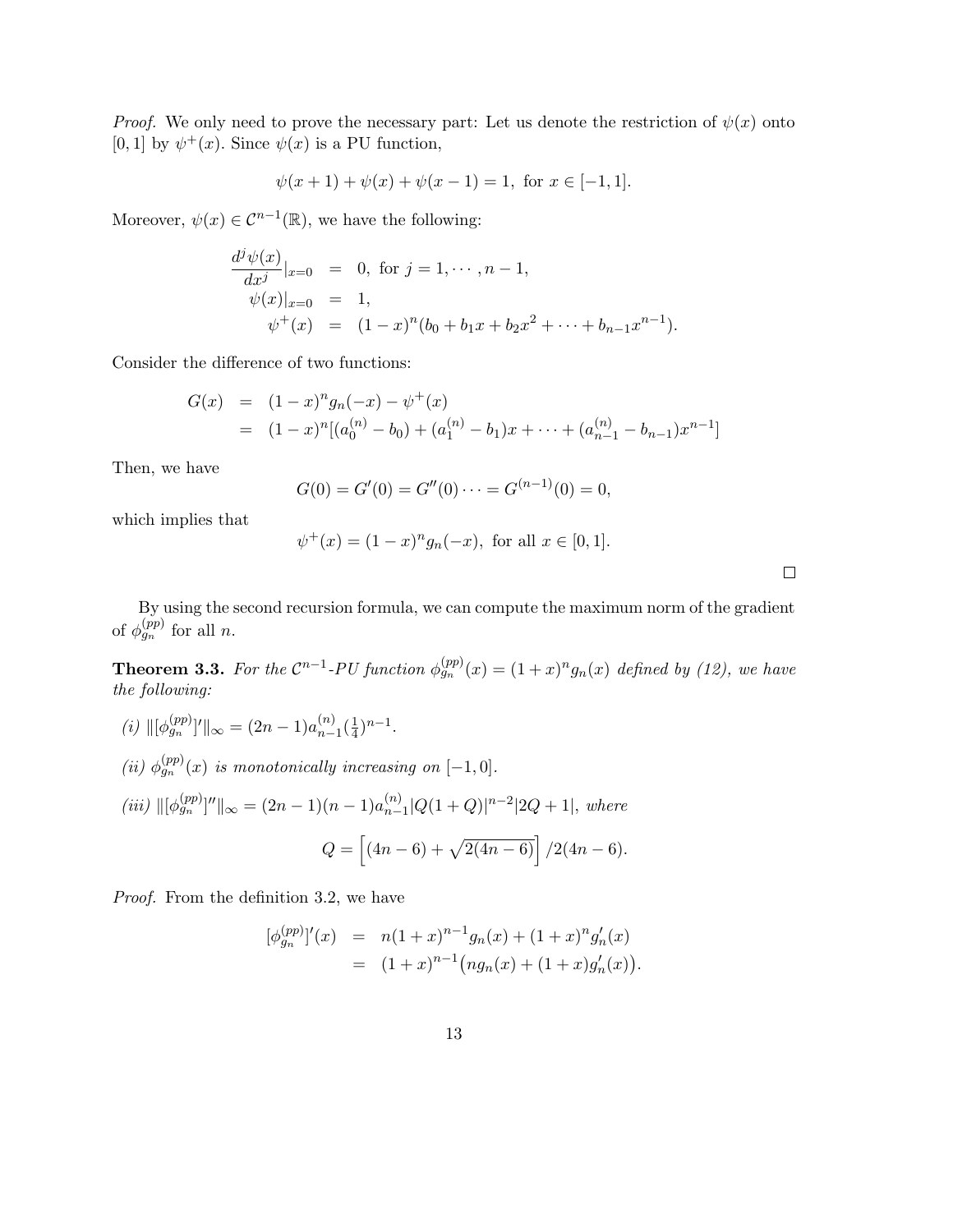*Proof.* We only need to prove the necessary part: Let us denote the restriction of $\psi(x)$ onto $[0,1]$ by $\psi^+(x)$. Since $\psi(x)$ is a PU function,

$$\psi(x+1) + \psi(x) + \psi(x-1) = 1, \text{ for } x \in [-1,1].$$

Moreover, $\psi(x) \in \mathcal{C}^{n-1}(\mathbb{R})$, we have the following:

$$\begin{aligned}
\frac{d^j\psi(x)}{dx^j}|_{x=0} &= 0, \text{ for } j = 1, \cdots, n-1, \\
\psi(x)|_{x=0} &= 1, \\
\psi^+(x) &= (1-x)^n(b_0 + b_1x + b_2x^2 + \cdots + b_{n-1}x^{n-1}).
\end{aligned}$$

Consider the difference of two functions:

$$\begin{aligned}
G(x) &= (1-x)^n g_n(-x) - \psi^+(x) \\
&= (1-x)^n[(a_0^{(n)} - b_0) + (a_1^{(n)} - b_1)x + \cdots + (a_{n-1}^{(n)} - b_{n-1})x^{n-1}]
\end{aligned}$$

Then, we have

$$G(0) = G'(0) = G''(0) \cdots = G^{(n-1)}(0) = 0,$$

which implies that

$$\psi^+(x) = (1-x)^n g_n(-x), \text{ for all } x \in [0,1].$$

□

By using the second recursion formula, we can compute the maximum norm of the gradient of $\phi_{g_n}^{(pp)}$ for all $n$.

**Theorem 3.3.** *For the $\mathcal{C}^{n-1}$-PU function $\phi_{g_n}^{(pp)}(x) = (1+x)^n g_n(x)$ defined by (12), we have the following:*

*(i)* $\|[\phi_{g_n}^{(pp)}]'\|_\infty = (2n-1)a_{n-1}^{(n)}(\frac{1}{4})^{n-1}$.

*(ii)* $\phi_{g_n}^{(pp)}(x)$ *is monotonically increasing on* $[-1,0]$.

*(iii)* $\|[\phi_{g_n}^{(pp)}]''\|_\infty = (2n-1)(n-1)a_{n-1}^{(n)}|Q(1+Q)|^{n-2}|2Q+1|$, *where*

$$Q = \left[(4n-6) + \sqrt{2(4n-6)}\right]/2(4n-6).$$

*Proof.* From the definition 3.2, we have

$$\begin{aligned}
[\phi_{g_n}^{(pp)}]'(x) &= n(1+x)^{n-1}g_n(x) + (1+x)^n g_n'(x) \\
&= (1+x)^{n-1}\big(ng_n(x) + (1+x)g_n'(x)\big).
\end{aligned}$$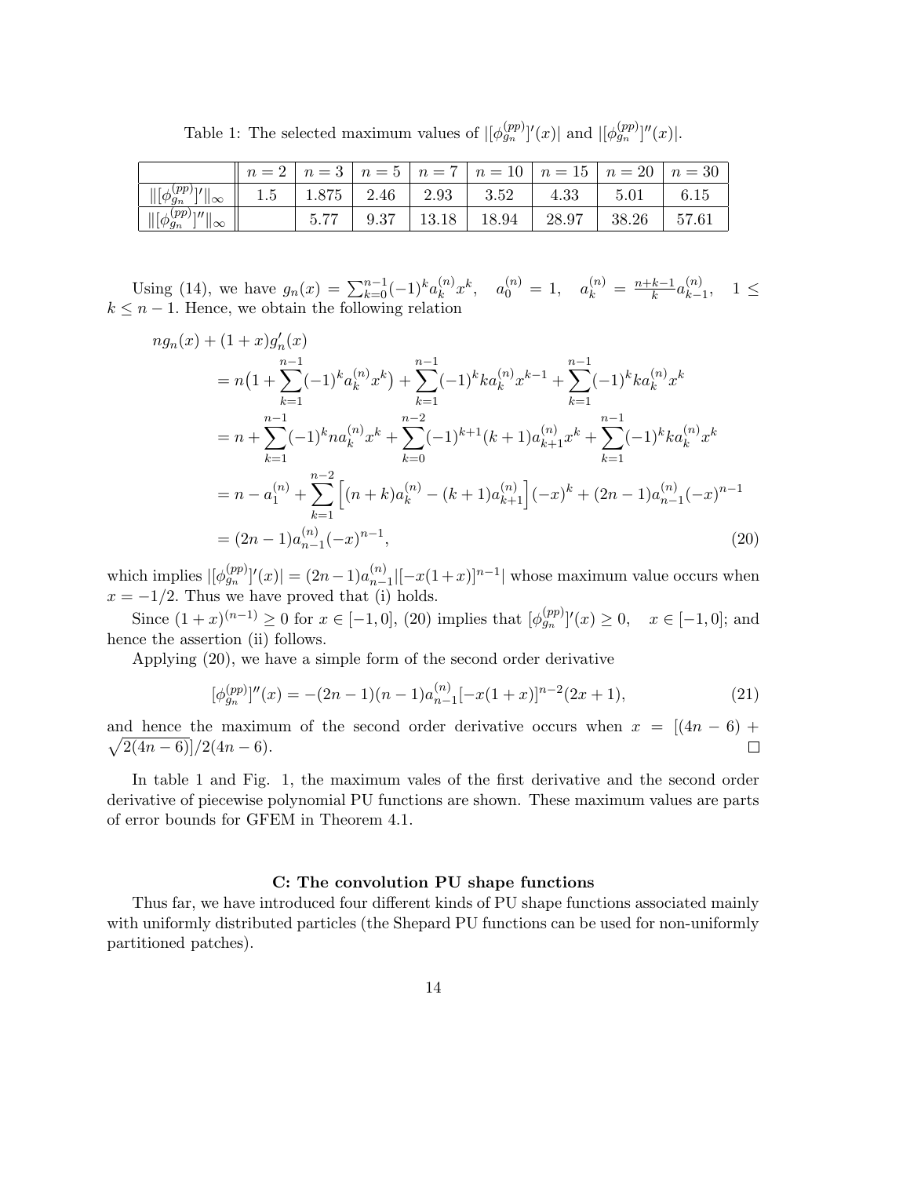Table 1: The selected maximum values of $|[\phi_{g_n}^{(pp)}]'(x)|$ and $|[\phi_{g_n}^{(pp)}]''(x)|$.

| | $n=2$ | $n=3$ | $n=5$ | $n=7$ | $n=10$ | $n=15$ | $n=20$ | $n=30$ |
|---|---|---|---|---|---|---|---|---|
| $\|[\phi_{g_n}^{(pp)}]'\|_\infty$ | 1.5 | 1.875 | 2.46 | 2.93 | 3.52 | 4.33 | 5.01 | 6.15 |
| $\|[\phi_{g_n}^{(pp)}]''\|_\infty$ | | 5.77 | 9.37 | 13.18 | 18.94 | 28.97 | 38.26 | 57.61 |

Using (14), we have $g_n(x) = \sum_{k=0}^{n-1}(-1)^k a_k^{(n)} x^k$, $\quad a_0^{(n)} = 1, \quad a_k^{(n)} = \frac{n+k-1}{k} a_{k-1}^{(n)}, \quad 1 \leq k \leq n-1$. Hence, we obtain the following relation

$$
\begin{aligned}
&n g_n(x) + (1+x) g_n'(x) \\
&= n\big(1 + \sum_{k=1}^{n-1}(-1)^k a_k^{(n)} x^k\big) + \sum_{k=1}^{n-1}(-1)^k k a_k^{(n)} x^{k-1} + \sum_{k=1}^{n-1}(-1)^k k a_k^{(n)} x^k \\
&= n + \sum_{k=1}^{n-1}(-1)^k n a_k^{(n)} x^k + \sum_{k=0}^{n-2}(-1)^{k+1}(k+1) a_{k+1}^{(n)} x^k + \sum_{k=1}^{n-1}(-1)^k k a_k^{(n)} x^k \\
&= n - a_1^{(n)} + \sum_{k=1}^{n-2}\Big[(n+k) a_k^{(n)} - (k+1) a_{k+1}^{(n)}\Big](-x)^k + (2n-1) a_{n-1}^{(n)} (-x)^{n-1} \\
&= (2n-1) a_{n-1}^{(n)} (-x)^{n-1}, \qquad (20)
\end{aligned}
$$

which implies $|[\phi_{g_n}^{(pp)}]'(x)| = (2n-1) a_{n-1}^{(n)} |[-x(1+x)]^{n-1}|$ whose maximum value occurs when $x = -1/2$. Thus we have proved that (i) holds.

Since $(1+x)^{(n-1)} \geq 0$ for $x \in [-1, 0]$, (20) implies that $[\phi_{g_n}^{(pp)}]'(x) \geq 0, \quad x \in [-1, 0]$; and hence the assertion (ii) follows.

Applying (20), we have a simple form of the second order derivative

$$
[\phi_{g_n}^{(pp)}]''(x) = -(2n-1)(n-1) a_{n-1}^{(n)} [-x(1+x)]^{n-2} (2x+1), \qquad (21)
$$

and hence the maximum of the second order derivative occurs when $x = [(4n-6) + \sqrt{2(4n-6)}]/2(4n-6)$. □

In table 1 and Fig. 1, the maximum vales of the first derivative and the second order derivative of piecewise polynomial PU functions are shown. These maximum values are parts of error bounds for GFEM in Theorem 4.1.

### C: The convolution PU shape functions

Thus far, we have introduced four different kinds of PU shape functions associated mainly with uniformly distributed particles (the Shepard PU functions can be used for non-uniformly partitioned patches).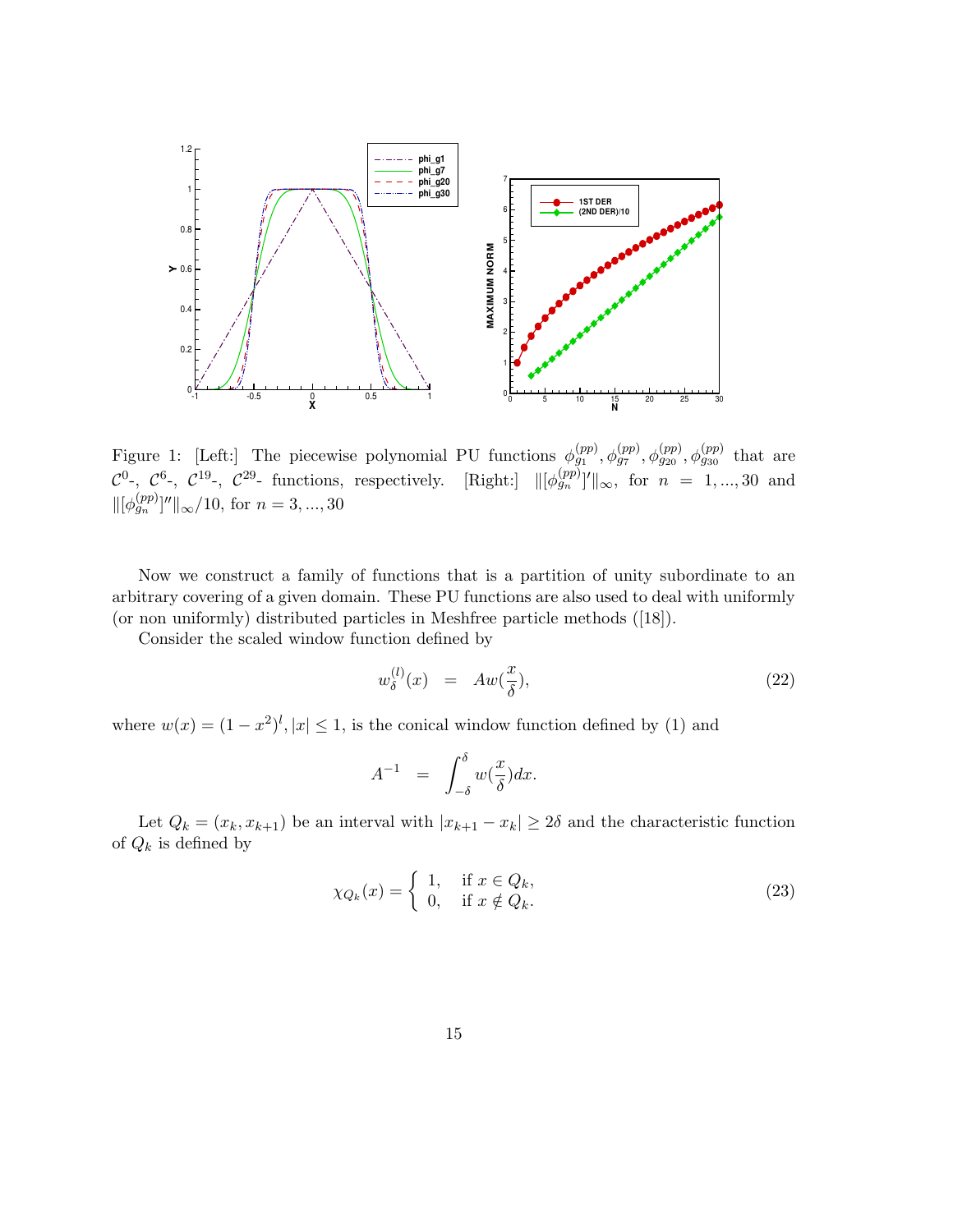phi_g1
phi_g7
phi_g20
phi_g30

Y

X

1.2
1
0.8
0.6
0.4
0.2
0
-1
-0.5
0
0.5
1

1ST DER
(2ND DER)/10

MAXIMUM NORM

N

7
6
5
4
3
2
1
0
0
5
10
15
20
25
30

Figure 1: [Left:] The piecewise polynomial PU functions $\phi_{g1}^{(pp)}, \phi_{g7}^{(pp)}, \phi_{g20}^{(pp)}, \phi_{g30}^{(pp)}$ that are $\mathcal{C}^0$-, $\mathcal{C}^6$-, $\mathcal{C}^{19}$-, $\mathcal{C}^{29}$- functions, respectively. [Right:] $\|[\phi_{g_n}^{(pp)}]'\|_\infty$, for $n = 1, ..., 30$ and $\|[\phi_{g_n}^{(pp)}]''\|_\infty/10$, for $n = 3, ..., 30$

Now we construct a family of functions that is a partition of unity subordinate to an arbitrary covering of a given domain. These PU functions are also used to deal with uniformly (or non uniformly) distributed particles in Meshfree particle methods ([18]).

Consider the scaled window function defined by

$$w_\delta^{(l)}(x) \;\; = \;\; Aw(\frac{x}{\delta}), \tag{22}$$

where $w(x) = (1 - x^2)^l, |x| \leq 1$, is the conical window function defined by (1) and

$$A^{-1} \;\; = \;\; \int_{-\delta}^{\delta} w(\frac{x}{\delta})dx.$$

Let $Q_k = (x_k, x_{k+1})$ be an interval with $|x_{k+1} - x_k| \geq 2\delta$ and the characteristic function of $Q_k$ is defined by

$$\chi_{Q_k}(x) = \begin{cases} 1, & \text{if } x \in Q_k, \\ 0, & \text{if } x \notin Q_k. \end{cases} \tag{23}$$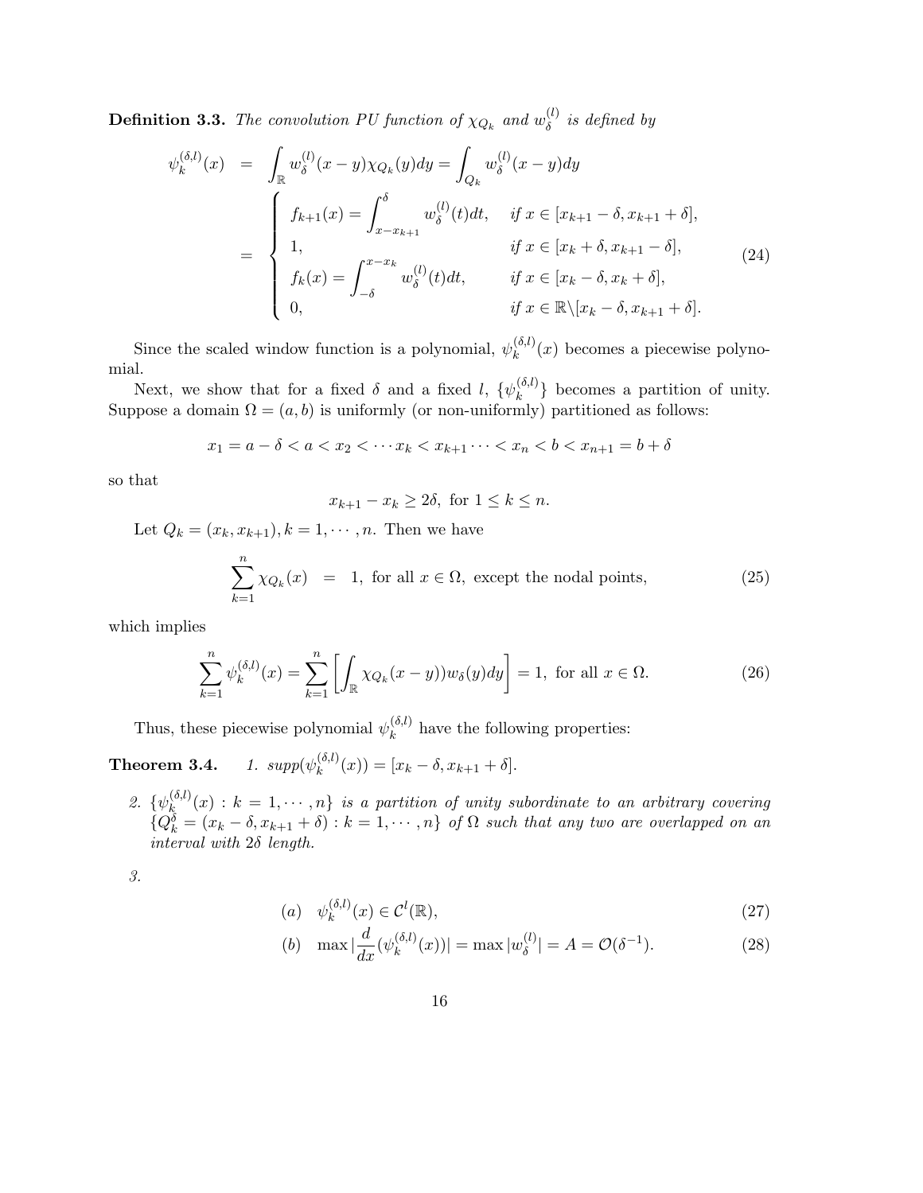**Definition 3.3.** *The convolution PU function of $\chi_{Q_k}$ and $w_\delta^{(l)}$ is defined by*

$$
\begin{aligned}
\psi_k^{(\delta,l)}(x) &= \int_{\mathbb{R}} w_\delta^{(l)}(x-y)\chi_{Q_k}(y)dy = \int_{Q_k} w_\delta^{(l)}(x-y)dy \\
&= \begin{cases} f_{k+1}(x) = \displaystyle\int_{x-x_{k+1}}^{\delta} w_\delta^{(l)}(t)dt, & \text{if } x \in [x_{k+1}-\delta, x_{k+1}+\delta], \\ 1, & \text{if } x \in [x_k+\delta, x_{k+1}-\delta], \\ f_k(x) = \displaystyle\int_{-\delta}^{x-x_k} w_\delta^{(l)}(t)dt, & \text{if } x \in [x_k-\delta, x_k+\delta], \\ 0, & \text{if } x \in \mathbb{R}\backslash[x_k-\delta, x_{k+1}+\delta]. \end{cases}
\end{aligned}
\tag{24}
$$

Since the scaled window function is a polynomial, $\psi_k^{(\delta,l)}(x)$ becomes a piecewise polynomial.

Next, we show that for a fixed $\delta$ and a fixed $l$, $\{\psi_k^{(\delta,l)}\}$ becomes a partition of unity. Suppose a domain $\Omega = (a,b)$ is uniformly (or non-uniformly) partitioned as follows:

$$
x_1 = a - \delta < a < x_2 < \cdots x_k < x_{k+1} \cdots < x_n < b < x_{n+1} = b + \delta
$$

so that

$$
x_{k+1} - x_k \geq 2\delta, \text{ for } 1 \leq k \leq n.
$$

Let $Q_k = (x_k, x_{k+1}), k = 1, \cdots, n$. Then we have

$$
\sum_{k=1}^{n} \chi_{Q_k}(x) \;\; = \;\; 1, \text{ for all } x \in \Omega, \text{ except the nodal points,} \tag{25}
$$

which implies

$$
\sum_{k=1}^{n} \psi_k^{(\delta,l)}(x) = \sum_{k=1}^{n} \left[ \int_{\mathbb{R}} \chi_{Q_k}(x-y))w_\delta(y)dy \right] = 1, \text{ for all } x \in \Omega. \tag{26}
$$

Thus, these piecewise polynomial $\psi_k^{(\delta,l)}$ have the following properties:

**Theorem 3.4.** *1. $supp(\psi_k^{(\delta,l)}(x)) = [x_k - \delta, x_{k+1} + \delta]$.*

*2. $\{\psi_k^{(\delta,l)}(x) : k = 1, \cdots, n\}$ is a partition of unity subordinate to an arbitrary covering $\{Q_k^\delta = (x_k - \delta, x_{k+1} + \delta) : k = 1, \cdots, n\}$ of $\Omega$ such that any two are overlapped on an interval with $2\delta$ length.*

*3.*

$$
(a) \quad \psi_k^{(\delta,l)}(x) \in \mathcal{C}^l(\mathbb{R}), \tag{27}
$$

$$
(b) \quad \max |\frac{d}{dx}(\psi_k^{(\delta,l)}(x))| = \max |w_\delta^{(l)}| = A = \mathcal{O}(\delta^{-1}). \tag{28}
$$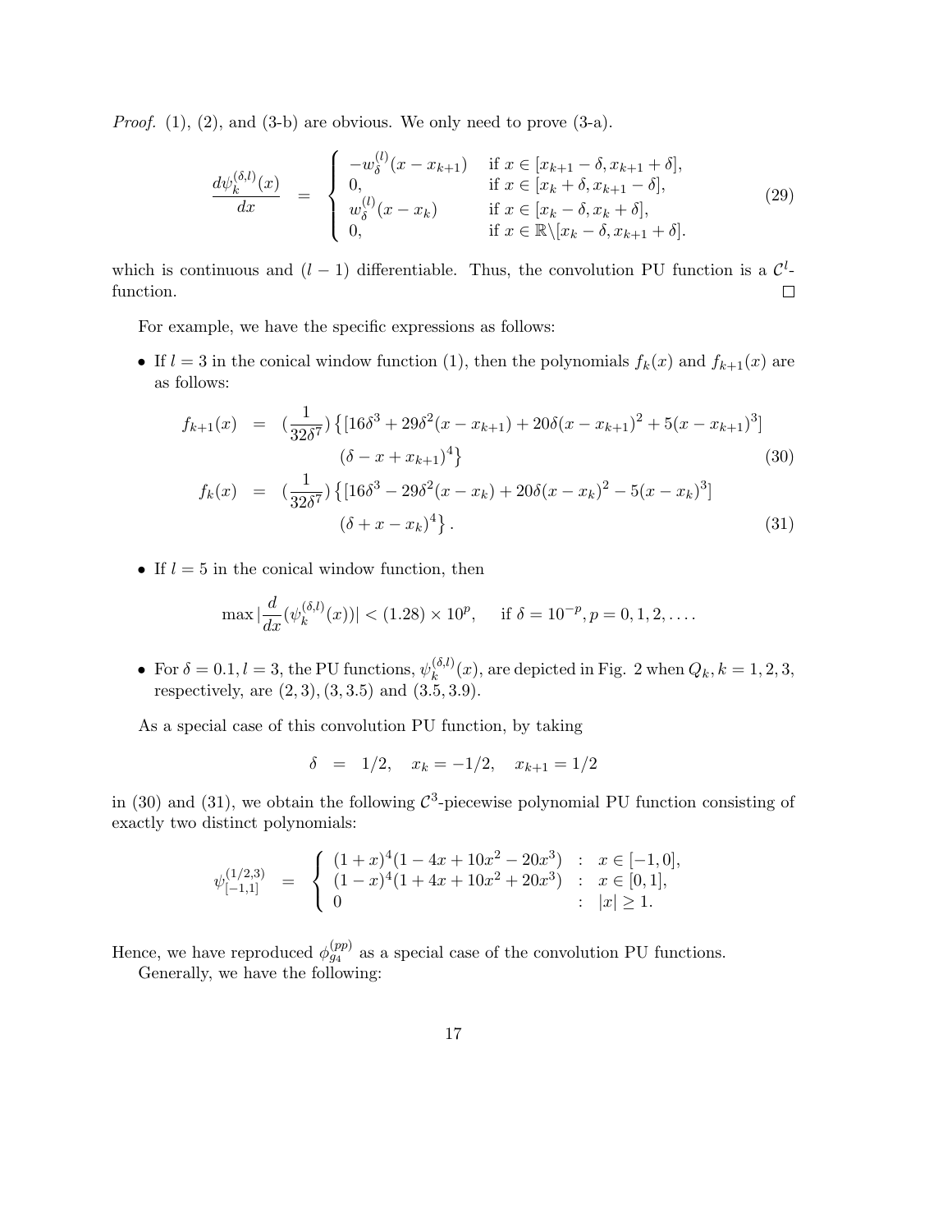*Proof.* (1), (2), and (3-b) are obvious. We only need to prove (3-a).

$$
\frac{d\psi_k^{(\delta,l)}(x)}{dx} = \begin{cases} -w_\delta^{(l)}(x - x_{k+1}) & \text{if } x \in [x_{k+1} - \delta, x_{k+1} + \delta], \\ 0, & \text{if } x \in [x_k + \delta, x_{k+1} - \delta], \\ w_\delta^{(l)}(x - x_k) & \text{if } x \in [x_k - \delta, x_k + \delta], \\ 0, & \text{if } x \in \mathbb{R}\backslash[x_k - \delta, x_{k+1} + \delta]. \end{cases} \tag{29}
$$

which is continuous and $(l-1)$ differentiable. Thus, the convolution PU function is a $\mathcal{C}^l$-function. □

For example, we have the specific expressions as follows:

- If $l = 3$ in the conical window function (1), then the polynomials $f_k(x)$ and $f_{k+1}(x)$ are as follows:

$$
\begin{aligned}
f_{k+1}(x) &= \left(\frac{1}{32\delta^7}\right)\left\{[16\delta^3 + 29\delta^2(x - x_{k+1}) + 20\delta(x - x_{k+1})^2 + 5(x - x_{k+1})^3]\right. \\
&\quad \left.(\delta - x + x_{k+1})^4\right\} \qquad (30) \\
f_k(x) &= \left(\frac{1}{32\delta^7}\right)\left\{[16\delta^3 - 29\delta^2(x - x_k) + 20\delta(x - x_k)^2 - 5(x - x_k)^3]\right. \\
&\quad \left.(\delta + x - x_k)^4\right\}. \qquad (31)
\end{aligned}
$$

- If $l = 5$ in the conical window function, then

$$
\max\left|\frac{d}{dx}(\psi_k^{(\delta,l)}(x))\right| < (1.28) \times 10^p, \quad \text{if } \delta = 10^{-p}, p = 0, 1, 2, \ldots.
$$

- For $\delta = 0.1, l = 3$, the PU functions, $\psi_k^{(\delta,l)}(x)$, are depicted in Fig. 2 when $Q_k, k = 1, 2, 3$, respectively, are $(2, 3), (3, 3.5)$ and $(3.5, 3.9)$.

As a special case of this convolution PU function, by taking

$$
\delta = 1/2, \quad x_k = -1/2, \quad x_{k+1} = 1/2
$$

in (30) and (31), we obtain the following $\mathcal{C}^3$-piecewise polynomial PU function consisting of exactly two distinct polynomials:

$$
\psi_{[-1,1]}^{(1/2,3)} = \begin{cases} (1+x)^4(1 - 4x + 10x^2 - 20x^3) & : \ x \in [-1, 0], \\ (1-x)^4(1 + 4x + 10x^2 + 20x^3) & : \ x \in [0, 1], \\ 0 & : \ |x| \geq 1. \end{cases}
$$

Hence, we have reproduced $\phi_{g4}^{(pp)}$ as a special case of the convolution PU functions.

Generally, we have the following: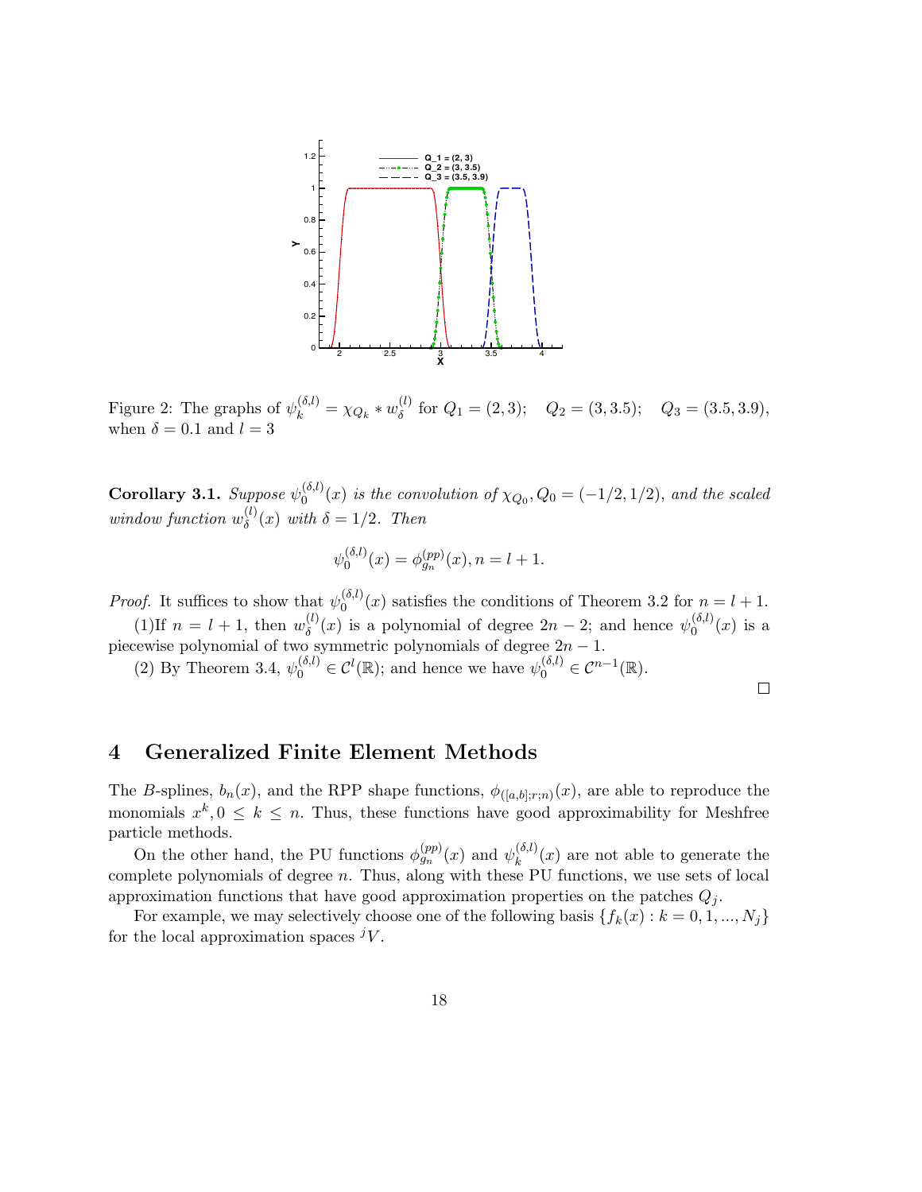Q_1 = (2, 3)
Q_2 = (3, 3.5)
Q_3 = (3.5, 3.9)

Y

X

1.2
1
0.8
0.6
0.4
0.2
0

2
2.5
3
3.5
4

Figure 2: The graphs of $\psi_k^{(\delta,l)} = \chi_{Q_k} * w_\delta^{(l)}$ for $Q_1 = (2, 3)$; $\quad Q_2 = (3, 3.5)$; $\quad Q_3 = (3.5, 3.9)$, when $\delta = 0.1$ and $l = 3$

**Corollary 3.1.** *Suppose $\psi_0^{(\delta,l)}(x)$ is the convolution of $\chi_{Q_0}, Q_0 = (-1/2, 1/2)$, and the scaled window function $w_\delta^{(l)}(x)$ with $\delta = 1/2$. Then*

$$\psi_0^{(\delta,l)}(x) = \phi_{g_n}^{(pp)}(x), n = l + 1.$$

*Proof.* It suffices to show that $\psi_0^{(\delta,l)}(x)$ satisfies the conditions of Theorem 3.2 for $n = l + 1$.

(1)If $n = l + 1$, then $w_\delta^{(l)}(x)$ is a polynomial of degree $2n - 2$; and hence $\psi_0^{(\delta,l)}(x)$ is a piecewise polynomial of two symmetric polynomials of degree $2n - 1$.

(2) By Theorem 3.4, $\psi_0^{(\delta,l)} \in \mathcal{C}^l(\mathbb{R})$; and hence we have $\psi_0^{(\delta,l)} \in \mathcal{C}^{n-1}(\mathbb{R})$. □

# 4 Generalized Finite Element Methods

The $B$-splines, $b_n(x)$, and the RPP shape functions, $\phi_{([a,b];r;n)}(x)$, are able to reproduce the monomials $x^k, 0 \le k \le n$. Thus, these functions have good approximability for Meshfree particle methods.

On the other hand, the PU functions $\phi_{g_n}^{(pp)}(x)$ and $\psi_k^{(\delta,l)}(x)$ are not able to generate the complete polynomials of degree $n$. Thus, along with these PU functions, we use sets of local approximation functions that have good approximation properties on the patches $Q_j$.

For example, we may selectively choose one of the following basis $\{f_k(x) : k = 0, 1, ..., N_j\}$ for the local approximation spaces ${}^jV$.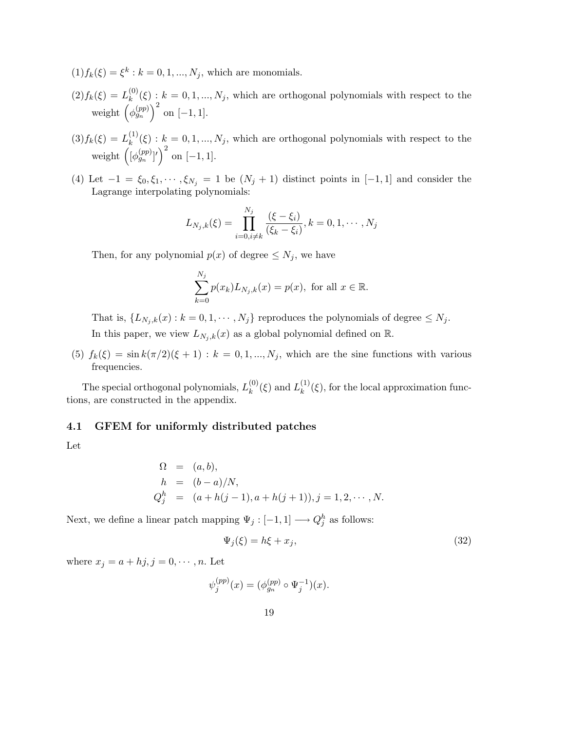(1) $f_k(\xi) = \xi^k : k = 0, 1, ..., N_j$, which are monomials.

(2) $f_k(\xi) = L_k^{(0)}(\xi) : k = 0, 1, ..., N_j$, which are orthogonal polynomials with respect to the weight $\left(\phi_{g_n}^{(pp)}\right)^2$ on $[-1, 1]$.

(3) $f_k(\xi) = L_k^{(1)}(\xi) : k = 0, 1, ..., N_j$, which are orthogonal polynomials with respect to the weight $\left([\phi_{g_n}^{(pp)}]'\right)^2$ on $[-1, 1]$.

(4) Let $-1 = \xi_0, \xi_1, \cdots, \xi_{N_j} = 1$ be $(N_j + 1)$ distinct points in $[-1, 1]$ and consider the Lagrange interpolating polynomials:

$$L_{N_j,k}(\xi) = \prod_{i=0, i\neq k}^{N_j} \frac{(\xi - \xi_i)}{(\xi_k - \xi_i)}, k = 0, 1, \cdots, N_j$$

Then, for any polynomial $p(x)$ of degree $\leq N_j$, we have

$$\sum_{k=0}^{N_j} p(x_k) L_{N_j,k}(x) = p(x), \text{ for all } x \in \mathbb{R}.$$

That is, $\{L_{N_j,k}(x) : k = 0, 1, \cdots, N_j\}$ reproduces the polynomials of degree $\leq N_j$.

In this paper, we view $L_{N_j,k}(x)$ as a global polynomial defined on $\mathbb{R}$.

(5) $f_k(\xi) = \sin k(\pi/2)(\xi + 1) : k = 0, 1, ..., N_j$, which are the sine functions with various frequencies.

The special orthogonal polynomials, $L_k^{(0)}(\xi)$ and $L_k^{(1)}(\xi)$, for the local approximation functions, are constructed in the appendix.

### 4.1 GFEM for uniformly distributed patches

Let

$$\begin{aligned}
\Omega &= (a, b), \\
h &= (b - a)/N, \\
Q_j^h &= (a + h(j-1), a + h(j+1)), j = 1, 2, \cdots, N.
\end{aligned}$$

Next, we define a linear patch mapping $\Psi_j : [-1, 1] \longrightarrow Q_j^h$ as follows:

$$\Psi_j(\xi) = h\xi + x_j, \tag{32}$$

where $x_j = a + hj, j = 0, \cdots, n$. Let

$$\psi_j^{(pp)}(x) = (\phi_{g_n}^{(pp)} \circ \Psi_j^{-1})(x).$$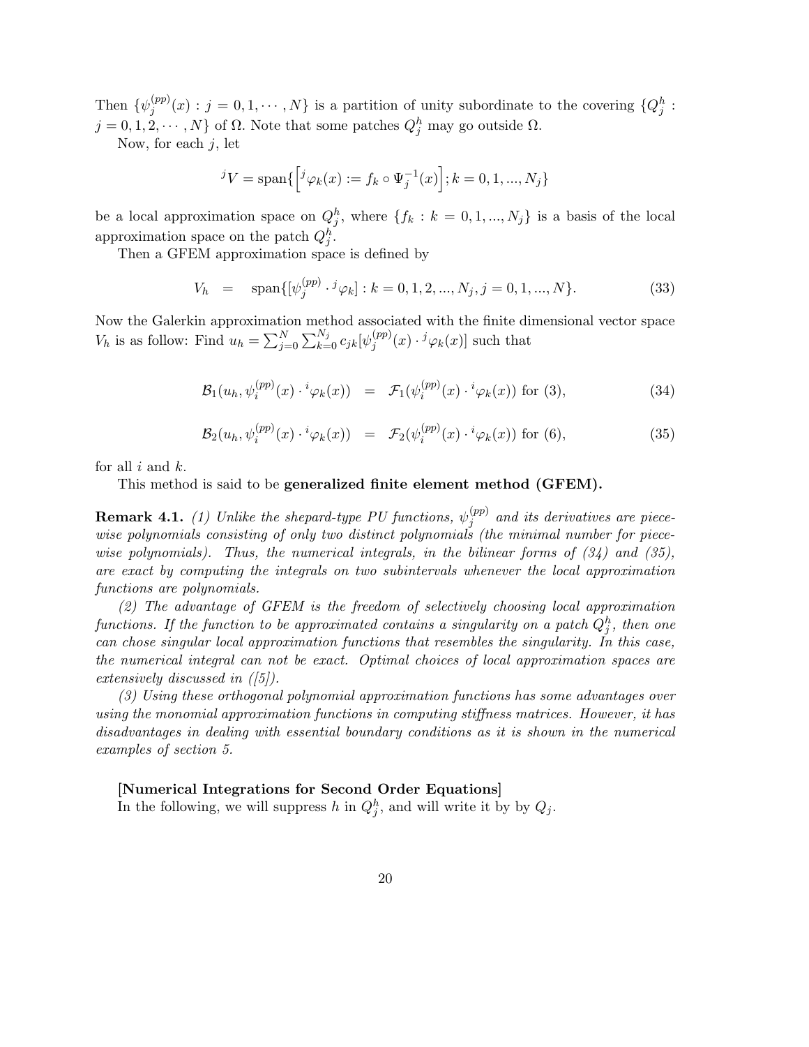Then $\{\psi_j^{(pp)}(x) : j = 0, 1, \cdots, N\}$ is a partition of unity subordinate to the covering $\{Q_j^h : j = 0, 1, 2, \cdots, N\}$ of $\Omega$. Note that some patches $Q_j^h$ may go outside $\Omega$.

Now, for each $j$, let

$$
{}^jV = \mathrm{span}\{\Big[{}^j\varphi_k(x) := f_k \circ \Psi_j^{-1}(x)\Big] ; k = 0, 1, ..., N_j\}
$$

be a local approximation space on $Q_j^h$, where $\{f_k : k = 0, 1, ..., N_j\}$ is a basis of the local approximation space on the patch $Q_j^h$.

Then a GFEM approximation space is defined by

$$
V_h \quad = \quad \mathrm{span}\{[\psi_j^{(pp)} \cdot {}^j\varphi_k] : k = 0, 1, 2, ..., N_j, j = 0, 1, ..., N\}. \tag{33}
$$

Now the Galerkin approximation method associated with the finite dimensional vector space $V_h$ is as follow: Find $u_h = \sum_{j=0}^{N} \sum_{k=0}^{N_j} c_{jk}[\psi_j^{(pp)}(x) \cdot {}^j\varphi_k(x)]$ such that

$$
\mathcal{B}_1(u_h, \psi_i^{(pp)}(x) \cdot {}^i\varphi_k(x)) \quad = \quad \mathcal{F}_1(\psi_i^{(pp)}(x) \cdot {}^i\varphi_k(x)) \text{ for (3)}, \tag{34}
$$

$$
\mathcal{B}_2(u_h, \psi_i^{(pp)}(x) \cdot {}^i\varphi_k(x)) \quad = \quad \mathcal{F}_2(\psi_i^{(pp)}(x) \cdot {}^i\varphi_k(x)) \text{ for (6)}, \tag{35}
$$

for all $i$ and $k$.

This method is said to be **generalized finite element method (GFEM).**

**Remark 4.1.** *(1) Unlike the shepard-type PU functions, $\psi_j^{(pp)}$ and its derivatives are piecewise polynomials consisting of only two distinct polynomials (the minimal number for piecewise polynomials). Thus, the numerical integrals, in the bilinear forms of (34) and (35), are exact by computing the integrals on two subintervals whenever the local approximation functions are polynomials.*

*(2) The advantage of GFEM is the freedom of selectively choosing local approximation functions. If the function to be approximated contains a singularity on a patch $Q_j^h$, then one can chose singular local approximation functions that resembles the singularity. In this case, the numerical integral can not be exact. Optimal choices of local approximation spaces are extensively discussed in ([5]).*

*(3) Using these orthogonal polynomial approximation functions has some advantages over using the monomial approximation functions in computing stiffness matrices. However, it has disadvantages in dealing with essential boundary conditions as it is shown in the numerical examples of section 5.*

**[Numerical Integrations for Second Order Equations]**

In the following, we will suppress $h$ in $Q_j^h$, and will write it by by $Q_j$.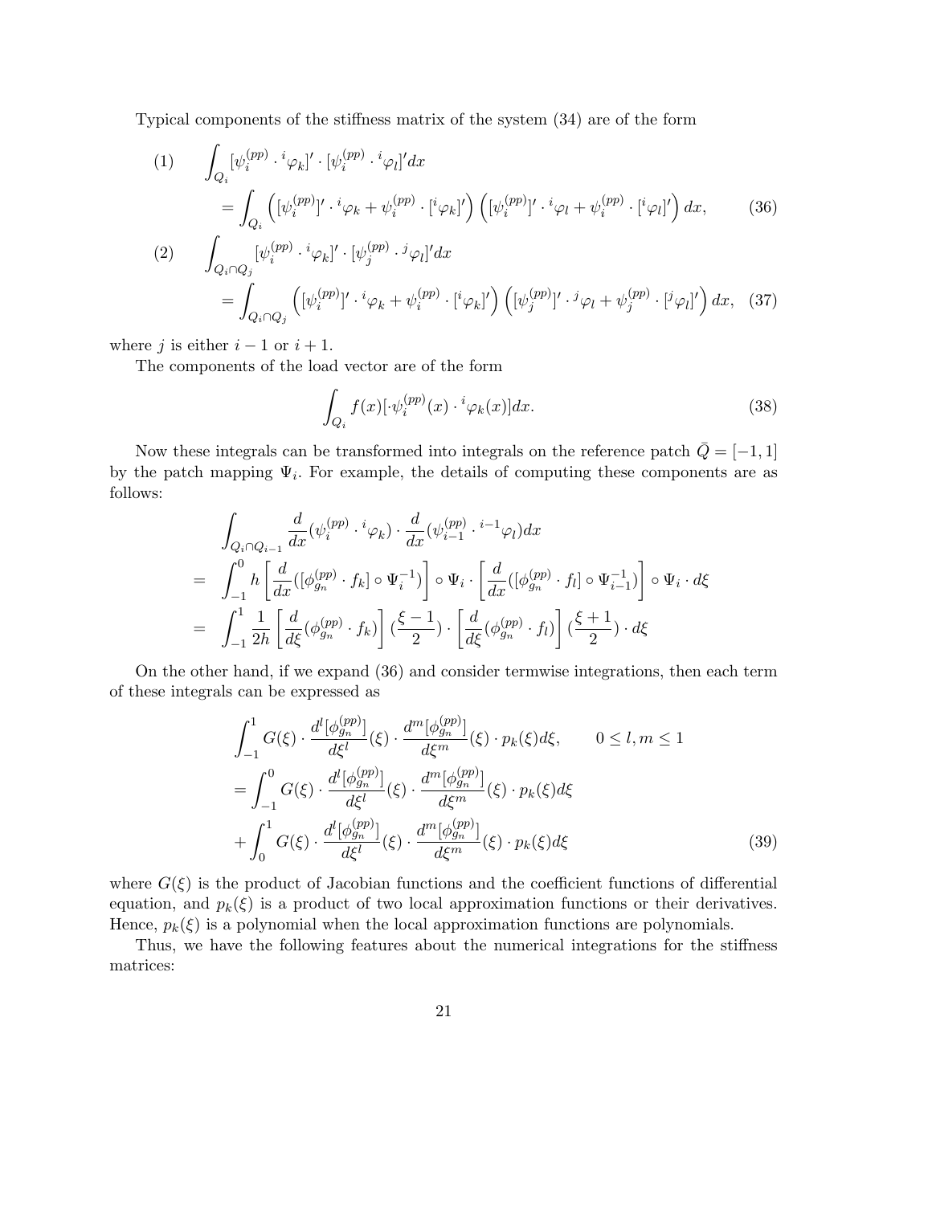Typical components of the stiffness matrix of the system (34) are of the form

$$
\begin{aligned}
(1) \qquad & \int_{Q_i} [\psi_i^{(pp)} \cdot {}^i\varphi_k]' \cdot [\psi_i^{(pp)} \cdot {}^i\varphi_l]' dx \\
& = \int_{Q_i} \left( [\psi_i^{(pp)}]' \cdot {}^i\varphi_k + \psi_i^{(pp)} \cdot [{}^i\varphi_k]' \right) \left( [\psi_i^{(pp)}]' \cdot {}^i\varphi_l + \psi_i^{(pp)} \cdot [{}^i\varphi_l]' \right) dx, \qquad (36)
\end{aligned}
$$

$$
\begin{aligned}
(2) \qquad & \int_{Q_i \cap Q_j} [\psi_i^{(pp)} \cdot {}^i\varphi_k]' \cdot [\psi_j^{(pp)} \cdot {}^j\varphi_l]' dx \\
& = \int_{Q_i \cap Q_j} \left( [\psi_i^{(pp)}]' \cdot {}^i\varphi_k + \psi_i^{(pp)} \cdot [{}^i\varphi_k]' \right) \left( [\psi_j^{(pp)}]' \cdot {}^j\varphi_l + \psi_j^{(pp)} \cdot [{}^j\varphi_l]' \right) dx, \quad (37)
\end{aligned}
$$

where $j$ is either $i-1$ or $i+1$.

The components of the load vector are of the form

$$
\int_{Q_i} f(x)[\cdot \psi_i^{(pp)}(x) \cdot {}^i\varphi_k(x)] dx. \qquad (38)
$$

Now these integrals can be transformed into integrals on the reference patch $\bar{Q} = [-1, 1]$ by the patch mapping $\Psi_i$. For example, the details of computing these components are as follows:

$$
\begin{aligned}
& \int_{Q_i \cap Q_{i-1}} \frac{d}{dx}(\psi_i^{(pp)} \cdot {}^i\varphi_k) \cdot \frac{d}{dx}(\psi_{i-1}^{(pp)} \cdot {}^{i-1}\varphi_l) dx \\
= \quad & \int_{-1}^{0} h \left[ \frac{d}{dx}([\phi_{g_n}^{(pp)} \cdot f_k] \circ \Psi_i^{-1}) \right] \circ \Psi_i \cdot \left[ \frac{d}{dx}([\phi_{g_n}^{(pp)} \cdot f_l] \circ \Psi_{i-1}^{-1}) \right] \circ \Psi_i \cdot d\xi \\
= \quad & \int_{-1}^{1} \frac{1}{2h} \left[ \frac{d}{d\xi}(\phi_{g_n}^{(pp)} \cdot f_k) \right] (\frac{\xi - 1}{2}) \cdot \left[ \frac{d}{d\xi}(\phi_{g_n}^{(pp)} \cdot f_l) \right] (\frac{\xi + 1}{2}) \cdot d\xi
\end{aligned}
$$

On the other hand, if we expand (36) and consider termwise integrations, then each term of these integrals can be expressed as

$$
\begin{aligned}
& \int_{-1}^{1} G(\xi) \cdot \frac{d^l[\phi_{g_n}^{(pp)}]}{d\xi^l}(\xi) \cdot \frac{d^m[\phi_{g_n}^{(pp)}]}{d\xi^m}(\xi) \cdot p_k(\xi) d\xi, \qquad 0 \le l, m \le 1 \\
& = \int_{-1}^{0} G(\xi) \cdot \frac{d^l[\phi_{g_n}^{(pp)}]}{d\xi^l}(\xi) \cdot \frac{d^m[\phi_{g_n}^{(pp)}]}{d\xi^m}(\xi) \cdot p_k(\xi) d\xi \\
& + \int_{0}^{1} G(\xi) \cdot \frac{d^l[\phi_{g_n}^{(pp)}]}{d\xi^l}(\xi) \cdot \frac{d^m[\phi_{g_n}^{(pp)}]}{d\xi^m}(\xi) \cdot p_k(\xi) d\xi \qquad (39)
\end{aligned}
$$

where $G(\xi)$ is the product of Jacobian functions and the coefficient functions of differential equation, and $p_k(\xi)$ is a product of two local approximation functions or their derivatives. Hence, $p_k(\xi)$ is a polynomial when the local approximation functions are polynomials.

Thus, we have the following features about the numerical integrations for the stiffness matrices: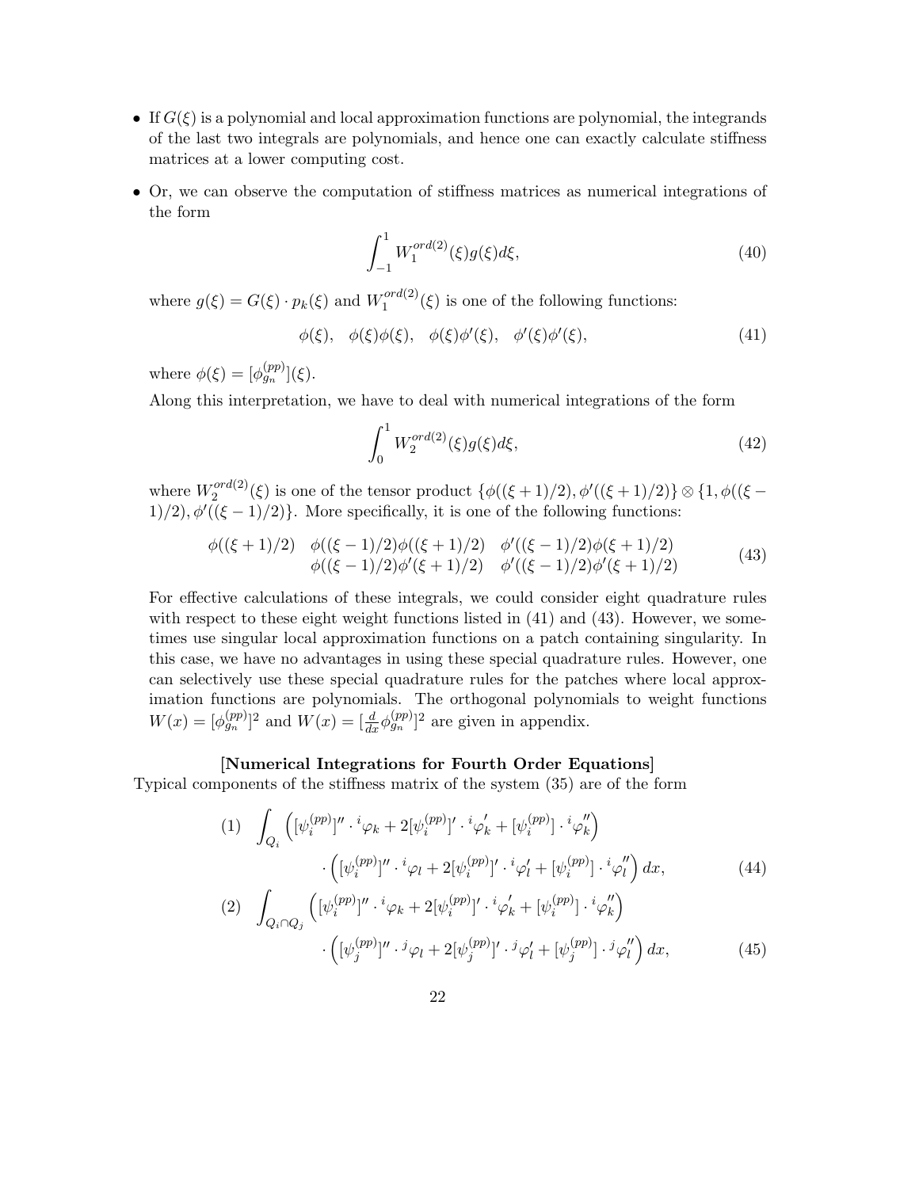- If $G(\xi)$ is a polynomial and local approximation functions are polynomial, the integrands of the last two integrals are polynomials, and hence one can exactly calculate stiffness matrices at a lower computing cost.

- Or, we can observe the computation of stiffness matrices as numerical integrations of the form

$$\int_{-1}^{1} W_1^{ord(2)}(\xi) g(\xi) d\xi, \tag{40}$$

where $g(\xi) = G(\xi) \cdot p_k(\xi)$ and $W_1^{ord(2)}(\xi)$ is one of the following functions:

$$\phi(\xi), \quad \phi(\xi)\phi(\xi), \quad \phi(\xi)\phi'(\xi), \quad \phi'(\xi)\phi'(\xi), \tag{41}$$

where $\phi(\xi) = [\phi_{g_n}^{(pp)}](\xi)$.

Along this interpretation, we have to deal with numerical integrations of the form

$$\int_{0}^{1} W_2^{ord(2)}(\xi) g(\xi) d\xi, \tag{42}$$

where $W_2^{ord(2)}(\xi)$ is one of the tensor product $\{\phi((\xi+1)/2), \phi'((\xi+1)/2)\} \otimes \{1, \phi((\xi-1)/2), \phi'((\xi-1)/2)\}$. More specifically, it is one of the following functions:

$$\begin{array}{lll} \phi((\xi+1)/2) & \phi((\xi-1)/2)\phi((\xi+1)/2) & \phi'((\xi-1)/2)\phi(\xi+1)/2) \\ & \phi((\xi-1)/2)\phi'(\xi+1)/2) & \phi'((\xi-1)/2)\phi'(\xi+1)/2) \end{array} \tag{43}$$

For effective calculations of these integrals, we could consider eight quadrature rules with respect to these eight weight functions listed in (41) and (43). However, we sometimes use singular local approximation functions on a patch containing singularity. In this case, we have no advantages in using these special quadrature rules. However, one can selectively use these special quadrature rules for the patches where local approximation functions are polynomials. The orthogonal polynomials to weight functions $W(x) = [\phi_{g_n}^{(pp)}]^2$ and $W(x) = [\frac{d}{dx}\phi_{g_n}^{(pp)}]^2$ are given in appendix.

**[Numerical Integrations for Fourth Order Equations]**

Typical components of the stiffness matrix of the system (35) are of the form

$$\begin{aligned} (1) \quad & \int_{Q_i} \left( [\psi_i^{(pp)}]'' \cdot {}^i\varphi_k + 2[\psi_i^{(pp)}]' \cdot {}^i\varphi_k' + [\psi_i^{(pp)}] \cdot {}^i\varphi_k'' \right) \\ & \qquad \cdot \left( [\psi_i^{(pp)}]'' \cdot {}^i\varphi_l + 2[\psi_i^{(pp)}]' \cdot {}^i\varphi_l' + [\psi_i^{(pp)}] \cdot {}^i\varphi_l'' \right) dx, \end{aligned} \tag{44}$$

$$\begin{aligned} (2) \quad & \int_{Q_i \cap Q_j} \left( [\psi_i^{(pp)}]'' \cdot {}^i\varphi_k + 2[\psi_i^{(pp)}]' \cdot {}^i\varphi_k' + [\psi_i^{(pp)}] \cdot {}^i\varphi_k'' \right) \\ & \qquad \cdot \left( [\psi_j^{(pp)}]'' \cdot {}^j\varphi_l + 2[\psi_j^{(pp)}]' \cdot {}^j\varphi_l' + [\psi_j^{(pp)}] \cdot {}^j\varphi_l'' \right) dx, \end{aligned} \tag{45}$$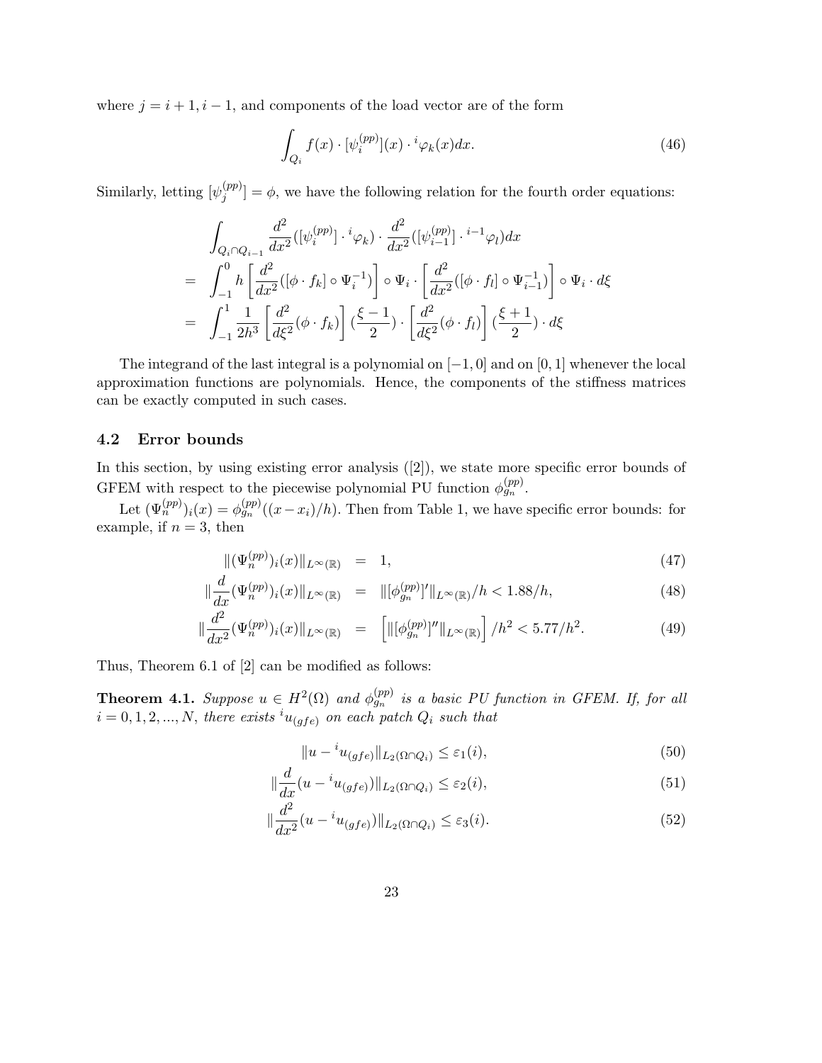where $j = i+1, i-1$, and components of the load vector are of the form

$$\int_{Q_i} f(x) \cdot [\psi_i^{(pp)}](x) \cdot {}^i\varphi_k(x) dx. \tag{46}$$

Similarly, letting $[\psi_j^{(pp)}] = \phi$, we have the following relation for the fourth order equations:

$$\begin{aligned}
&\int_{Q_i \cap Q_{i-1}} \frac{d^2}{dx^2}([\psi_i^{(pp)}] \cdot {}^i\varphi_k) \cdot \frac{d^2}{dx^2}([\psi_{i-1}^{(pp)}] \cdot {}^{i-1}\varphi_l) dx \\
= &\int_{-1}^{0} h \left[ \frac{d^2}{dx^2}([\phi \cdot f_k] \circ \Psi_i^{-1}) \right] \circ \Psi_i \cdot \left[ \frac{d^2}{dx^2}([\phi \cdot f_l] \circ \Psi_{i-1}^{-1}) \right] \circ \Psi_i \cdot d\xi \\
= &\int_{-1}^{1} \frac{1}{2h^3} \left[ \frac{d^2}{d\xi^2}(\phi \cdot f_k) \right] \left(\frac{\xi - 1}{2}\right) \cdot \left[ \frac{d^2}{d\xi^2}(\phi \cdot f_l) \right] \left(\frac{\xi + 1}{2}\right) \cdot d\xi
\end{aligned}$$

The integrand of the last integral is a polynomial on $[-1, 0]$ and on $[0, 1]$ whenever the local approximation functions are polynomials. Hence, the components of the stiffness matrices can be exactly computed in such cases.

### 4.2 Error bounds

In this section, by using existing error analysis ([2]), we state more specific error bounds of GFEM with respect to the piecewise polynomial PU function $\phi_{g_n}^{(pp)}$.

Let $(\Psi_n^{(pp)})_i(x) = \phi_{g_n}^{(pp)}((x - x_i)/h)$. Then from Table 1, we have specific error bounds: for example, if $n = 3$, then

$$\|(\Psi_n^{(pp)})_i(x)\|_{L^\infty(\mathbb{R})} = 1, \tag{47}$$

$$\|\frac{d}{dx}(\Psi_n^{(pp)})_i(x)\|_{L^\infty(\mathbb{R})} = \|[\phi_{g_n}^{(pp)}]'\|_{L^\infty(\mathbb{R})}/h < 1.88/h, \tag{48}$$

$$\|\frac{d^2}{dx^2}(\Psi_n^{(pp)})_i(x)\|_{L^\infty(\mathbb{R})} = \left[ \|[\phi_{g_n}^{(pp)}]''\|_{L^\infty(\mathbb{R})} \right] / h^2 < 5.77/h^2. \tag{49}$$

Thus, Theorem 6.1 of [2] can be modified as follows:

**Theorem 4.1.** *Suppose $u \in H^2(\Omega)$ and $\phi_{g_n}^{(pp)}$ is a basic PU function in GFEM. If, for all $i = 0, 1, 2, ..., N$, there exists ${}^iu_{(gfe)}$ on each patch $Q_i$ such that*

$$\|u - {}^iu_{(gfe)}\|_{L_2(\Omega \cap Q_i)} \leq \varepsilon_1(i), \tag{50}$$

$$\|\frac{d}{dx}(u - {}^iu_{(gfe)})\|_{L_2(\Omega \cap Q_i)} \leq \varepsilon_2(i), \tag{51}$$

$$\|\frac{d^2}{dx^2}(u - {}^iu_{(gfe)})\|_{L_2(\Omega \cap Q_i)} \leq \varepsilon_3(i). \tag{52}$$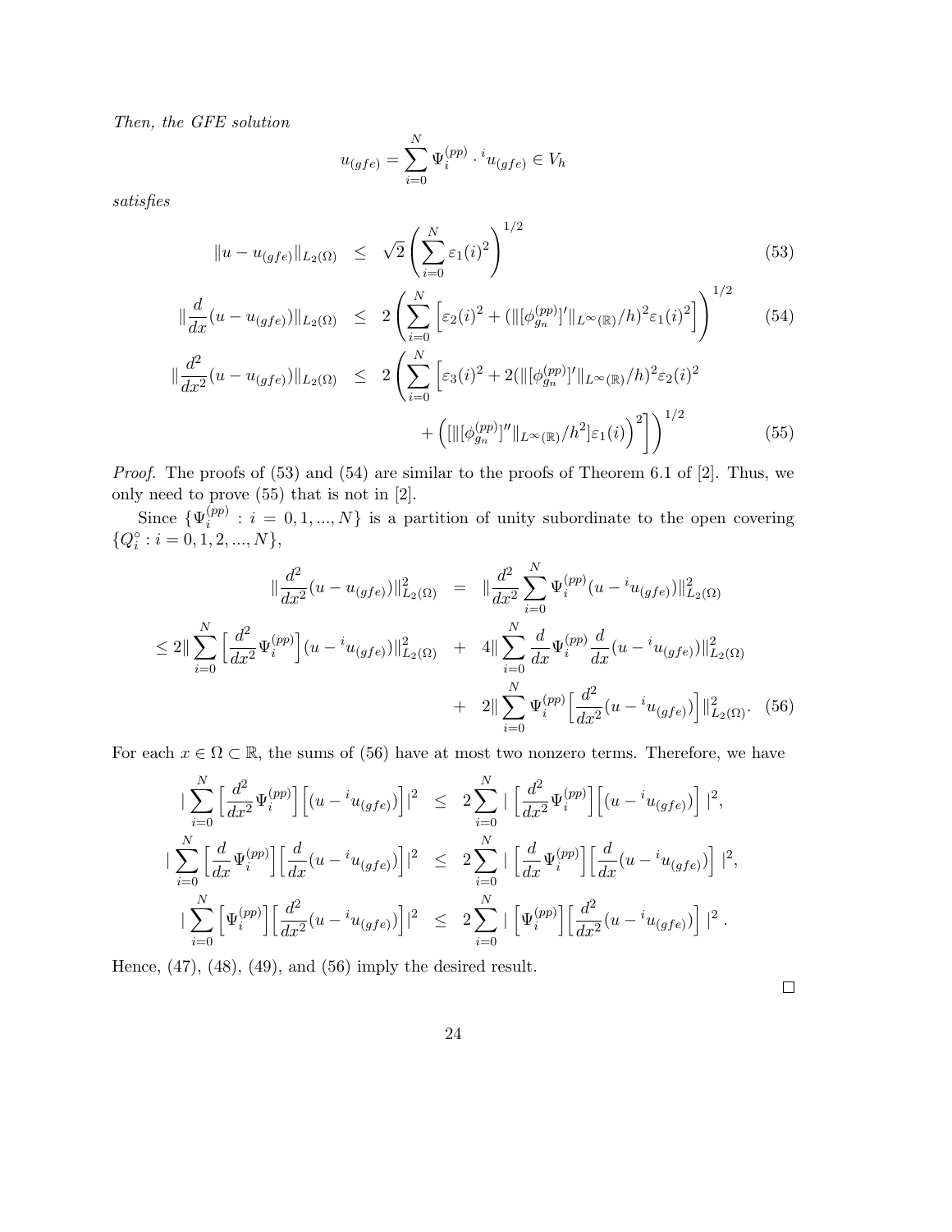*Then, the GFE solution*

$$u_{(gfe)} = \sum_{i=0}^{N} \Psi_i^{(pp)} \cdot {}^{i}u_{(gfe)} \in V_h$$

*satisfies*

$$\|u - u_{(gfe)}\|_{L_2(\Omega)} \;\leq\; \sqrt{2}\left(\sum_{i=0}^{N} \varepsilon_1(i)^2\right)^{1/2} \tag{53}$$

$$\|\frac{d}{dx}(u - u_{(gfe)})\|_{L_2(\Omega)} \;\leq\; 2\left(\sum_{i=0}^{N} \Big[\varepsilon_2(i)^2 + (\|[\phi_{g_n}^{(pp)}]'\|_{L^\infty(\mathbb{R})}/h)^2 \varepsilon_1(i)^2\Big]\right)^{1/2} \tag{54}$$

$$\|\frac{d^2}{dx^2}(u - u_{(gfe)})\|_{L_2(\Omega)} \;\leq\; 2\left(\sum_{i=0}^{N} \Big[\varepsilon_3(i)^2 + 2(\|[\phi_{g_n}^{(pp)}]'\|_{L^\infty(\mathbb{R})}/h)^2 \varepsilon_2(i)^2 + \Big([\|[\phi_{g_n}^{(pp)}]''\|_{L^\infty(\mathbb{R})}/h^2]\varepsilon_1(i)\Big)^2\Big]\right)^{1/2} \tag{55}$$

*Proof.* The proofs of (53) and (54) are similar to the proofs of Theorem 6.1 of [2]. Thus, we only need to prove (55) that is not in [2].

Since $\{\Psi_i^{(pp)} : i = 0, 1, ..., N\}$ is a partition of unity subordinate to the open covering $\{Q_i^\circ : i = 0, 1, 2, ..., N\}$,

$$\begin{aligned}
\|\frac{d^2}{dx^2}(u - u_{(gfe)})\|_{L_2(\Omega)}^2 &= \|\frac{d^2}{dx^2}\sum_{i=0}^{N} \Psi_i^{(pp)}(u - {}^{i}u_{(gfe)})\|_{L_2(\Omega)}^2 \\
\leq 2\|\sum_{i=0}^{N}\Big[\frac{d^2}{dx^2}\Psi_i^{(pp)}\Big](u - {}^{i}u_{(gfe)})\|_{L_2(\Omega)}^2 &+ 4\|\sum_{i=0}^{N}\frac{d}{dx}\Psi_i^{(pp)}\frac{d}{dx}(u - {}^{i}u_{(gfe)})\|_{L_2(\Omega)}^2 \\
&+ 2\|\sum_{i=0}^{N}\Psi_i^{(pp)}\Big[\frac{d^2}{dx^2}(u - {}^{i}u_{(gfe)})\Big]\|_{L_2(\Omega)}^2.
\end{aligned} \tag{56}$$

For each $x \in \Omega \subset \mathbb{R}$, the sums of (56) have at most two nonzero terms. Therefore, we have

$$\begin{aligned}
|\sum_{i=0}^{N}\Big[\frac{d^2}{dx^2}\Psi_i^{(pp)}\Big]\Big[(u - {}^{i}u_{(gfe)})\Big]|^2 &\leq 2\sum_{i=0}^{N}|\Big[\frac{d^2}{dx^2}\Psi_i^{(pp)}\Big]\Big[(u - {}^{i}u_{(gfe)})\Big]|^2, \\
|\sum_{i=0}^{N}\Big[\frac{d}{dx}\Psi_i^{(pp)}\Big]\Big[\frac{d}{dx}(u - {}^{i}u_{(gfe)})\Big]|^2 &\leq 2\sum_{i=0}^{N}|\Big[\frac{d}{dx}\Psi_i^{(pp)}\Big]\Big[\frac{d}{dx}(u - {}^{i}u_{(gfe)})\Big]|^2, \\
|\sum_{i=0}^{N}\Big[\Psi_i^{(pp)}\Big]\Big[\frac{d^2}{dx^2}(u - {}^{i}u_{(gfe)})\Big]|^2 &\leq 2\sum_{i=0}^{N}|\Big[\Psi_i^{(pp)}\Big]\Big[\frac{d^2}{dx^2}(u - {}^{i}u_{(gfe)})\Big]|^2.
\end{aligned}$$

Hence, (47), (48), (49), and (56) imply the desired result.

□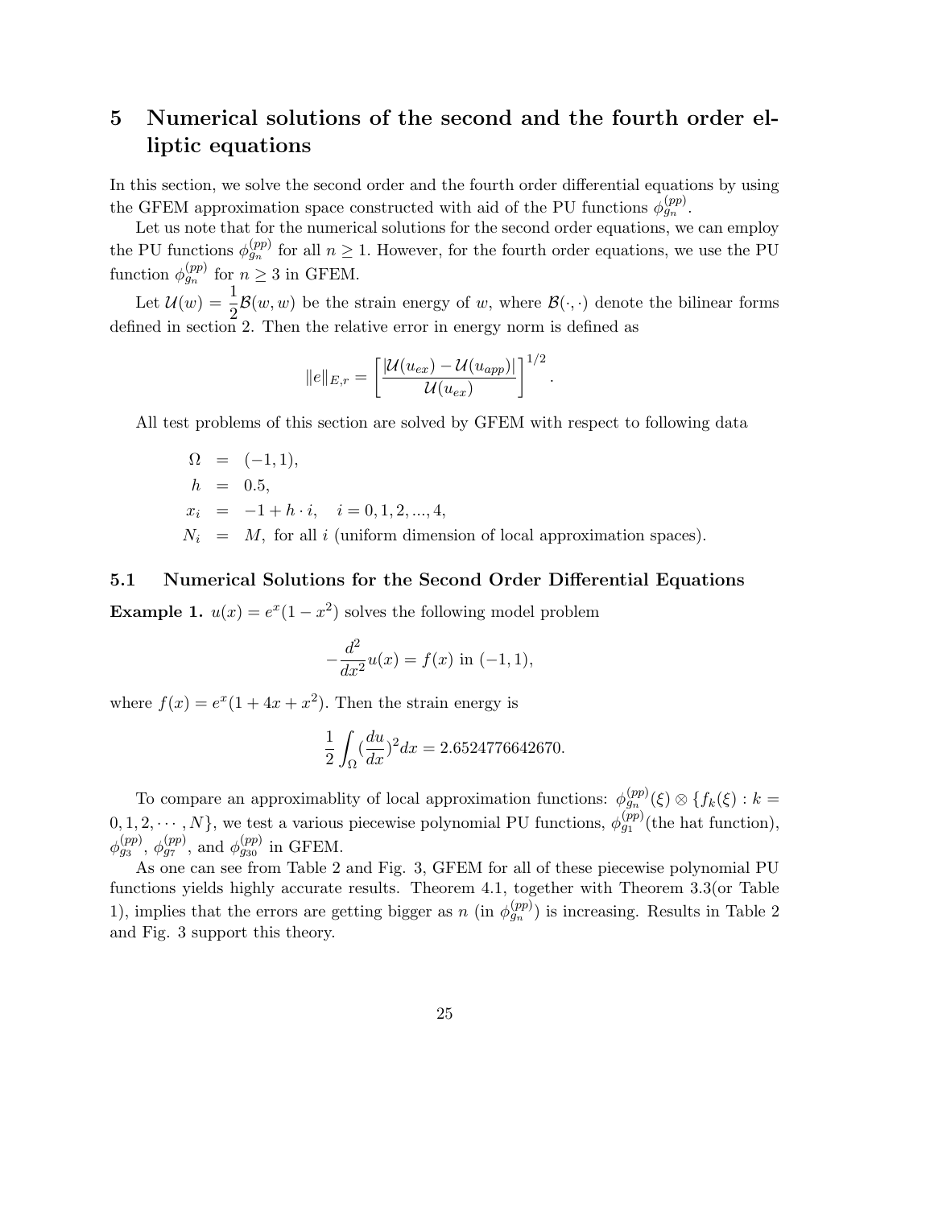# 5 Numerical solutions of the second and the fourth order elliptic equations

In this section, we solve the second order and the fourth order differential equations by using the GFEM approximation space constructed with aid of the PU functions $\phi_{g_n}^{(pp)}$.

Let us note that for the numerical solutions for the second order equations, we can employ the PU functions $\phi_{g_n}^{(pp)}$ for all $n \geq 1$. However, for the fourth order equations, we use the PU function $\phi_{g_n}^{(pp)}$ for $n \geq 3$ in GFEM.

Let $\mathcal{U}(w) = \dfrac{1}{2}\mathcal{B}(w, w)$ be the strain energy of $w$, where $\mathcal{B}(\cdot, \cdot)$ denote the bilinear forms defined in section 2. Then the relative error in energy norm is defined as

$$\|e\|_{E,r} = \left[ \frac{|\mathcal{U}(u_{ex}) - \mathcal{U}(u_{app})|}{\mathcal{U}(u_{ex})} \right]^{1/2}.$$

All test problems of this section are solved by GFEM with respect to following data

$$\begin{aligned}
\Omega &= (-1, 1), \\
h &= 0.5, \\
x_i &= -1 + h \cdot i, \quad i = 0, 1, 2, ..., 4, \\
N_i &= M, \text{ for all } i \text{ (uniform dimension of local approximation spaces).}
\end{aligned}$$

## 5.1 Numerical Solutions for the Second Order Differential Equations

**Example 1.** $u(x) = e^x(1 - x^2)$ solves the following model problem

$$-\frac{d^2}{dx^2}u(x) = f(x) \text{ in } (-1, 1),$$

where $f(x) = e^x(1 + 4x + x^2)$. Then the strain energy is

$$\frac{1}{2}\int_{\Omega} (\frac{du}{dx})^2 dx = 2.6524776642670.$$

To compare an approximablity of local approximation functions: $\phi_{g_n}^{(pp)}(\xi) \otimes \{f_k(\xi) : k = 0, 1, 2, \cdots, N\}$, we test a various piecewise polynomial PU functions, $\phi_{g_1}^{(pp)}$(the hat function), $\phi_{g_3}^{(pp)}$, $\phi_{g_7}^{(pp)}$, and $\phi_{g_{30}}^{(pp)}$ in GFEM.

As one can see from Table 2 and Fig. 3, GFEM for all of these piecewise polynomial PU functions yields highly accurate results. Theorem 4.1, together with Theorem 3.3(or Table 1), implies that the errors are getting bigger as $n$ (in $\phi_{g_n}^{(pp)}$) is increasing. Results in Table 2 and Fig. 3 support this theory.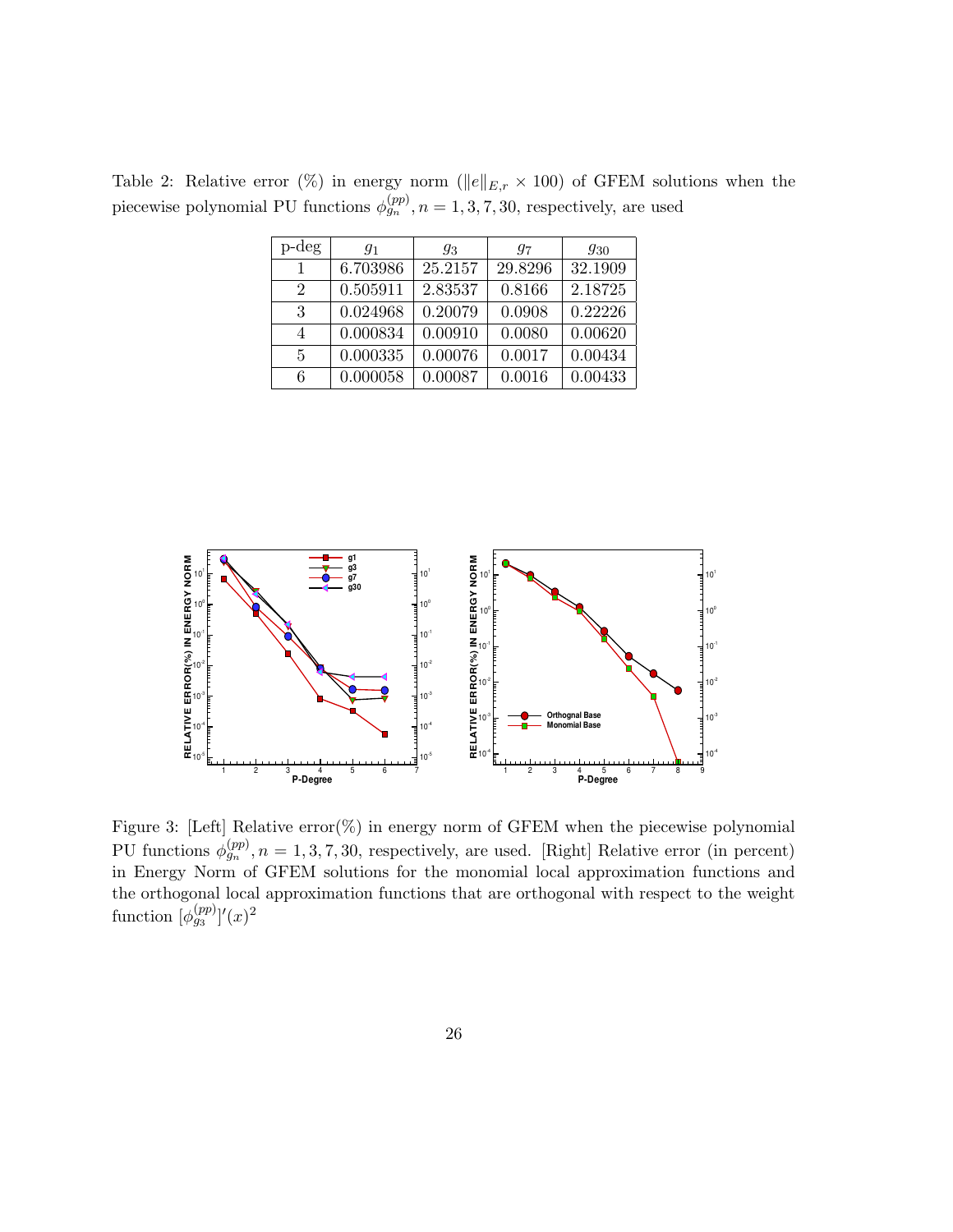Table 2: Relative error (%) in energy norm ($\|e\|_{E,r} \times 100$) of GFEM solutions when the piecewise polynomial PU functions $\phi^{(pp)}_{g_n}, n = 1, 3, 7, 30$, respectively, are used

| p-deg | $g_1$ | $g_3$ | $g_7$ | $g_{30}$ |
|---|---|---|---|---|
| 1 | 6.703986 | 25.2157 | 29.8296 | 32.1909 |
| 2 | 0.505911 | 2.83537 | 0.8166 | 2.18725 |
| 3 | 0.024968 | 0.20079 | 0.0908 | 0.22226 |
| 4 | 0.000834 | 0.00910 | 0.0080 | 0.00620 |
| 5 | 0.000335 | 0.00076 | 0.0017 | 0.00434 |
| 6 | 0.000058 | 0.00087 | 0.0016 | 0.00433 |

RELATIVE ERROR(%) IN ENERGY NORM

P-Degree

g1
g3
g7
g30

RELATIVE ERROR(%) IN ENERGY NORM

P-Degree

Orthognal Base
Monomial Base

Figure 3: [Left] Relative error(%) in energy norm of GFEM when the piecewise polynomial PU functions $\phi^{(pp)}_{g_n}, n = 1, 3, 7, 30$, respectively, are used. [Right] Relative error (in percent) in Energy Norm of GFEM solutions for the monomial local approximation functions and the orthogonal local approximation functions that are orthogonal with respect to the weight function $[\phi^{(pp)}_{g_3}]'(x)^2$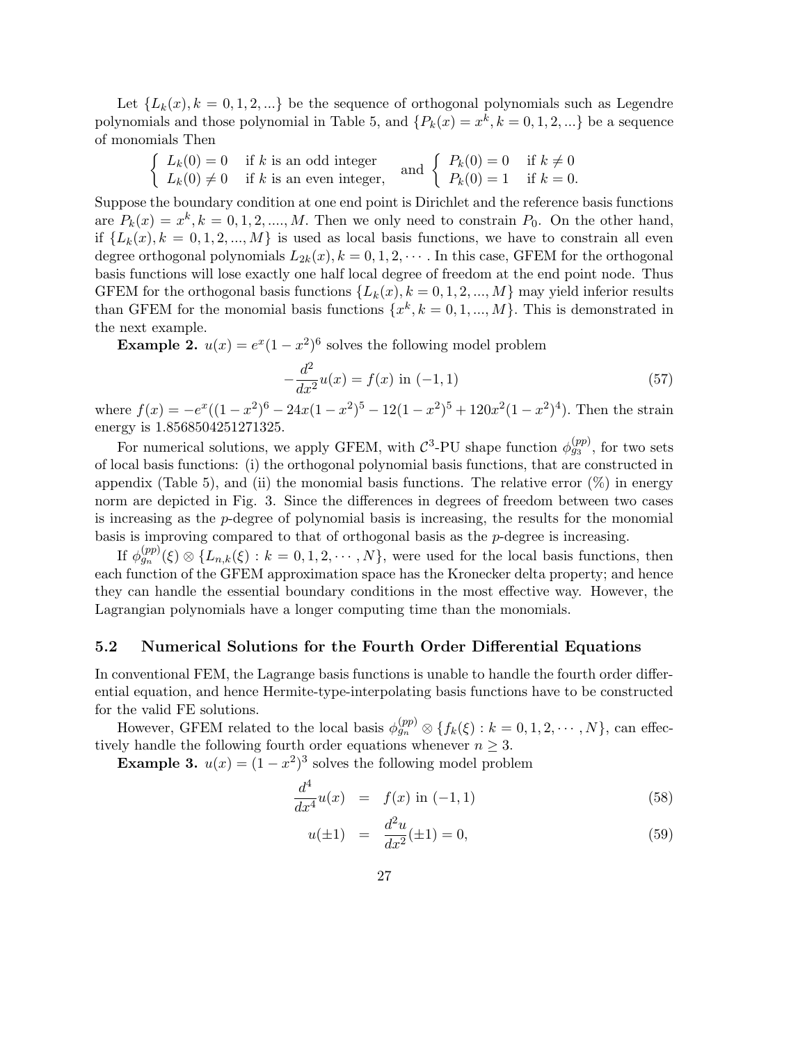Let $\{L_k(x), k = 0, 1, 2, ...\}$ be the sequence of orthogonal polynomials such as Legendre polynomials and those polynomial in Table 5, and $\{P_k(x) = x^k, k = 0, 1, 2, ...\}$ be a sequence of monomials Then

$$
\begin{cases} L_k(0) = 0 & \text{if } k \text{ is an odd integer} \\ L_k(0) \neq 0 & \text{if } k \text{ is an even integer,} \end{cases} \quad \text{and} \quad \begin{cases} P_k(0) = 0 & \text{if } k \neq 0 \\ P_k(0) = 1 & \text{if } k = 0. \end{cases}
$$

Suppose the boundary condition at one end point is Dirichlet and the reference basis functions are $P_k(x) = x^k, k = 0, 1, 2, ...., M$. Then we only need to constrain $P_0$. On the other hand, if $\{L_k(x), k = 0, 1, 2, ..., M\}$ is used as local basis functions, we have to constrain all even degree orthogonal polynomials $L_{2k}(x), k = 0, 1, 2, \cdots$. In this case, GFEM for the orthogonal basis functions will lose exactly one half local degree of freedom at the end point node. Thus GFEM for the orthogonal basis functions $\{L_k(x), k = 0, 1, 2, ..., M\}$ may yield inferior results than GFEM for the monomial basis functions $\{x^k, k = 0, 1, ..., M\}$. This is demonstrated in the next example.

**Example 2.** $u(x) = e^x(1 - x^2)^6$ solves the following model problem

$$
-\frac{d^2}{dx^2}u(x) = f(x) \text{ in } (-1, 1) \tag{57}
$$

where $f(x) = -e^x((1 - x^2)^6 - 24x(1 - x^2)^5 - 12(1 - x^2)^5 + 120x^2(1 - x^2)^4)$. Then the strain energy is 1.8568504251271325.

For numerical solutions, we apply GFEM, with $\mathcal{C}^3$-PU shape function $\phi_{g_3}^{(pp)}$, for two sets of local basis functions: (i) the orthogonal polynomial basis functions, that are constructed in appendix (Table 5), and (ii) the monomial basis functions. The relative error (%) in energy norm are depicted in Fig. 3. Since the differences in degrees of freedom between two cases is increasing as the $p$-degree of polynomial basis is increasing, the results for the monomial basis is improving compared to that of orthogonal basis as the $p$-degree is increasing.

If $\phi_{g_n}^{(pp)}(\xi) \otimes \{L_{n,k}(\xi) : k = 0, 1, 2, \cdots, N\}$, were used for the local basis functions, then each function of the GFEM approximation space has the Kronecker delta property; and hence they can handle the essential boundary conditions in the most effective way. However, the Lagrangian polynomials have a longer computing time than the monomials.

## 5.2 Numerical Solutions for the Fourth Order Differential Equations

In conventional FEM, the Lagrange basis functions is unable to handle the fourth order differential equation, and hence Hermite-type-interpolating basis functions have to be constructed for the valid FE solutions.

However, GFEM related to the local basis $\phi_{g_n}^{(pp)} \otimes \{f_k(\xi) : k = 0, 1, 2, \cdots, N\}$, can effectively handle the following fourth order equations whenever $n \geq 3$.

**Example 3.** $u(x) = (1 - x^2)^3$ solves the following model problem

$$
\frac{d^4}{dx^4}u(x) = f(x) \text{ in } (-1, 1) \tag{58}
$$

$$
u(\pm 1) = \frac{d^2u}{dx^2}(\pm 1) = 0, \tag{59}
$$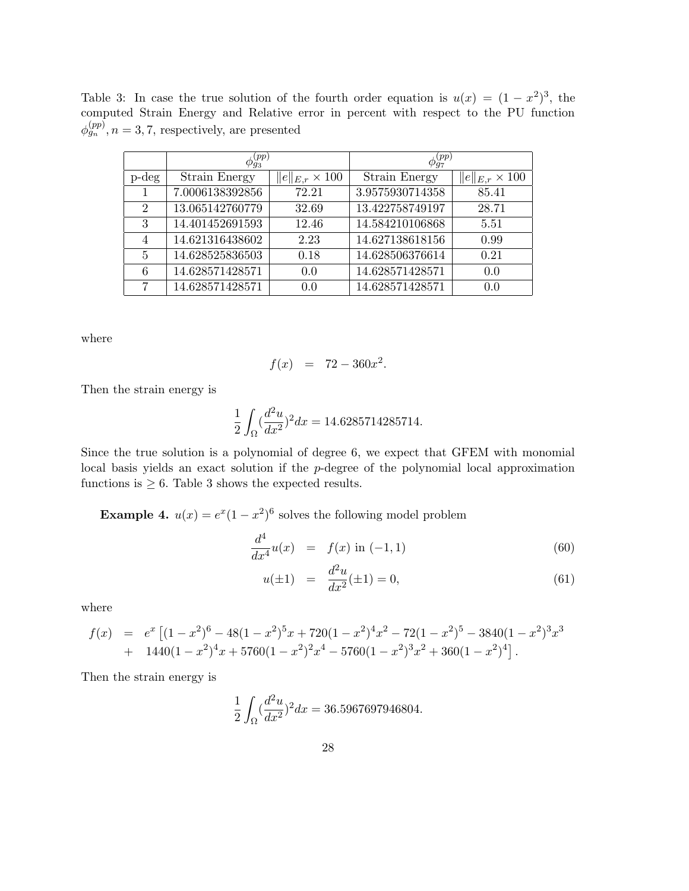Table 3: In case the true solution of the fourth order equation is $u(x) = (1-x^2)^3$, the computed Strain Energy and Relative error in percent with respect to the PU function $\phi_{g_n}^{(pp)}, n = 3, 7$, respectively, are presented

| | $\phi_{g_3}^{(pp)}$ | | $\phi_{g_7}^{(pp)}$ | |
|---|---|---|---|---|
| p-deg | Strain Energy | $\|e\|_{E,r} \times 100$ | Strain Energy | $\|e\|_{E,r} \times 100$ |
| 1 | 7.0006138392856 | 72.21 | 3.9575930714358 | 85.41 |
| 2 | 13.065142760779 | 32.69 | 13.422758749197 | 28.71 |
| 3 | 14.401452691593 | 12.46 | 14.584210106868 | 5.51 |
| 4 | 14.621316438602 | 2.23 | 14.627138618156 | 0.99 |
| 5 | 14.628525836503 | 0.18 | 14.628506376614 | 0.21 |
| 6 | 14.628571428571 | 0.0 | 14.628571428571 | 0.0 |
| 7 | 14.628571428571 | 0.0 | 14.628571428571 | 0.0 |

where

$$f(x) \quad = \quad 72 - 360x^2.$$

Then the strain energy is

$$\frac{1}{2}\int_{\Omega}(\frac{d^2u}{dx^2})^2 dx = 14.6285714285714.$$

Since the true solution is a polynomial of degree 6, we expect that GFEM with monomial local basis yields an exact solution if the $p$-degree of the polynomial local approximation functions is $\geq 6$. Table 3 shows the expected results.

**Example 4.** $u(x) = e^x(1-x^2)^6$ solves the following model problem

$$\frac{d^4}{dx^4}u(x) \quad = \quad f(x) \text{ in } (-1,1) \tag{60}$$

$$u(\pm 1) \quad = \quad \frac{d^2u}{dx^2}(\pm 1) = 0, \tag{61}$$

where

$$\begin{aligned} f(x) \quad = \quad & e^x\left[(1-x^2)^6 - 48(1-x^2)^5x + 720(1-x^2)^4x^2 - 72(1-x^2)^5 - 3840(1-x^2)^3x^3\right. \\ + \quad & \left.1440(1-x^2)^4x + 5760(1-x^2)^2x^4 - 5760(1-x^2)^3x^2 + 360(1-x^2)^4\right]. \end{aligned}$$

Then the strain energy is

$$\frac{1}{2}\int_{\Omega}(\frac{d^2u}{dx^2})^2 dx = 36.5967697946804.$$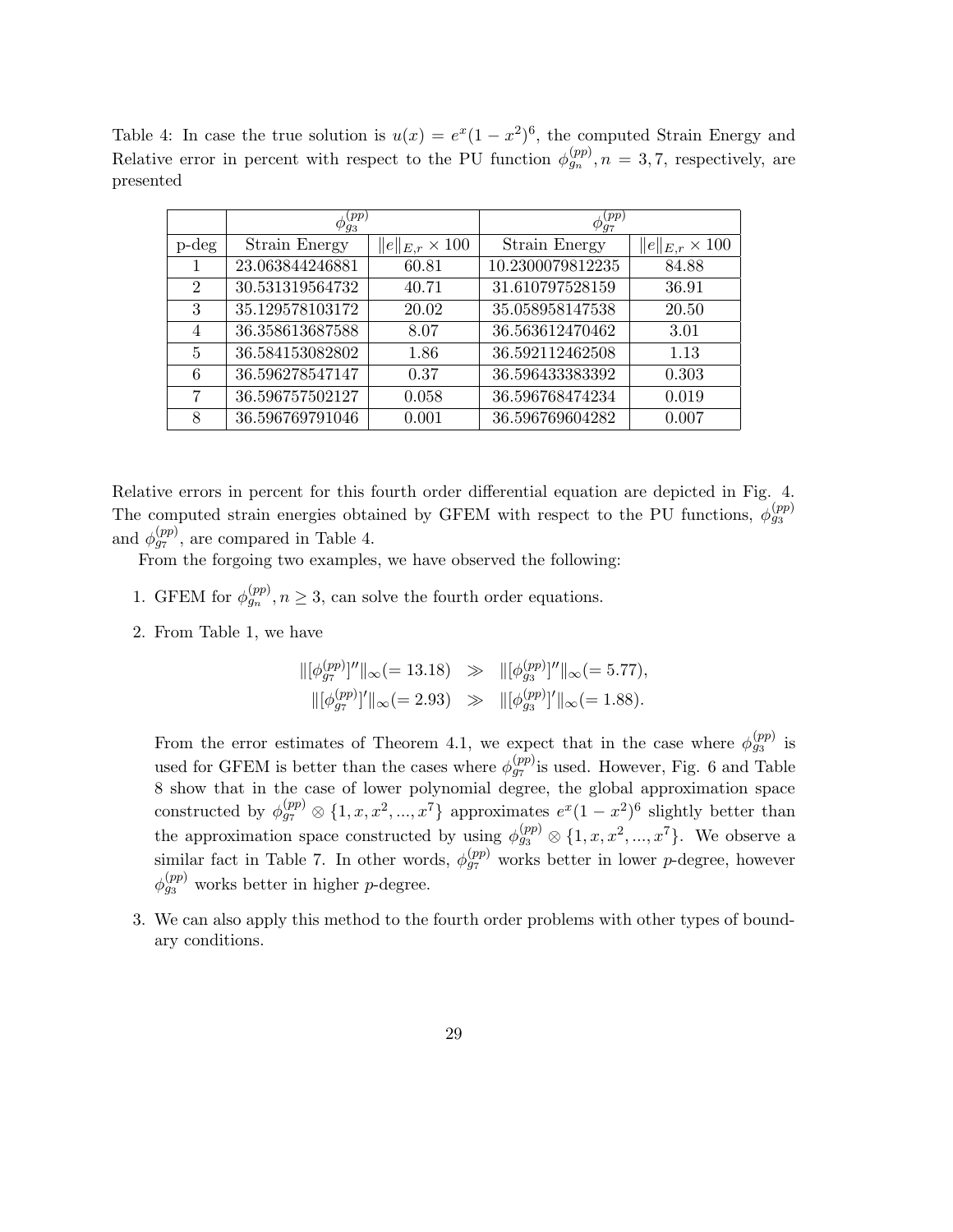Table 4: In case the true solution is $u(x) = e^x(1-x^2)^6$, the computed Strain Energy and Relative error in percent with respect to the PU function $\phi_{g_n}^{(pp)}, n = 3, 7$, respectively, are presented

| | $\phi_{g_3}^{(pp)}$ | | $\phi_{g_7}^{(pp)}$ | |
|---|---|---|---|---|
| p-deg | Strain Energy | $\|e\|_{E,r} \times 100$ | Strain Energy | $\|e\|_{E,r} \times 100$ |
| 1 | 23.063844246881 | 60.81 | 10.2300079812235 | 84.88 |
| 2 | 30.531319564732 | 40.71 | 31.610797528159 | 36.91 |
| 3 | 35.129578103172 | 20.02 | 35.058958147538 | 20.50 |
| 4 | 36.358613687588 | 8.07 | 36.563612470462 | 3.01 |
| 5 | 36.584153082802 | 1.86 | 36.592112462508 | 1.13 |
| 6 | 36.596278547147 | 0.37 | 36.596433383392 | 0.303 |
| 7 | 36.596757502127 | 0.058 | 36.596768474234 | 0.019 |
| 8 | 36.596769791046 | 0.001 | 36.596769604282 | 0.007 |

Relative errors in percent for this fourth order differential equation are depicted in Fig. 4. The computed strain energies obtained by GFEM with respect to the PU functions, $\phi_{g_3}^{(pp)}$ and $\phi_{g_7}^{(pp)}$, are compared in Table 4.

From the forgoing two examples, we have observed the following:

1. GFEM for $\phi_{g_n}^{(pp)}, n \geq 3$, can solve the fourth order equations.

2. From Table 1, we have

$$\|[\phi_{g_7}^{(pp)}]''\|_\infty(= 13.18) \quad \gg \quad \|[\phi_{g_3}^{(pp)}]''\|_\infty(= 5.77),$$
$$\|[\phi_{g_7}^{(pp)}]'\|_\infty(= 2.93) \quad \gg \quad \|[\phi_{g_3}^{(pp)}]'\|_\infty(= 1.88).$$

   From the error estimates of Theorem 4.1, we expect that in the case where $\phi_{g_3}^{(pp)}$ is used for GFEM is better than the cases where $\phi_{g_7}^{(pp)}$is used. However, Fig. 6 and Table 8 show that in the case of lower polynomial degree, the global approximation space constructed by $\phi_{g_7}^{(pp)} \otimes \{1, x, x^2, ..., x^7\}$ approximates $e^x(1-x^2)^6$ slightly better than the approximation space constructed by using $\phi_{g_3}^{(pp)} \otimes \{1, x, x^2, ..., x^7\}$. We observe a similar fact in Table 7. In other words, $\phi_{g_7}^{(pp)}$ works better in lower $p$-degree, however $\phi_{g_3}^{(pp)}$ works better in higher $p$-degree.

3. We can also apply this method to the fourth order problems with other types of boundary conditions.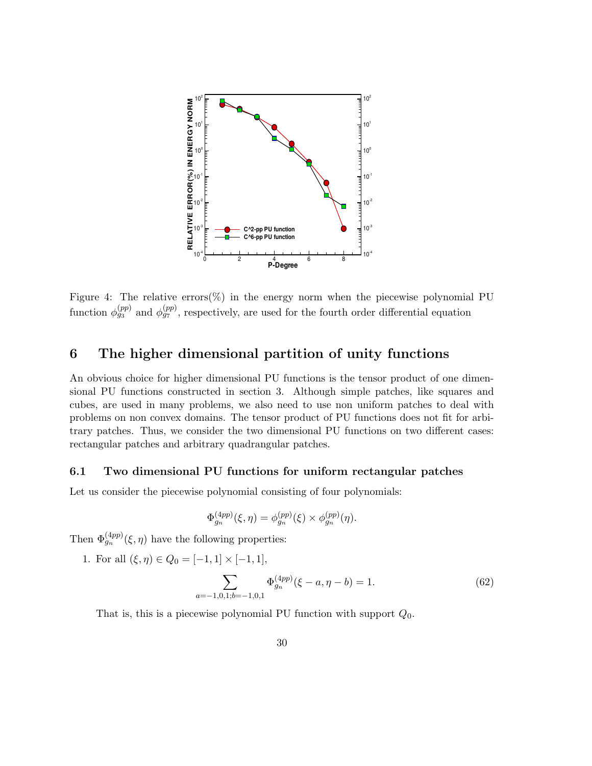RELATIVE ERROR(%) IN ENERGY NORM

P-Degree

C^2-pp PU function

C^6-pp PU function

$10^{2}$ $10^{1}$ $10^{0}$ $10^{-1}$ $10^{-2}$ $10^{-3}$ $10^{-4}$

0 2 4 6 8

Figure 4: The relative errors(%) in the energy norm when the piecewise polynomial PU function $\phi_{g_3}^{(pp)}$ and $\phi_{g_7}^{(pp)}$, respectively, are used for the fourth order differential equation

# 6 The higher dimensional partition of unity functions

An obvious choice for higher dimensional PU functions is the tensor product of one dimensional PU functions constructed in section 3. Although simple patches, like squares and cubes, are used in many problems, we also need to use non uniform patches to deal with problems on non convex domains. The tensor product of PU functions does not fit for arbitrary patches. Thus, we consider the two dimensional PU functions on two different cases: rectangular patches and arbitrary quadrangular patches.

## 6.1 Two dimensional PU functions for uniform rectangular patches

Let us consider the piecewise polynomial consisting of four polynomials:

$$\Phi_{g_n}^{(4pp)}(\xi, \eta) = \phi_{g_n}^{(pp)}(\xi) \times \phi_{g_n}^{(pp)}(\eta).$$

Then $\Phi_{g_n}^{(4pp)}(\xi, \eta)$ have the following properties:

1. For all $(\xi, \eta) \in Q_0 = [-1, 1] \times [-1, 1]$,

$$\sum_{a=-1,0,1;b=-1,0,1} \Phi_{g_n}^{(4pp)}(\xi - a, \eta - b) = 1. \tag{62}$$

   That is, this is a piecewise polynomial PU function with support $Q_0$.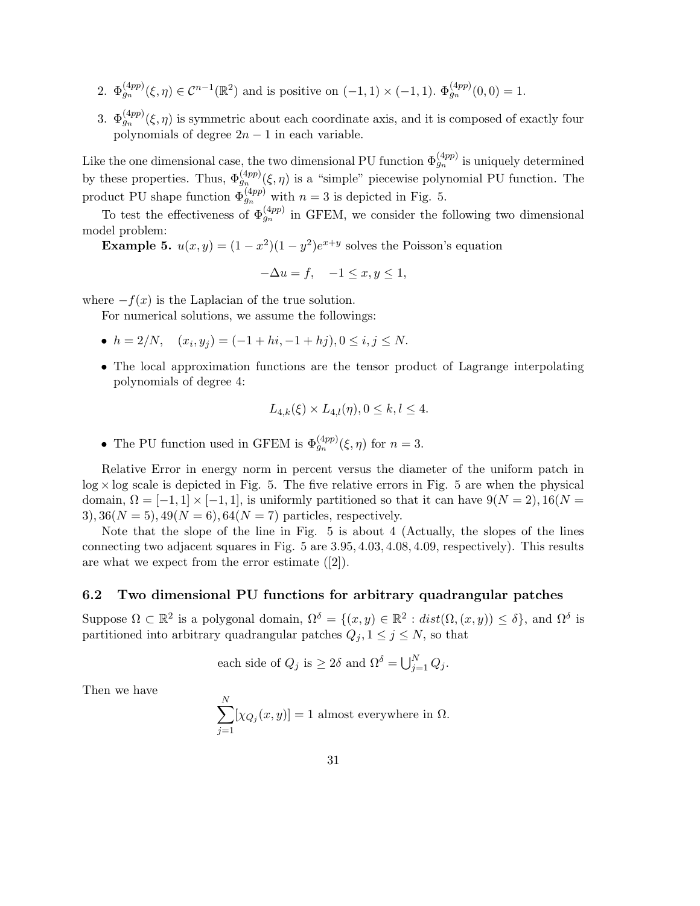2. $\Phi_{g_n}^{(4pp)}(\xi,\eta) \in \mathcal{C}^{n-1}(\mathbb{R}^2)$ and is positive on $(-1,1)\times(-1,1)$. $\Phi_{g_n}^{(4pp)}(0,0) = 1$.

3. $\Phi_{g_n}^{(4pp)}(\xi,\eta)$ is symmetric about each coordinate axis, and it is composed of exactly four polynomials of degree $2n-1$ in each variable.

Like the one dimensional case, the two dimensional PU function $\Phi_{g_n}^{(4pp)}$ is uniquely determined by these properties. Thus, $\Phi_{g_n}^{(4pp)}(\xi,\eta)$ is a "simple" piecewise polynomial PU function. The product PU shape function $\Phi_{g_n}^{(4pp)}$ with $n=3$ is depicted in Fig. 5.

To test the effectiveness of $\Phi_{g_n}^{(4pp)}$ in GFEM, we consider the following two dimensional model problem:

**Example 5.** $u(x,y) = (1-x^2)(1-y^2)e^{x+y}$ solves the Poisson's equation

$$-\Delta u = f, \quad -1 \le x, y \le 1,$$

where $-f(x)$ is the Laplacian of the true solution.

For numerical solutions, we assume the followings:

- $h = 2/N, \quad (x_i, y_j) = (-1+hi, -1+hj), 0 \le i,j \le N.$
- The local approximation functions are the tensor product of Lagrange interpolating polynomials of degree 4:

$$L_{4,k}(\xi) \times L_{4,l}(\eta), 0 \le k,l \le 4.$$

- The PU function used in GFEM is $\Phi_{g_n}^{(4pp)}(\xi,\eta)$ for $n=3$.

Relative Error in energy norm in percent versus the diameter of the uniform patch in $\log \times \log$ scale is depicted in Fig. 5. The five relative errors in Fig. 5 are when the physical domain, $\Omega = [-1,1]\times[-1,1]$, is uniformly partitioned so that it can have $9(N=2), 16(N=3), 36(N=5), 49(N=6), 64(N=7)$ particles, respectively.

Note that the slope of the line in Fig. 5 is about 4 (Actually, the slopes of the lines connecting two adjacent squares in Fig. 5 are $3.95, 4.03, 4.08, 4.09$, respectively). This results are what we expect from the error estimate ([2]).

### 6.2 Two dimensional PU functions for arbitrary quadrangular patches

Suppose $\Omega \subset \mathbb{R}^2$ is a polygonal domain, $\Omega^\delta = \{(x,y) \in \mathbb{R}^2 : dist(\Omega,(x,y)) \le \delta\}$, and $\Omega^\delta$ is partitioned into arbitrary quadrangular patches $Q_j, 1 \le j \le N$, so that

$$\text{each side of } Q_j \text{ is } \ge 2\delta \text{ and } \Omega^\delta = \bigcup_{j=1}^N Q_j.$$

Then we have

$$\sum_{j=1}^N [\chi_{Q_j}(x,y)] = 1 \text{ almost everywhere in } \Omega.$$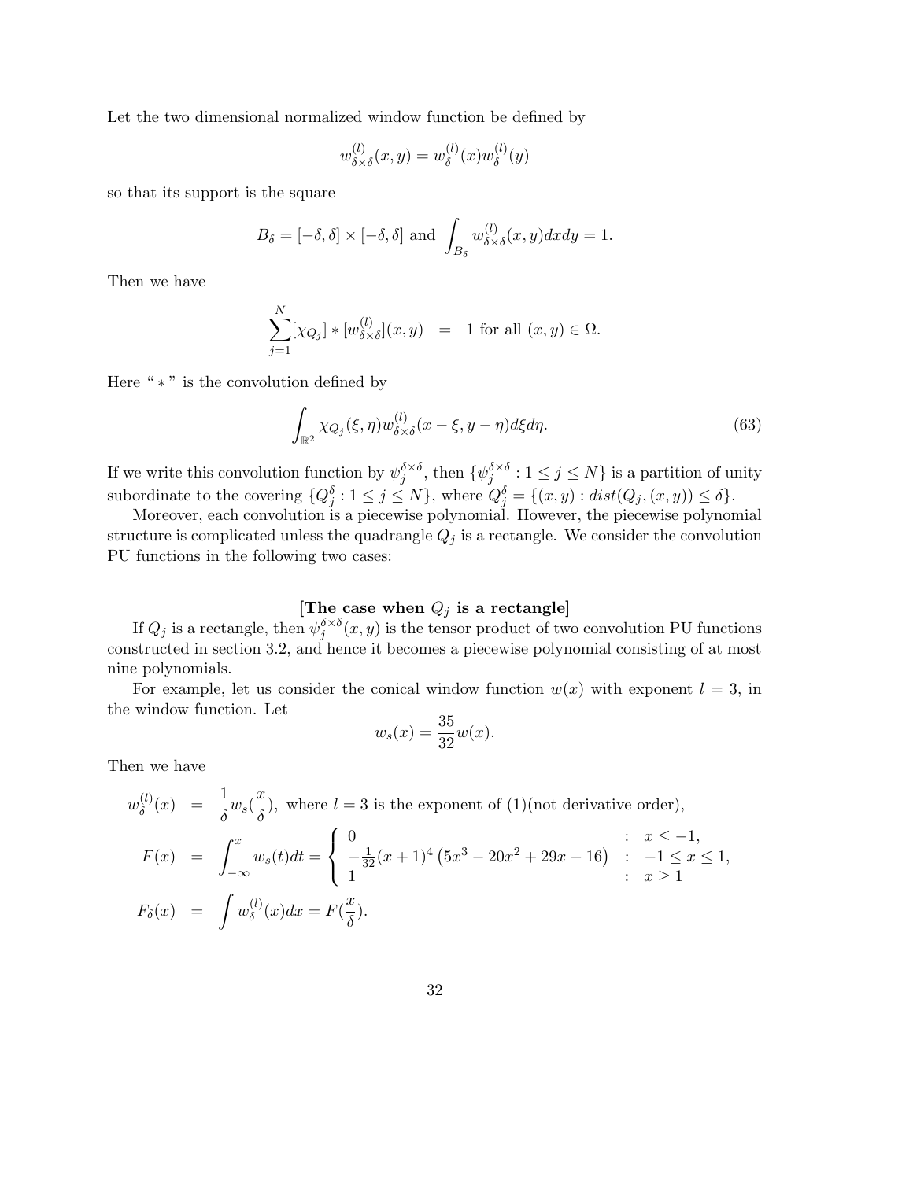Let the two dimensional normalized window function be defined by

$$w^{(l)}_{\delta\times\delta}(x,y) = w^{(l)}_{\delta}(x)w^{(l)}_{\delta}(y)$$

so that its support is the square

$$B_\delta = [-\delta,\delta]\times[-\delta,\delta] \text{ and } \int_{B_\delta} w^{(l)}_{\delta\times\delta}(x,y)dxdy = 1.$$

Then we have

$$\sum_{j=1}^{N}[\chi_{Q_j}] * [w^{(l)}_{\delta\times\delta}](x,y) \quad = \quad 1 \text{ for all } (x,y)\in\Omega.$$

Here " $*$ " is the convolution defined by

$$\int_{\mathbb{R}^2} \chi_{Q_j}(\xi,\eta) w^{(l)}_{\delta\times\delta}(x-\xi, y-\eta)d\xi d\eta. \tag{63}$$

If we write this convolution function by $\psi_j^{\delta\times\delta}$, then $\{\psi_j^{\delta\times\delta} : 1\le j\le N\}$ is a partition of unity subordinate to the covering $\{Q_j^\delta : 1\le j\le N\}$, where $Q_j^\delta = \{(x,y) : dist(Q_j,(x,y))\le\delta\}$.

Moreover, each convolution is a piecewise polynomial. However, the piecewise polynomial structure is complicated unless the quadrangle $Q_j$ is a rectangle. We consider the convolution PU functions in the following two cases:

**[The case when $Q_j$ is a rectangle]**

If $Q_j$ is a rectangle, then $\psi_j^{\delta\times\delta}(x,y)$ is the tensor product of two convolution PU functions constructed in section 3.2, and hence it becomes a piecewise polynomial consisting of at most nine polynomials.

For example, let us consider the conical window function $w(x)$ with exponent $l=3$, in the window function. Let

$$w_s(x) = \frac{35}{32}w(x).$$

Then we have

$$\begin{aligned}
w^{(l)}_\delta(x) &= \frac{1}{\delta}w_s(\frac{x}{\delta}), \text{ where } l=3 \text{ is the exponent of (1)(not derivative order)},\\
F(x) &= \int_{-\infty}^{x} w_s(t)dt = \begin{cases} 0 & : \ x\le -1,\\ -\frac{1}{32}(x+1)^4\left(5x^3-20x^2+29x-16\right) & : \ -1\le x\le 1,\\ 1 & : \ x\ge 1\end{cases}\\
F_\delta(x) &= \int w^{(l)}_\delta(x)dx = F(\frac{x}{\delta}).
\end{aligned}$$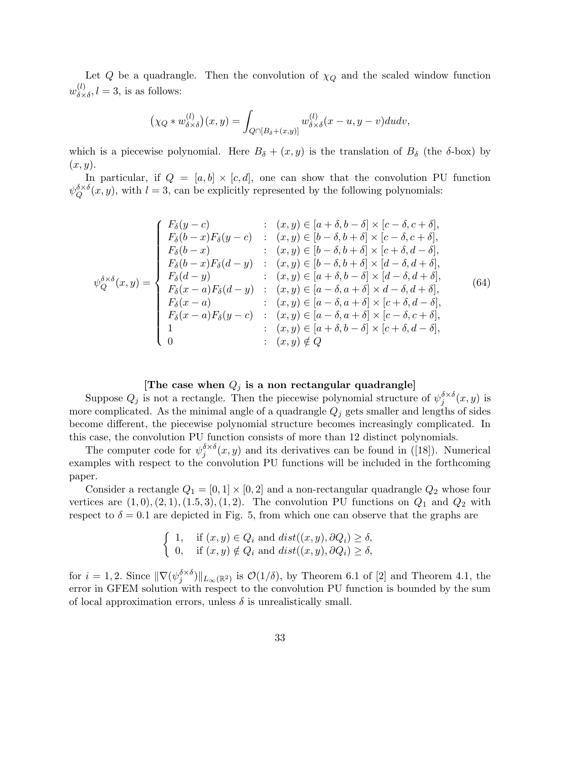Let $Q$ be a quadrangle. Then the convolution of $\chi_Q$ and the scaled window function $w^{(l)}_{\delta\times\delta}, l = 3$, is as follows:

$$\left(\chi_Q * w^{(l)}_{\delta\times\delta}\right)(x,y) = \int_{Q\cap[B_\delta+(x,y)]} w^{(l)}_{\delta\times\delta}(x-u, y-v)dudv,$$

which is a piecewise polynomial. Here $B_\delta + (x, y)$ is the translation of $B_\delta$ (the $\delta$-box) by $(x, y)$.

In particular, if $Q = [a, b] \times [c, d]$, one can show that the convolution PU function $\psi^{\delta\times\delta}_Q(x, y)$, with $l = 3$, can be explicitly represented by the following polynomials:

$$\psi^{\delta\times\delta}_Q(x,y) = \begin{cases} F_\delta(y-c) & : \ (x,y) \in [a+\delta, b-\delta] \times [c-\delta, c+\delta], \\ F_\delta(b-x)F_\delta(y-c) & : \ (x,y) \in [b-\delta, b+\delta] \times [c-\delta, c+\delta], \\ F_\delta(b-x) & : \ (x,y) \in [b-\delta, b+\delta] \times [c+\delta, d-\delta], \\ F_\delta(b-x)F_\delta(d-y) & : \ (x,y) \in [b-\delta, b+\delta] \times [d-\delta, d+\delta], \\ F_\delta(d-y) & : \ (x,y) \in [a+\delta, b-\delta] \times [d-\delta, d+\delta], \\ F_\delta(x-a)F_\delta(d-y) & : \ (x,y) \in [a-\delta, a+\delta] \times d-\delta, d+\delta], \\ F_\delta(x-a) & : \ (x,y) \in [a-\delta, a+\delta] \times [c+\delta, d-\delta], \\ F_\delta(x-a)F_\delta(y-c) & : \ (x,y) \in [a-\delta, a+\delta] \times [c-\delta, c+\delta], \\ 1 & : \ (x,y) \in [a+\delta, b-\delta] \times [c+\delta, d-\delta], \\ 0 & : \ (x,y) \notin Q \end{cases} \tag{64}$$

**[The case when $Q_j$ is a non rectangular quadrangle]**

Suppose $Q_j$ is not a rectangle. Then the piecewise polynomial structure of $\psi^{\delta\times\delta}_j(x, y)$ is more complicated. As the minimal angle of a quadrangle $Q_j$ gets smaller and lengths of sides become different, the piecewise polynomial structure becomes increasingly complicated. In this case, the convolution PU function consists of more than 12 distinct polynomials.

The computer code for $\psi^{\delta\times\delta}_j(x, y)$ and its derivatives can be found in ([18]). Numerical examples with respect to the convolution PU functions will be included in the forthcoming paper.

Consider a rectangle $Q_1 = [0, 1] \times [0, 2]$ and a non-rectangular quadrangle $Q_2$ whose four vertices are $(1, 0), (2, 1), (1.5, 3), (1, 2)$. The convolution PU functions on $Q_1$ and $Q_2$ with respect to $\delta = 0.1$ are depicted in Fig. 5, from which one can observe that the graphs are

$$\begin{cases} 1, & \text{if } (x,y) \in Q_i \text{ and } dist((x,y), \partial Q_i) \geq \delta, \\ 0, & \text{if } (x,y) \notin Q_i \text{ and } dist((x,y), \partial Q_i) \geq \delta, \end{cases}$$

for $i = 1, 2$. Since $\|\nabla(\psi^{\delta\times\delta}_j)\|_{L_\infty(\mathbb{R}^2)}$ is $\mathcal{O}(1/\delta)$, by Theorem 6.1 of [2] and Theorem 4.1, the error in GFEM solution with respect to the convolution PU function is bounded by the sum of local approximation errors, unless $\delta$ is unrealistically small.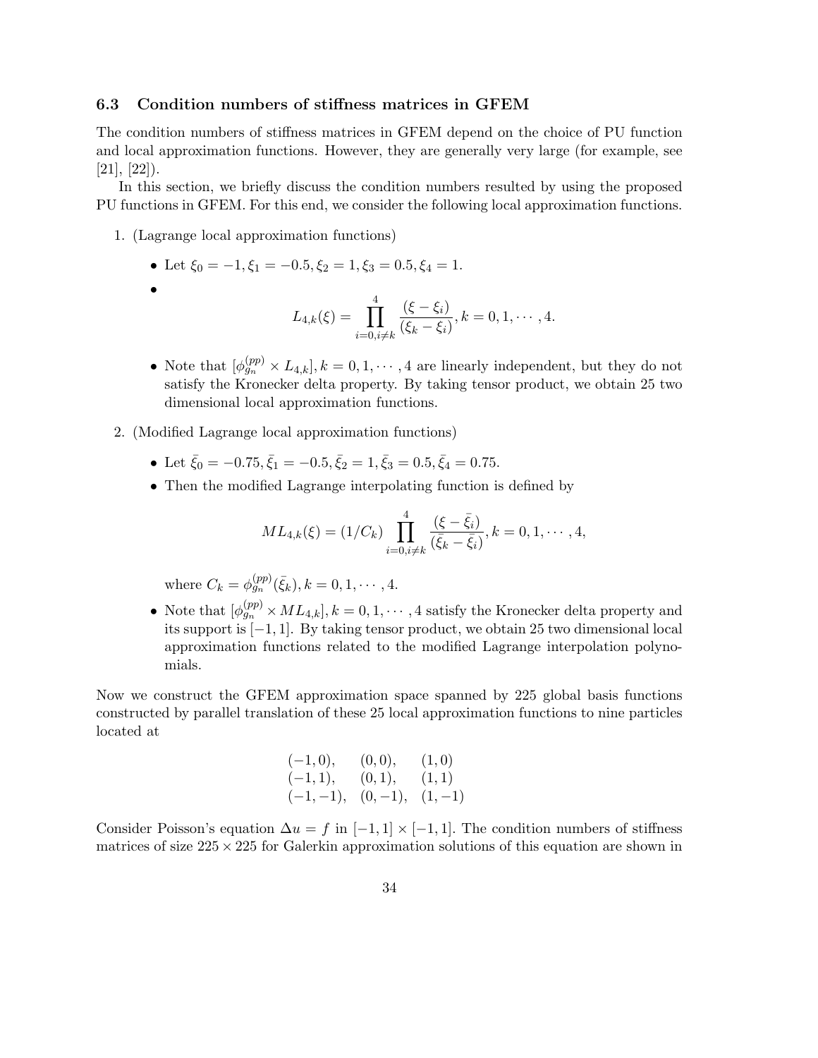### 6.3 Condition numbers of stiffness matrices in GFEM

The condition numbers of stiffness matrices in GFEM depend on the choice of PU function and local approximation functions. However, they are generally very large (for example, see [21], [22]).

In this section, we briefly discuss the condition numbers resulted by using the proposed PU functions in GFEM. For this end, we consider the following local approximation functions.

1. (Lagrange local approximation functions)

   - Let $\xi_0 = -1, \xi_1 = -0.5, \xi_2 = 1, \xi_3 = 0.5, \xi_4 = 1$.
   - $$L_{4,k}(\xi) = \prod_{i=0, i \neq k}^{4} \frac{(\xi - \xi_i)}{(\xi_k - \xi_i)}, k = 0, 1, \cdots, 4.$$
   - Note that $[\phi_{g_n}^{(pp)} \times L_{4,k}], k = 0, 1, \cdots, 4$ are linearly independent, but they do not satisfy the Kronecker delta property. By taking tensor product, we obtain 25 two dimensional local approximation functions.

2. (Modified Lagrange local approximation functions)

   - Let $\bar{\xi}_0 = -0.75, \bar{\xi}_1 = -0.5, \bar{\xi}_2 = 1, \bar{\xi}_3 = 0.5, \bar{\xi}_4 = 0.75$.
   - Then the modified Lagrange interpolating function is defined by

     $$ML_{4,k}(\xi) = (1/C_k) \prod_{i=0, i \neq k}^{4} \frac{(\xi - \bar{\xi}_i)}{(\bar{\xi}_k - \bar{\xi}_i)}, k = 0, 1, \cdots, 4,$$

     where $C_k = \phi_{g_n}^{(pp)}(\bar{\xi}_k), k = 0, 1, \cdots, 4$.
   - Note that $[\phi_{g_n}^{(pp)} \times ML_{4,k}], k = 0, 1, \cdots, 4$ satisfy the Kronecker delta property and its support is $[-1, 1]$. By taking tensor product, we obtain 25 two dimensional local approximation functions related to the modified Lagrange interpolation polynomials.

Now we construct the GFEM approximation space spanned by 225 global basis functions constructed by parallel translation of these 25 local approximation functions to nine particles located at

$$\begin{array}{lll} (-1, 0), & (0, 0), & (1, 0) \\ (-1, 1), & (0, 1), & (1, 1) \\ (-1, -1), & (0, -1), & (1, -1) \end{array}$$

Consider Poisson's equation $\Delta u = f$ in $[-1, 1] \times [-1, 1]$. The condition numbers of stiffness matrices of size $225 \times 225$ for Galerkin approximation solutions of this equation are shown in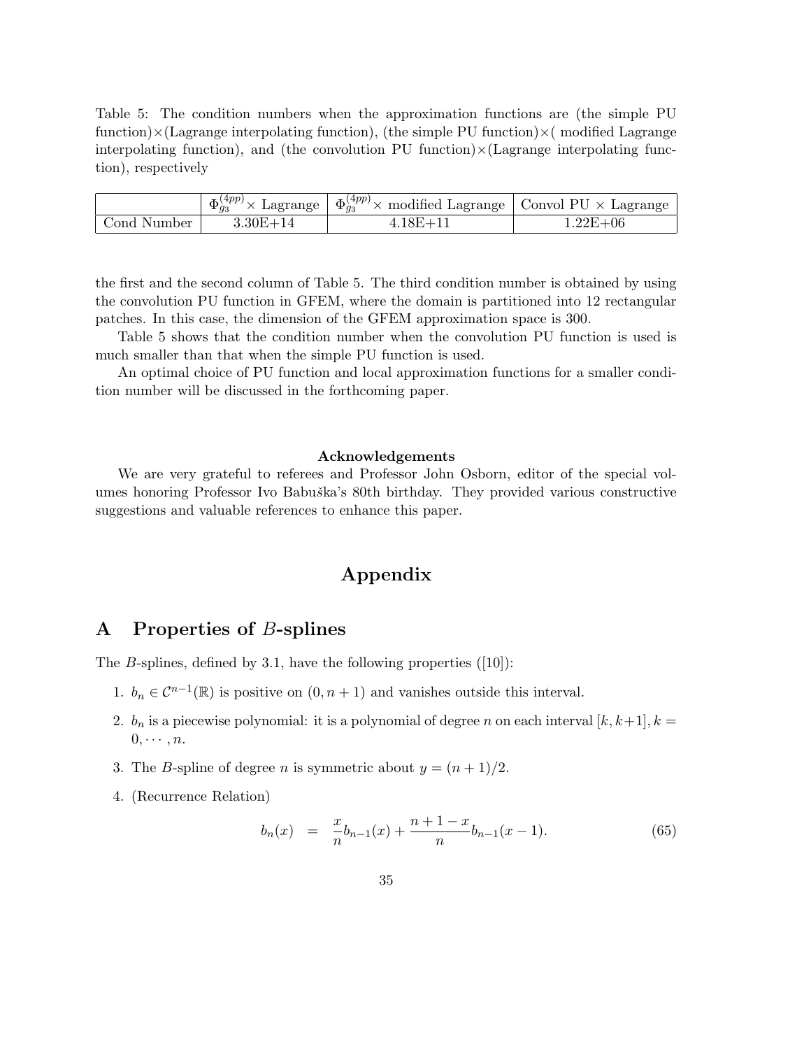Table 5: The condition numbers when the approximation functions are (the simple PU function)×(Lagrange interpolating function), (the simple PU function)×( modified Lagrange interpolating function), and (the convolution PU function)×(Lagrange interpolating function), respectively

| | $\Phi_{g3}^{(4pp)}\times$ Lagrange | $\Phi_{g3}^{(4pp)}\times$ modified Lagrange | Convol PU $\times$ Lagrange |
|---|---|---|---|
| Cond Number | 3.30E+14 | 4.18E+11 | 1.22E+06 |

the first and the second column of Table 5. The third condition number is obtained by using the convolution PU function in GFEM, where the domain is partitioned into 12 rectangular patches. In this case, the dimension of the GFEM approximation space is 300.

Table 5 shows that the condition number when the convolution PU function is used is much smaller than that when the simple PU function is used.

An optimal choice of PU function and local approximation functions for a smaller condition number will be discussed in the forthcoming paper.

**Acknowledgements**

We are very grateful to referees and Professor John Osborn, editor of the special volumes honoring Professor Ivo Babuška's 80th birthday. They provided various constructive suggestions and valuable references to enhance this paper.

# Appendix

## A Properties of $B$-splines

The $B$-splines, defined by 3.1, have the following properties ([10]):

1. $b_n \in \mathcal{C}^{n-1}(\mathbb{R})$ is positive on $(0, n+1)$ and vanishes outside this interval.
2. $b_n$ is a piecewise polynomial: it is a polynomial of degree $n$ on each interval $[k, k+1], k = 0, \cdots, n$.
3. The $B$-spline of degree $n$ is symmetric about $y = (n+1)/2$.
4. (Recurrence Relation)

$$b_n(x) = \frac{x}{n} b_{n-1}(x) + \frac{n+1-x}{n} b_{n-1}(x-1). \tag{65}$$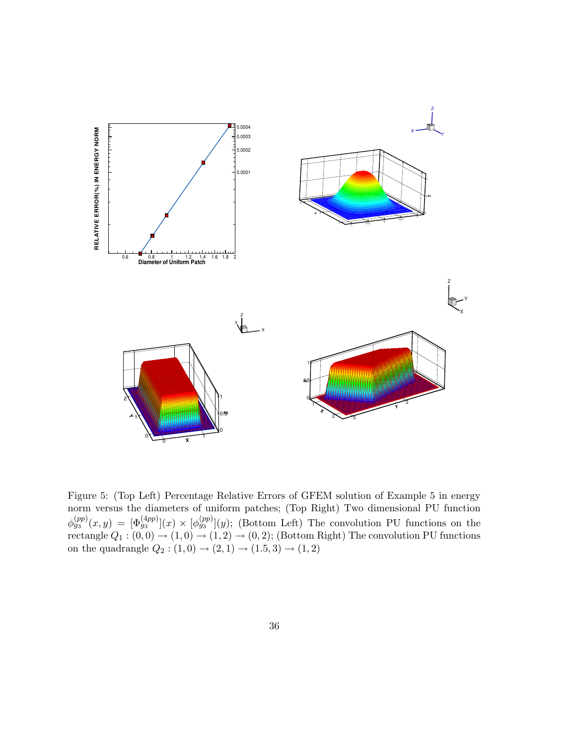RELATIVE ERROR(%) IN ENERGY NORM

0.0004
0.0003
0.0002
0.0001

0.6 0.8 1 1.2 1.4 1.6 1.8 2

Diameter of Uniform Patch

Figure 5: (Top Left) Percentage Relative Errors of GFEM solution of Example 5 in energy norm versus the diameters of uniform patches; (Top Right) Two dimensional PU function $\phi_{g3}^{(pp)}(x,y) = [\Phi_{g3}^{(4pp)}](x) \times [\phi_{g3}^{(pp)}](y)$; (Bottom Left) The convolution PU functions on the rectangle $Q_1 : (0,0) \to (1,0) \to (1,2) \to (0,2)$; (Bottom Right) The convolution PU functions on the quadrangle $Q_2 : (1,0) \to (2,1) \to (1.5,3) \to (1,2)$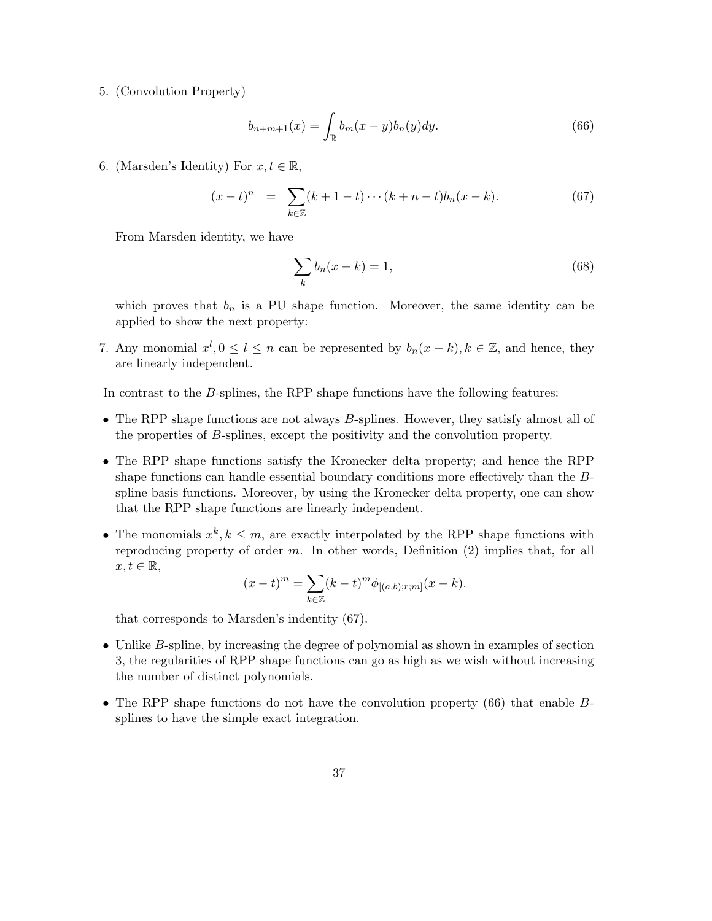5. (Convolution Property)

$$b_{n+m+1}(x) = \int_{\mathbb{R}} b_m(x-y) b_n(y) dy. \tag{66}$$

6. (Marsden's Identity) For $x, t \in \mathbb{R}$,

$$(x-t)^n = \sum_{k \in \mathbb{Z}} (k+1-t) \cdots (k+n-t) b_n(x-k). \tag{67}$$

From Marsden identity, we have

$$\sum_k b_n(x-k) = 1, \tag{68}$$

which proves that $b_n$ is a PU shape function. Moreover, the same identity can be applied to show the next property:

7. Any monomial $x^l, 0 \leq l \leq n$ can be represented by $b_n(x-k), k \in \mathbb{Z}$, and hence, they are linearly independent.

In contrast to the $B$-splines, the RPP shape functions have the following features:

- The RPP shape functions are not always $B$-splines. However, they satisfy almost all of the properties of $B$-splines, except the positivity and the convolution property.
- The RPP shape functions satisfy the Kronecker delta property; and hence the RPP shape functions can handle essential boundary conditions more effectively than the $B$-spline basis functions. Moreover, by using the Kronecker delta property, one can show that the RPP shape functions are linearly independent.
- The monomials $x^k, k \leq m$, are exactly interpolated by the RPP shape functions with reproducing property of order $m$. In other words, Definition (2) implies that, for all $x, t \in \mathbb{R}$,

  $$(x-t)^m = \sum_{k \in \mathbb{Z}} (k-t)^m \phi_{[(a,b);r;m]}(x-k).$$

  that corresponds to Marsden's indentity (67).
- Unlike $B$-spline, by increasing the degree of polynomial as shown in examples of section 3, the regularities of RPP shape functions can go as high as we wish without increasing the number of distinct polynomials.
- The RPP shape functions do not have the convolution property (66) that enable $B$-splines to have the simple exact integration.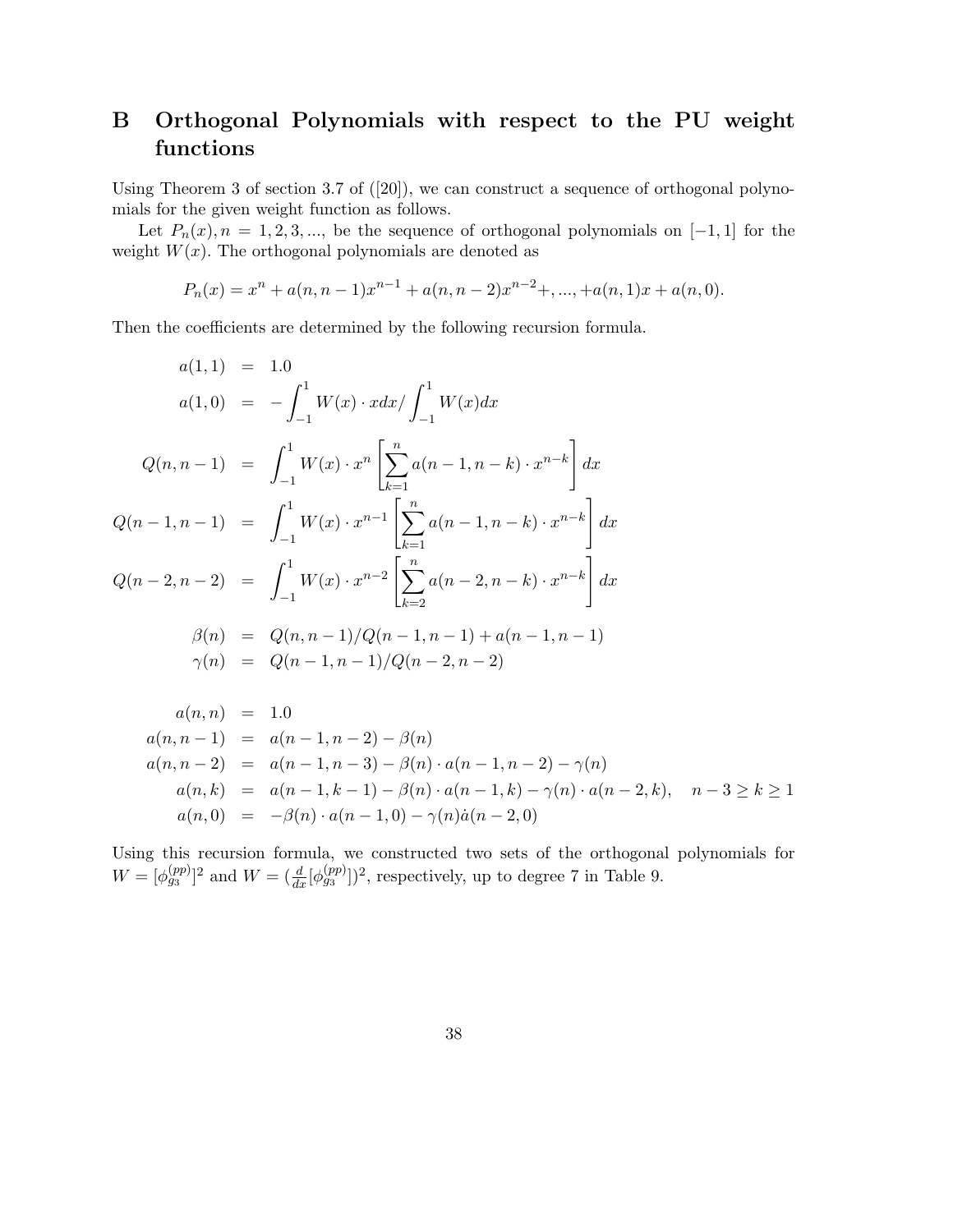# B Orthogonal Polynomials with respect to the PU weight functions

Using Theorem 3 of section 3.7 of ([20]), we can construct a sequence of orthogonal polynomials for the given weight function as follows.

Let $P_n(x), n = 1, 2, 3, ...,$ be the sequence of orthogonal polynomials on $[-1, 1]$ for the weight $W(x)$. The orthogonal polynomials are denoted as

$$P_n(x) = x^n + a(n, n-1)x^{n-1} + a(n, n-2)x^{n-2} +, ..., +a(n, 1)x + a(n, 0).$$

Then the coefficients are determined by the following recursion formula.

$$
\begin{aligned}
a(1,1) &= 1.0 \\
a(1,0) &= -\int_{-1}^{1} W(x) \cdot x dx / \int_{-1}^{1} W(x) dx \\
Q(n, n-1) &= \int_{-1}^{1} W(x) \cdot x^n \left[ \sum_{k=1}^{n} a(n-1, n-k) \cdot x^{n-k} \right] dx \\
Q(n-1, n-1) &= \int_{-1}^{1} W(x) \cdot x^{n-1} \left[ \sum_{k=1}^{n} a(n-1, n-k) \cdot x^{n-k} \right] dx \\
Q(n-2, n-2) &= \int_{-1}^{1} W(x) \cdot x^{n-2} \left[ \sum_{k=2}^{n} a(n-2, n-k) \cdot x^{n-k} \right] dx \\
\beta(n) &= Q(n, n-1)/Q(n-1, n-1) + a(n-1, n-1) \\
\gamma(n) &= Q(n-1, n-1)/Q(n-2, n-2)
\end{aligned}
$$

$$
\begin{aligned}
a(n,n) &= 1.0 \\
a(n, n-1) &= a(n-1, n-2) - \beta(n) \\
a(n, n-2) &= a(n-1, n-3) - \beta(n) \cdot a(n-1, n-2) - \gamma(n) \\
a(n,k) &= a(n-1, k-1) - \beta(n) \cdot a(n-1, k) - \gamma(n) \cdot a(n-2, k), \quad n-3 \geq k \geq 1 \\
a(n,0) &= -\beta(n) \cdot a(n-1, 0) - \gamma(n) \dot{a}(n-2, 0)
\end{aligned}
$$

Using this recursion formula, we constructed two sets of the orthogonal polynomials for $W = [\phi_{g3}^{(pp)}]^2$ and $W = (\frac{d}{dx}[\phi_{g3}^{(pp)}])^2$, respectively, up to degree 7 in Table 9.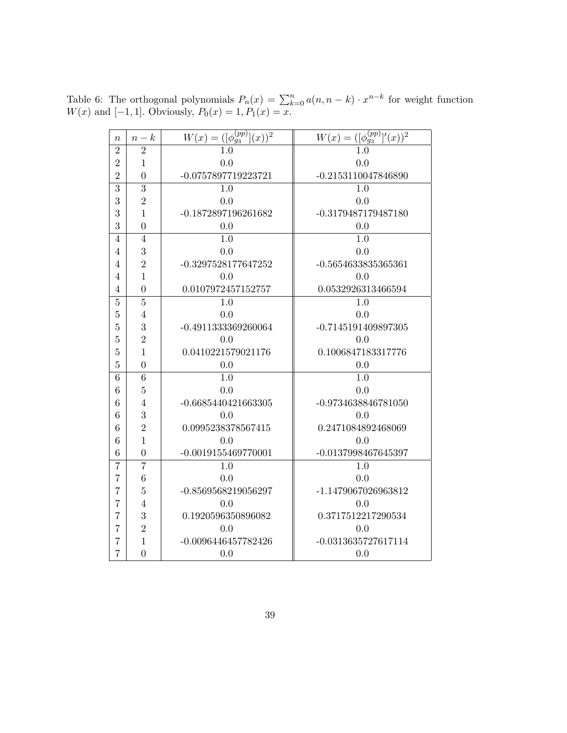Table 6: The orthogonal polynomials $P_n(x) = \sum_{k=0}^{n} a(n, n-k) \cdot x^{n-k}$ for weight function $W(x)$ and $[-1, 1]$. Obviously, $P_0(x) = 1, P_1(x) = x$.

| $n$ | $n-k$ | $W(x) = ([\phi_{g3}^{(pp)}](x))^2$ | $W(x) = ([\phi_{g3}^{(pp)}]'(x))^2$ |
|---|---|---|---|
| 2 | 2 | 1.0 | 1.0 |
| 2 | 1 | 0.0 | 0.0 |
| 2 | 0 | -0.0757897719223721 | -0.2153110047846890 |
| 3 | 3 | 1.0 | 1.0 |
| 3 | 2 | 0.0 | 0.0 |
| 3 | 1 | -0.1872897196261682 | -0.3179487179487180 |
| 3 | 0 | 0.0 | 0.0 |
| 4 | 4 | 1.0 | 1.0 |
| 4 | 3 | 0.0 | 0.0 |
| 4 | 2 | -0.3297528177647252 | -0.5654633835365361 |
| 4 | 1 | 0.0 | 0.0 |
| 4 | 0 | 0.0107972457152757 | 0.0532926313466594 |
| 5 | 5 | 1.0 | 1.0 |
| 5 | 4 | 0.0 | 0.0 |
| 5 | 3 | -0.4911333369260064 | -0.7145191409897305 |
| 5 | 2 | 0.0 | 0.0 |
| 5 | 1 | 0.0410221579021176 | 0.1006847183317776 |
| 5 | 0 | 0.0 | 0.0 |
| 6 | 6 | 1.0 | 1.0 |
| 6 | 5 | 0.0 | 0.0 |
| 6 | 4 | -0.6685440421663305 | -0.9734638846781050 |
| 6 | 3 | 0.0 | 0.0 |
| 6 | 2 | 0.0995238378567415 | 0.2471084892468069 |
| 6 | 1 | 0.0 | 0.0 |
| 6 | 0 | -0.0019155469770001 | -0.0137998467645397 |
| 7 | 7 | 1.0 | 1.0 |
| 7 | 6 | 0.0 | 0.0 |
| 7 | 5 | -0.8569568219056297 | -1.1479067026963812 |
| 7 | 4 | 0.0 | 0.0 |
| 7 | 3 | 0.1920596350896082 | 0.3717512217290534 |
| 7 | 2 | 0.0 | 0.0 |
| 7 | 1 | -0.0096446457782426 | -0.0313635727617114 |
| 7 | 0 | 0.0 | 0.0 |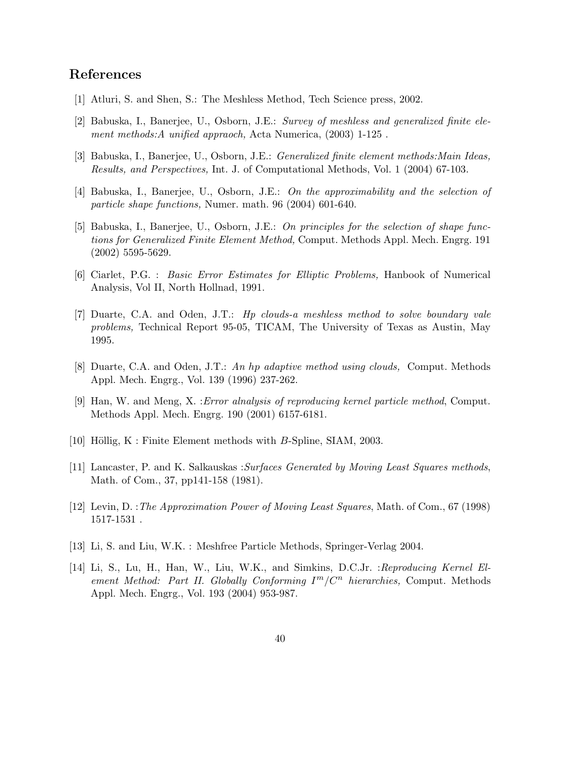## References

[1] Atluri, S. and Shen, S.: The Meshless Method, Tech Science press, 2002.

[2] Babuska, I., Banerjee, U., Osborn, J.E.: *Survey of meshless and generalized finite element methods:A unified appraoch,* Acta Numerica, (2003) 1-125 .

[3] Babuska, I., Banerjee, U., Osborn, J.E.: *Generalized finite element methods:Main Ideas, Results, and Perspectives,* Int. J. of Computational Methods, Vol. 1 (2004) 67-103.

[4] Babuska, I., Banerjee, U., Osborn, J.E.: *On the approximability and the selection of particle shape functions,* Numer. math. 96 (2004) 601-640.

[5] Babuska, I., Banerjee, U., Osborn, J.E.: *On principles for the selection of shape functions for Generalized Finite Element Method,* Comput. Methods Appl. Mech. Engrg. 191 (2002) 5595-5629.

[6] Ciarlet, P.G. : *Basic Error Estimates for Elliptic Problems,* Hanbook of Numerical Analysis, Vol II, North Hollnad, 1991.

[7] Duarte, C.A. and Oden, J.T.: *Hp clouds-a meshless method to solve boundary vale problems,* Technical Report 95-05, TICAM, The University of Texas as Austin, May 1995.

[8] Duarte, C.A. and Oden, J.T.: *An hp adaptive method using clouds,* Comput. Methods Appl. Mech. Engrg., Vol. 139 (1996) 237-262.

[9] Han, W. and Meng, X. :*Error alnalysis of reproducing kernel particle method*, Comput. Methods Appl. Mech. Engrg. 190 (2001) 6157-6181.

[10] Höllig, K : Finite Element methods with $B$-Spline, SIAM, 2003.

[11] Lancaster, P. and K. Salkauskas :*Surfaces Generated by Moving Least Squares methods*, Math. of Com., 37, pp141-158 (1981).

[12] Levin, D. :*The Approximation Power of Moving Least Squares*, Math. of Com., 67 (1998) 1517-1531 .

[13] Li, S. and Liu, W.K. : Meshfree Particle Methods, Springer-Verlag 2004.

[14] Li, S., Lu, H., Han, W., Liu, W.K., and Simkins, D.C.Jr. :*Reproducing Kernel Element Method: Part II. Globally Conforming $I^m/C^n$ hierarchies,* Comput. Methods Appl. Mech. Engrg., Vol. 193 (2004) 953-987.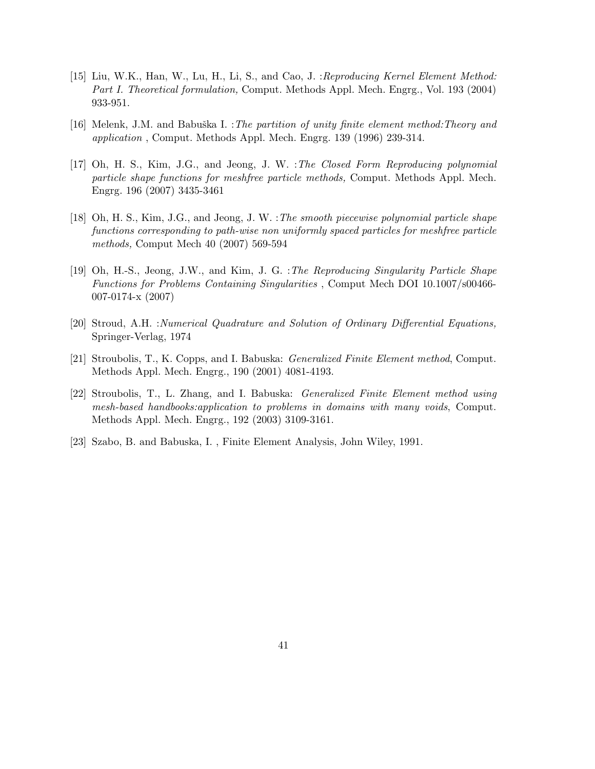[15] Liu, W.K., Han, W., Lu, H., Li, S., and Cao, J. :*Reproducing Kernel Element Method: Part I. Theoretical formulation,* Comput. Methods Appl. Mech. Engrg., Vol. 193 (2004) 933-951.

[16] Melenk, J.M. and Babuška I. :*The partition of unity finite element method:Theory and application* , Comput. Methods Appl. Mech. Engrg. 139 (1996) 239-314.

[17] Oh, H. S., Kim, J.G., and Jeong, J. W. :*The Closed Form Reproducing polynomial particle shape functions for meshfree particle methods,* Comput. Methods Appl. Mech. Engrg. 196 (2007) 3435-3461

[18] Oh, H. S., Kim, J.G., and Jeong, J. W. :*The smooth piecewise polynomial particle shape functions corresponding to path-wise non uniformly spaced particles for meshfree particle methods,* Comput Mech 40 (2007) 569-594

[19] Oh, H.-S., Jeong, J.W., and Kim, J. G. :*The Reproducing Singularity Particle Shape Functions for Problems Containing Singularities* , Comput Mech DOI 10.1007/s00466-007-0174-x (2007)

[20] Stroud, A.H. :*Numerical Quadrature and Solution of Ordinary Differential Equations,* Springer-Verlag, 1974

[21] Stroubolis, T., K. Copps, and I. Babuska: *Generalized Finite Element method*, Comput. Methods Appl. Mech. Engrg., 190 (2001) 4081-4193.

[22] Stroubolis, T., L. Zhang, and I. Babuska: *Generalized Finite Element method using mesh-based handbooks:application to problems in domains with many voids*, Comput. Methods Appl. Mech. Engrg., 192 (2003) 3109-3161.

[23] Szabo, B. and Babuska, I. , Finite Element Analysis, John Wiley, 1991.